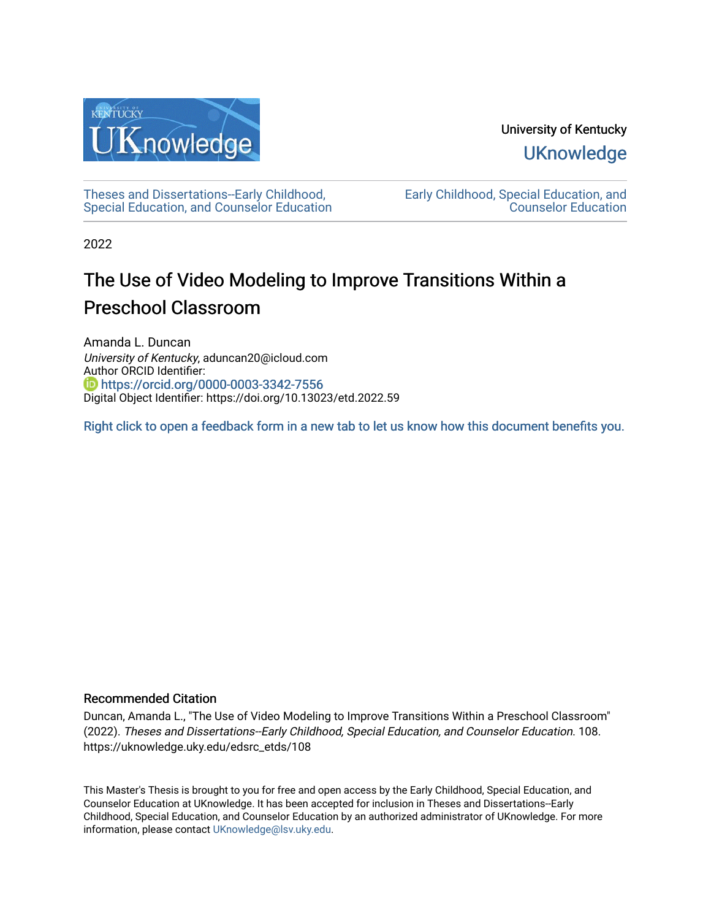University of Kentucky

UKnowledge

Theses and Dissertations--Early Childhood, Special Education, and Counselor Education

Early Childhood, Special Education, and Counselor Education

2022

# The Use of Video Modeling to Improve Transitions Within a Preschool Classroom

Amanda L. Duncan
*University of Kentucky*, aduncan20@icloud.com
Author ORCID Identifier:
https://orcid.org/0000-0003-3342-7556
Digital Object Identifier: https://doi.org/10.13023/etd.2022.59

Right click to open a feedback form in a new tab to let us know how this document benefits you.

### Recommended Citation

Duncan, Amanda L., "The Use of Video Modeling to Improve Transitions Within a Preschool Classroom" (2022). *Theses and Dissertations--Early Childhood, Special Education, and Counselor Education*. 108. https://uknowledge.uky.edu/edsrc_etds/108

This Master's Thesis is brought to you for free and open access by the Early Childhood, Special Education, and Counselor Education at UKnowledge. It has been accepted for inclusion in Theses and Dissertations--Early Childhood, Special Education, and Counselor Education by an authorized administrator of UKnowledge. For more information, please contact UKnowledge@lsv.uky.edu.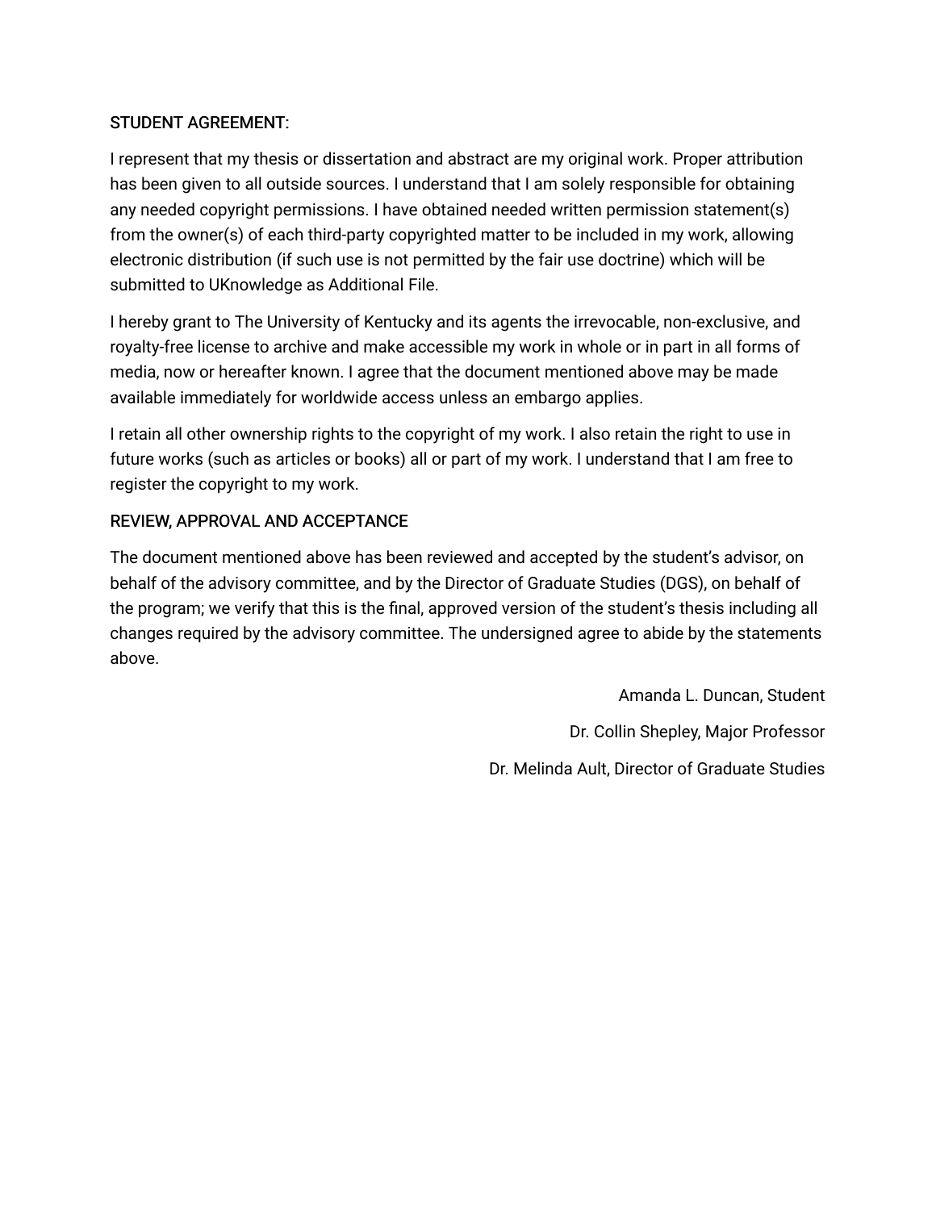STUDENT AGREEMENT:

I represent that my thesis or dissertation and abstract are my original work. Proper attribution has been given to all outside sources. I understand that I am solely responsible for obtaining any needed copyright permissions. I have obtained needed written permission statement(s) from the owner(s) of each third-party copyrighted matter to be included in my work, allowing electronic distribution (if such use is not permitted by the fair use doctrine) which will be submitted to UKnowledge as Additional File.

I hereby grant to The University of Kentucky and its agents the irrevocable, non-exclusive, and royalty-free license to archive and make accessible my work in whole or in part in all forms of media, now or hereafter known. I agree that the document mentioned above may be made available immediately for worldwide access unless an embargo applies.

I retain all other ownership rights to the copyright of my work. I also retain the right to use in future works (such as articles or books) all or part of my work. I understand that I am free to register the copyright to my work.

REVIEW, APPROVAL AND ACCEPTANCE

The document mentioned above has been reviewed and accepted by the student's advisor, on behalf of the advisory committee, and by the Director of Graduate Studies (DGS), on behalf of the program; we verify that this is the final, approved version of the student's thesis including all changes required by the advisory committee. The undersigned agree to abide by the statements above.

Amanda L. Duncan, Student

Dr. Collin Shepley, Major Professor

Dr. Melinda Ault, Director of Graduate Studies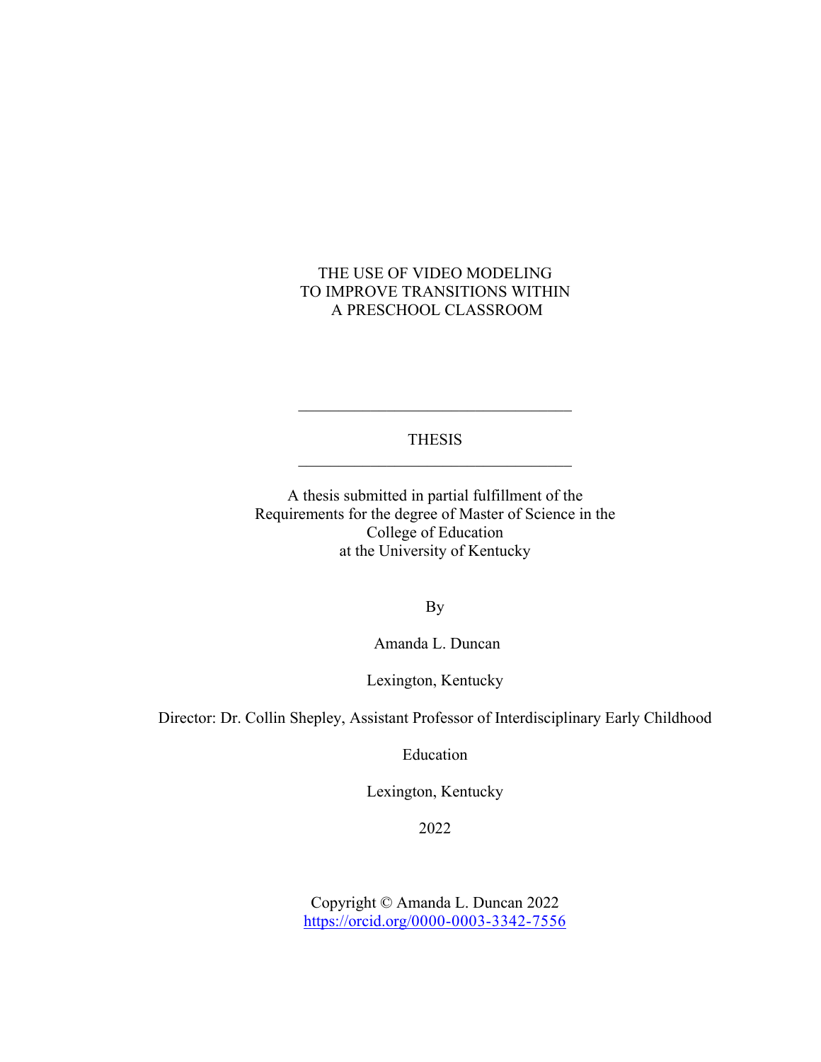# THE USE OF VIDEO MODELING TO IMPROVE TRANSITIONS WITHIN A PRESCHOOL CLASSROOM

---

THESIS

---

A thesis submitted in partial fulfillment of the Requirements for the degree of Master of Science in the College of Education at the University of Kentucky

By

Amanda L. Duncan

Lexington, Kentucky

Director: Dr. Collin Shepley, Assistant Professor of Interdisciplinary Early Childhood Education

Lexington, Kentucky

2022

Copyright © Amanda L. Duncan 2022
https://orcid.org/0000-0003-3342-7556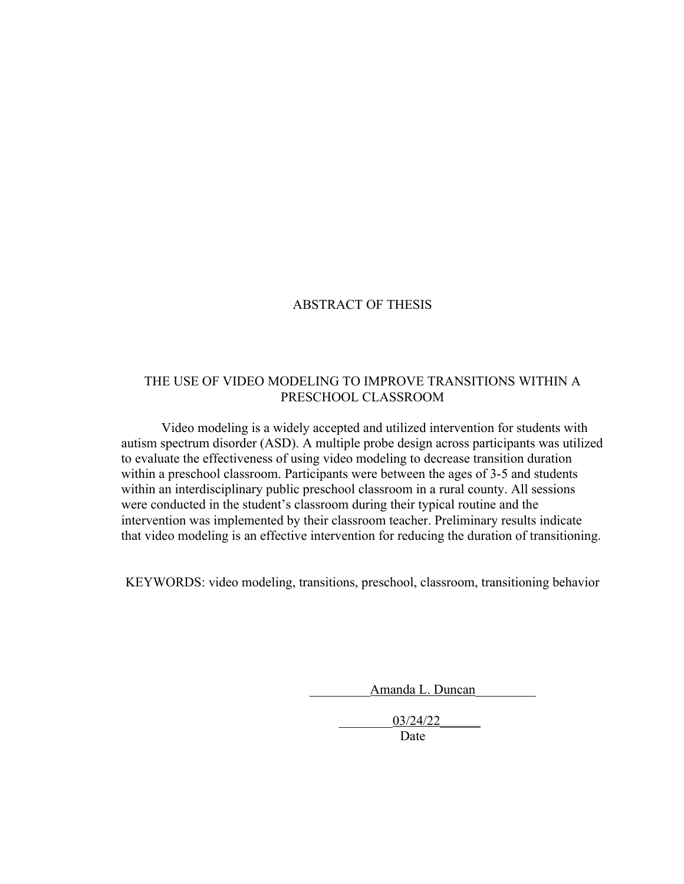# ABSTRACT OF THESIS

## THE USE OF VIDEO MODELING TO IMPROVE TRANSITIONS WITHIN A PRESCHOOL CLASSROOM

Video modeling is a widely accepted and utilized intervention for students with autism spectrum disorder (ASD). A multiple probe design across participants was utilized to evaluate the effectiveness of using video modeling to decrease transition duration within a preschool classroom. Participants were between the ages of 3-5 and students within an interdisciplinary public preschool classroom in a rural county. All sessions were conducted in the student's classroom during their typical routine and the intervention was implemented by their classroom teacher. Preliminary results indicate that video modeling is an effective intervention for reducing the duration of transitioning.

KEYWORDS: video modeling, transitions, preschool, classroom, transitioning behavior

Amanda L. Duncan

03/24/22

Date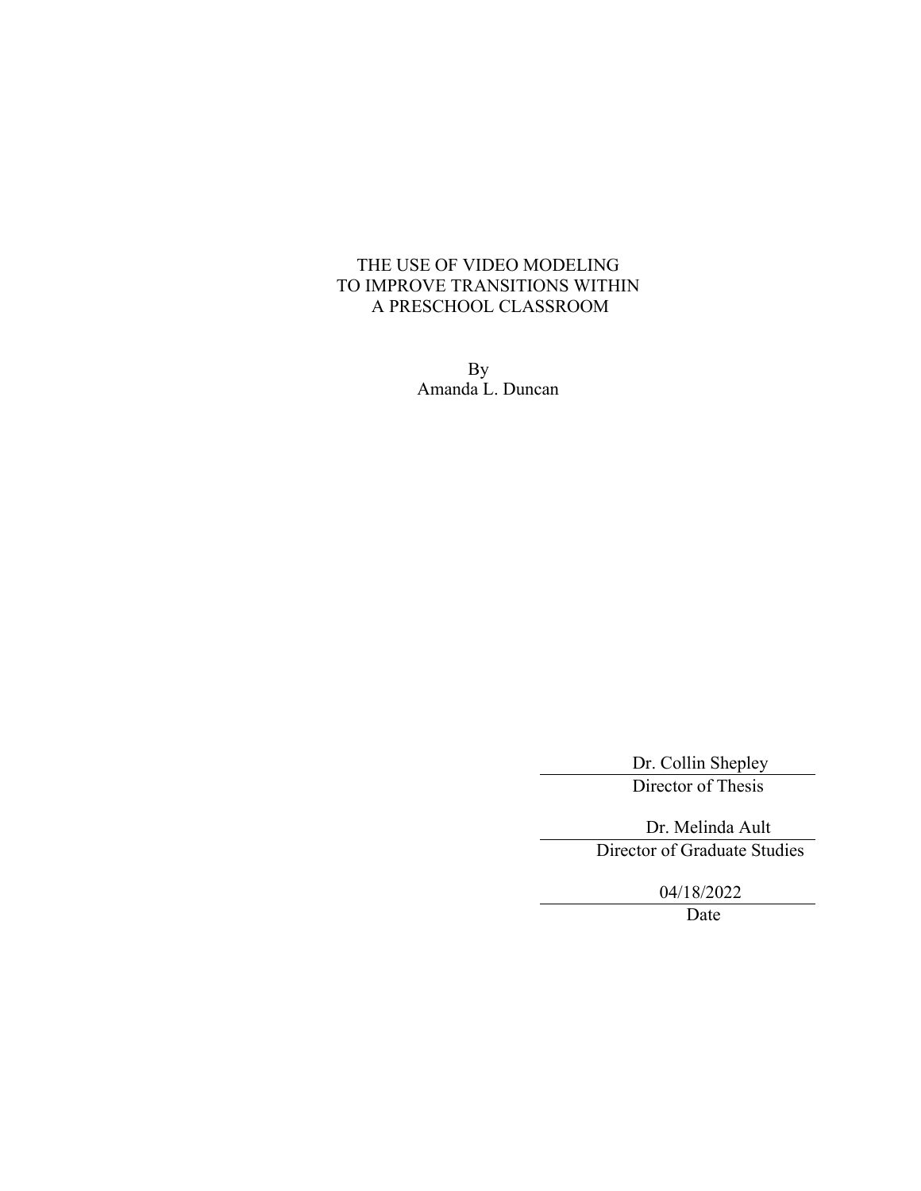THE USE OF VIDEO MODELING
TO IMPROVE TRANSITIONS WITHIN
A PRESCHOOL CLASSROOM

By
Amanda L. Duncan

Dr. Collin Shepley
Director of Thesis

Dr. Melinda Ault
Director of Graduate Studies

04/18/2022
Date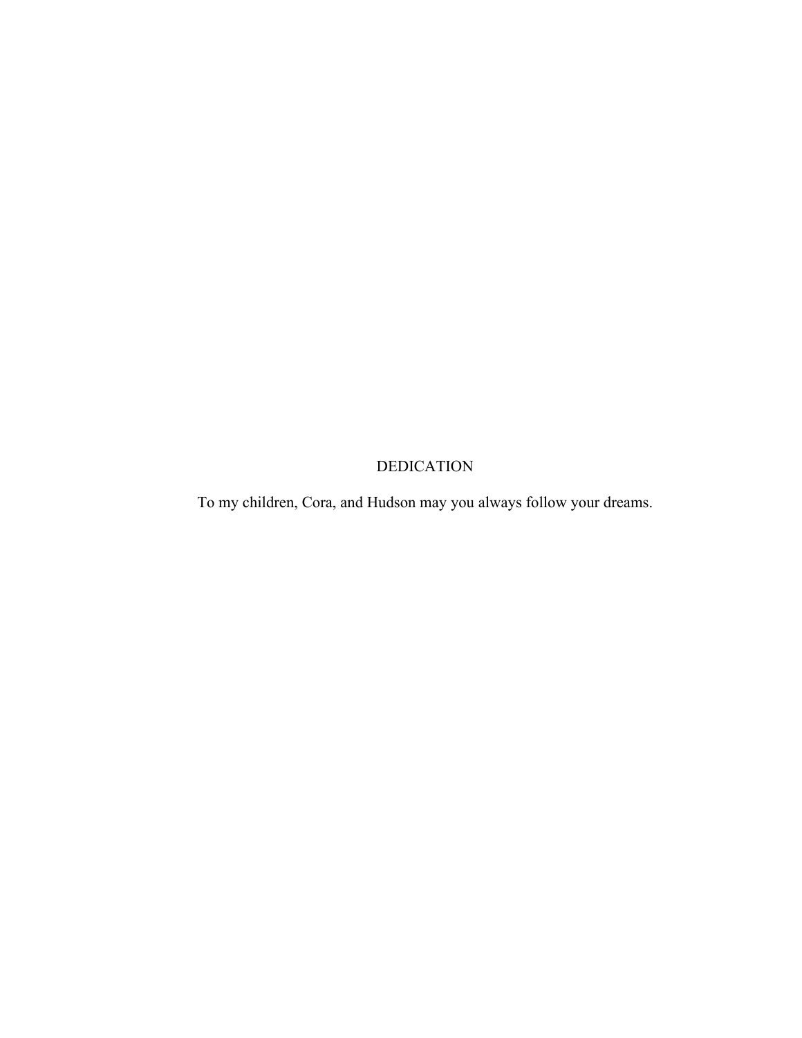# DEDICATION

To my children, Cora, and Hudson may you always follow your dreams.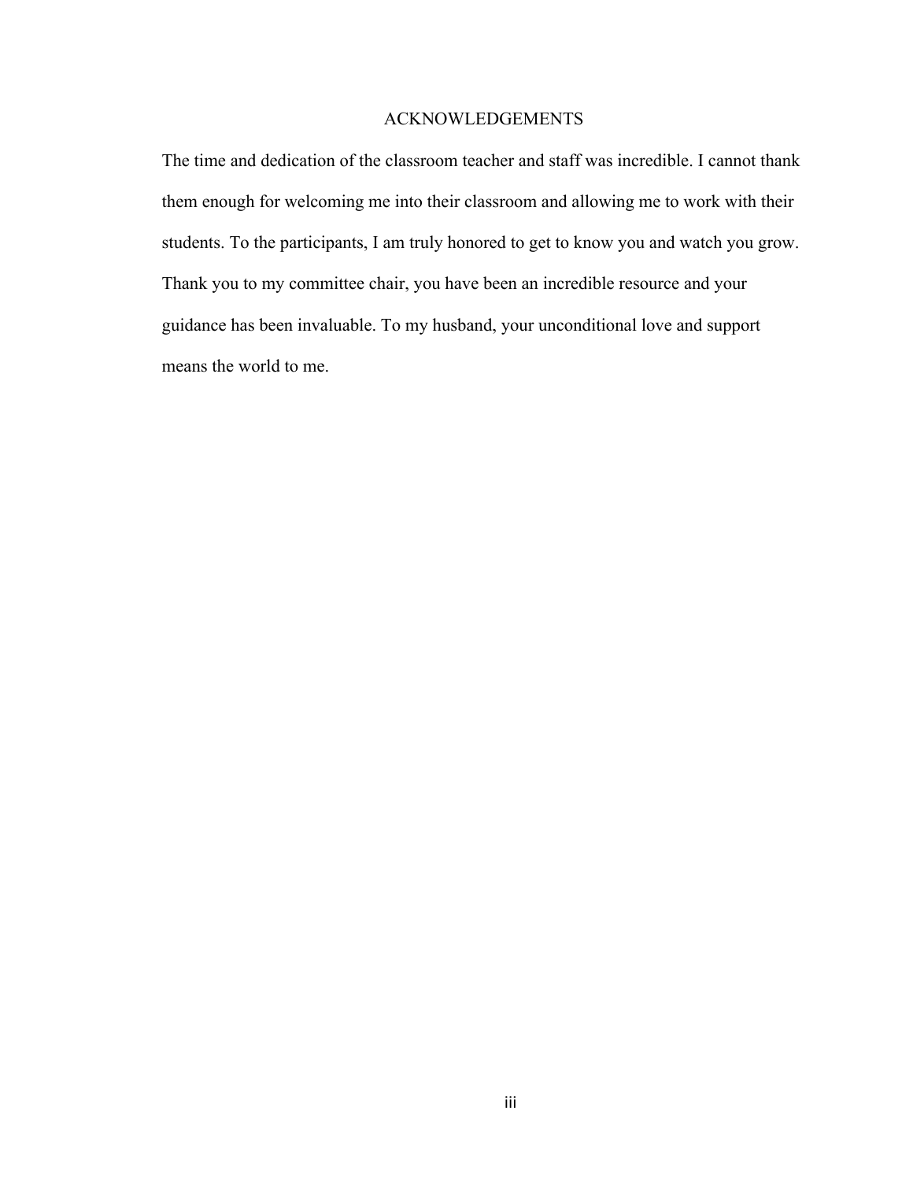# ACKNOWLEDGEMENTS

The time and dedication of the classroom teacher and staff was incredible. I cannot thank them enough for welcoming me into their classroom and allowing me to work with their students. To the participants, I am truly honored to get to know you and watch you grow. Thank you to my committee chair, you have been an incredible resource and your guidance has been invaluable. To my husband, your unconditional love and support means the world to me.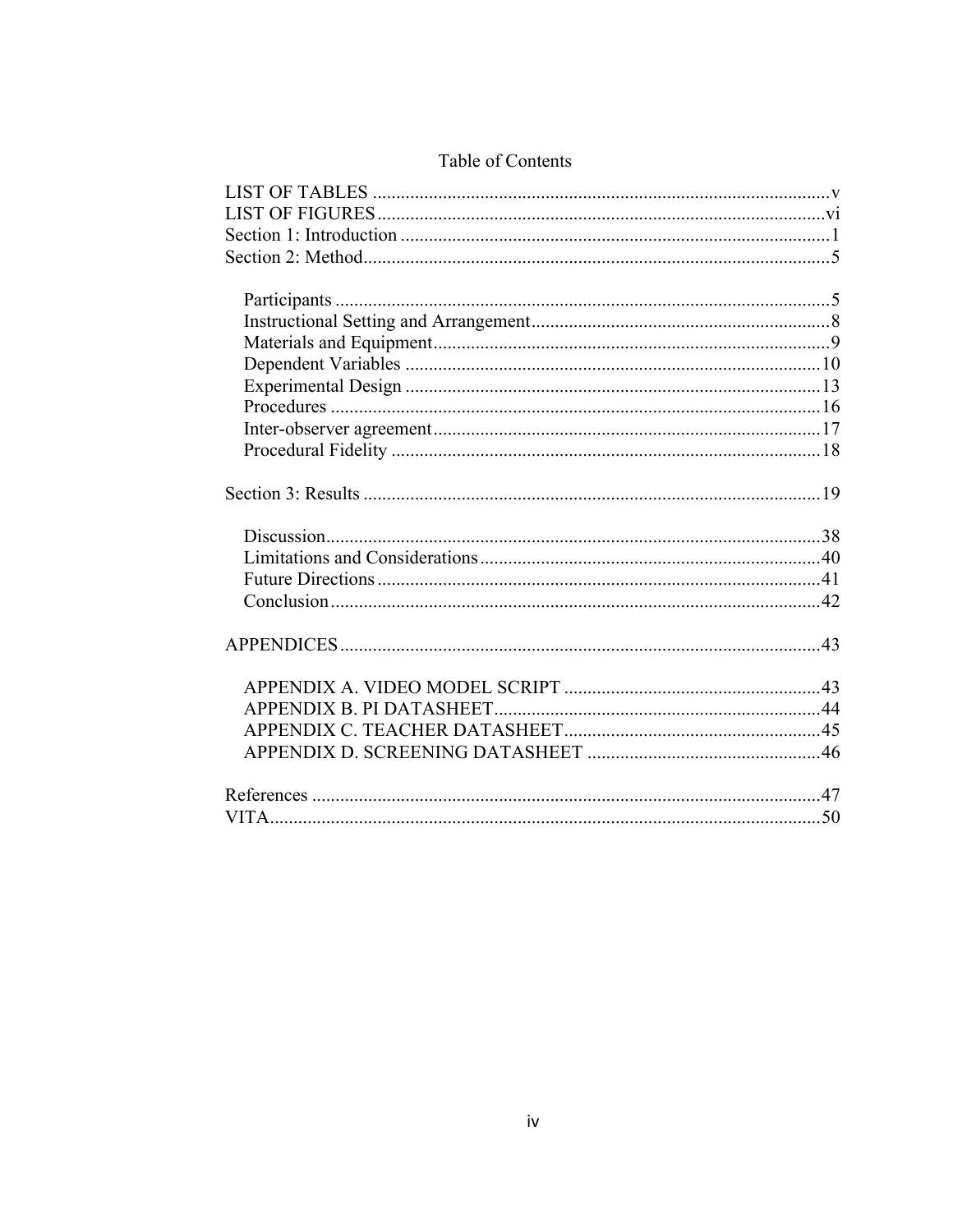# Table of Contents

LIST OF TABLES .......... v
LIST OF FIGURES .......... vi
Section 1: Introduction .......... 1
Section 2: Method .......... 5

- Participants .......... 5
- Instructional Setting and Arrangement .......... 8
- Materials and Equipment .......... 9
- Dependent Variables .......... 10
- Experimental Design .......... 13
- Procedures .......... 16
- Inter-observer agreement .......... 17
- Procedural Fidelity .......... 18

Section 3: Results .......... 19

- Discussion .......... 38
- Limitations and Considerations .......... 40
- Future Directions .......... 41
- Conclusion .......... 42

APPENDICES .......... 43

- APPENDIX A. VIDEO MODEL SCRIPT .......... 43
- APPENDIX B. PI DATASHEET .......... 44
- APPENDIX C. TEACHER DATASHEET .......... 45
- APPENDIX D. SCREENING DATASHEET .......... 46

References .......... 47
VITA .......... 50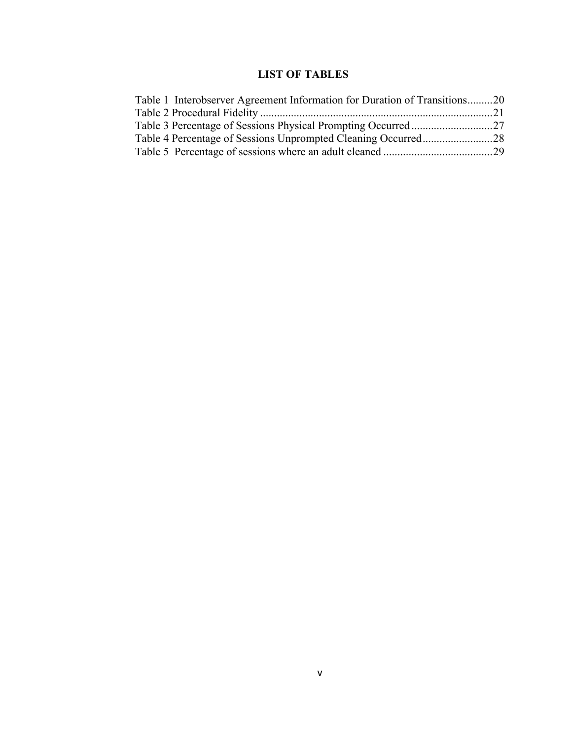# LIST OF TABLES

Table 1 Interobserver Agreement Information for Duration of Transitions.........20
Table 2 Procedural Fidelity ..................................................................................21
Table 3 Percentage of Sessions Physical Prompting Occurred ............................27
Table 4 Percentage of Sessions Unprompted Cleaning Occurred.........................28
Table 5 Percentage of sessions where an adult cleaned .......................................29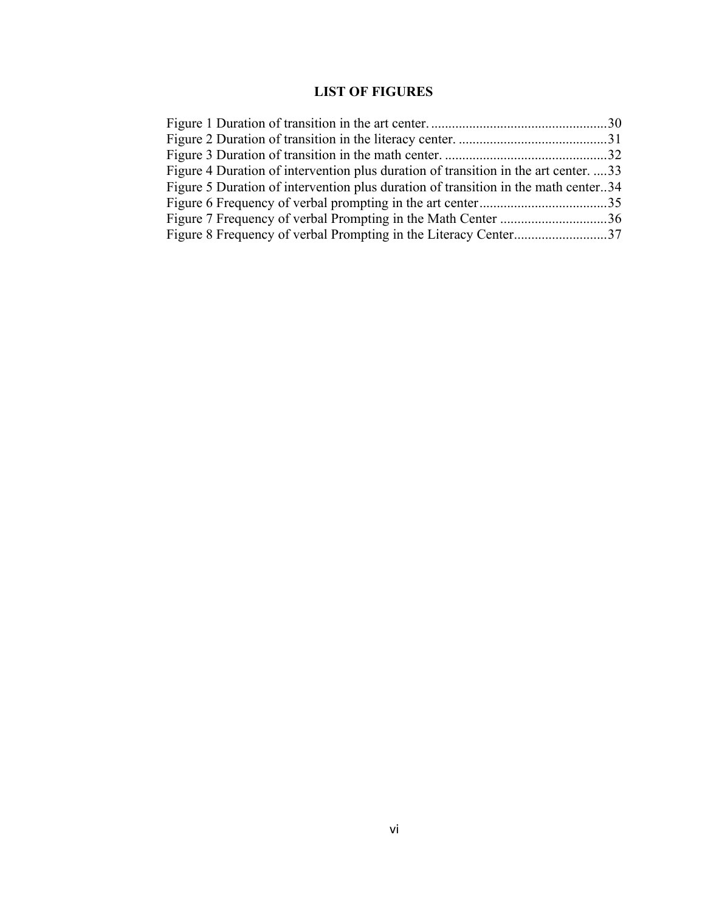# LIST OF FIGURES

Figure 1 Duration of transition in the art center. ....................................................30
Figure 2 Duration of transition in the literacy center. ............................................31
Figure 3 Duration of transition in the math center. ................................................32
Figure 4 Duration of intervention plus duration of transition in the art center. ....33
Figure 5 Duration of intervention plus duration of transition in the math center..34
Figure 6 Frequency of verbal prompting in the art center......................................35
Figure 7 Frequency of verbal Prompting in the Math Center ................................36
Figure 8 Frequency of verbal Prompting in the Literacy Center............................37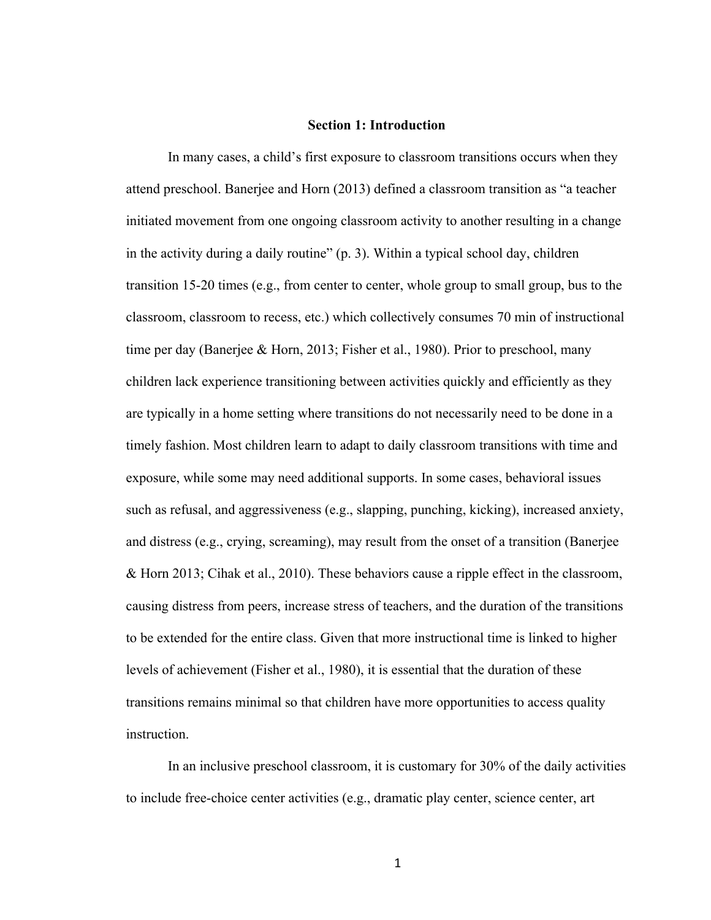## Section 1: Introduction

In many cases, a child's first exposure to classroom transitions occurs when they attend preschool. Banerjee and Horn (2013) defined a classroom transition as "a teacher initiated movement from one ongoing classroom activity to another resulting in a change in the activity during a daily routine" (p. 3). Within a typical school day, children transition 15-20 times (e.g., from center to center, whole group to small group, bus to the classroom, classroom to recess, etc.) which collectively consumes 70 min of instructional time per day (Banerjee & Horn, 2013; Fisher et al., 1980). Prior to preschool, many children lack experience transitioning between activities quickly and efficiently as they are typically in a home setting where transitions do not necessarily need to be done in a timely fashion. Most children learn to adapt to daily classroom transitions with time and exposure, while some may need additional supports. In some cases, behavioral issues such as refusal, and aggressiveness (e.g., slapping, punching, kicking), increased anxiety, and distress (e.g., crying, screaming), may result from the onset of a transition (Banerjee & Horn 2013; Cihak et al., 2010). These behaviors cause a ripple effect in the classroom, causing distress from peers, increase stress of teachers, and the duration of the transitions to be extended for the entire class. Given that more instructional time is linked to higher levels of achievement (Fisher et al., 1980), it is essential that the duration of these transitions remains minimal so that children have more opportunities to access quality instruction.

In an inclusive preschool classroom, it is customary for 30% of the daily activities to include free-choice center activities (e.g., dramatic play center, science center, art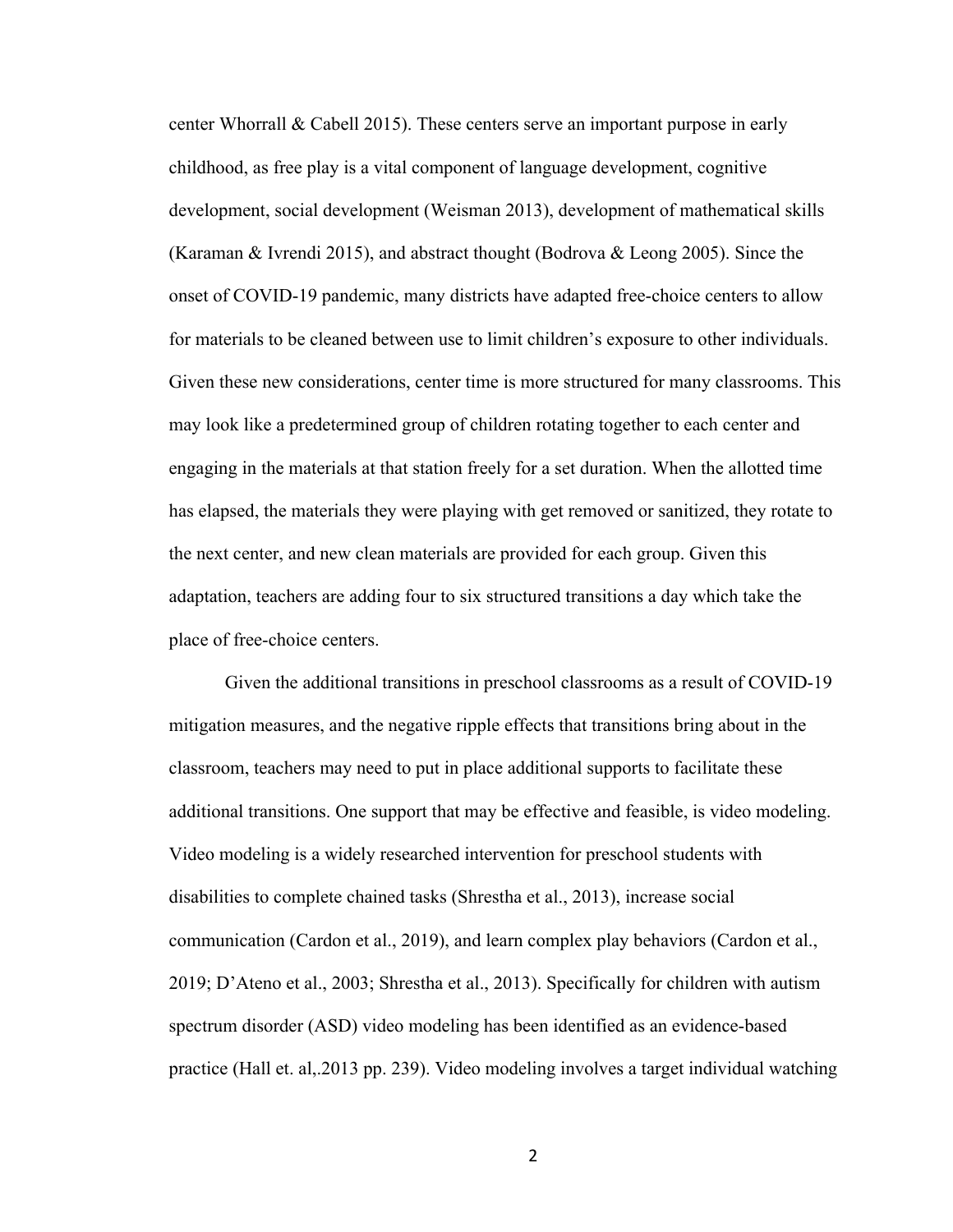center Whorrall & Cabell 2015). These centers serve an important purpose in early childhood, as free play is a vital component of language development, cognitive development, social development (Weisman 2013), development of mathematical skills (Karaman & Ivrendi 2015), and abstract thought (Bodrova & Leong 2005). Since the onset of COVID-19 pandemic, many districts have adapted free-choice centers to allow for materials to be cleaned between use to limit children's exposure to other individuals. Given these new considerations, center time is more structured for many classrooms. This may look like a predetermined group of children rotating together to each center and engaging in the materials at that station freely for a set duration. When the allotted time has elapsed, the materials they were playing with get removed or sanitized, they rotate to the next center, and new clean materials are provided for each group. Given this adaptation, teachers are adding four to six structured transitions a day which take the place of free-choice centers.

Given the additional transitions in preschool classrooms as a result of COVID-19 mitigation measures, and the negative ripple effects that transitions bring about in the classroom, teachers may need to put in place additional supports to facilitate these additional transitions. One support that may be effective and feasible, is video modeling. Video modeling is a widely researched intervention for preschool students with disabilities to complete chained tasks (Shrestha et al., 2013), increase social communication (Cardon et al., 2019), and learn complex play behaviors (Cardon et al., 2019; D'Ateno et al., 2003; Shrestha et al., 2013). Specifically for children with autism spectrum disorder (ASD) video modeling has been identified as an evidence-based practice (Hall et. al,.2013 pp. 239). Video modeling involves a target individual watching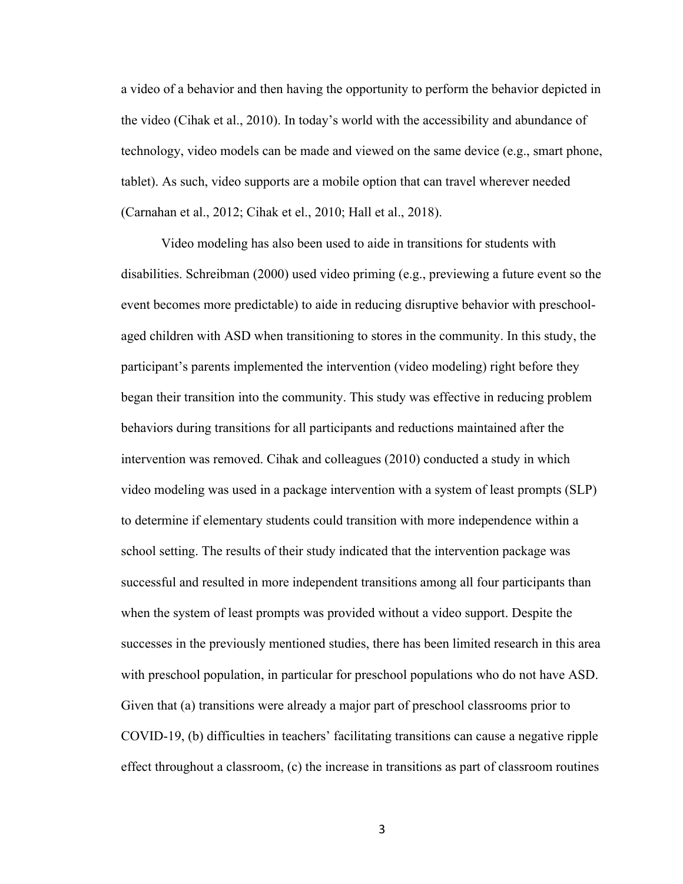a video of a behavior and then having the opportunity to perform the behavior depicted in the video (Cihak et al., 2010). In today's world with the accessibility and abundance of technology, video models can be made and viewed on the same device (e.g., smart phone, tablet). As such, video supports are a mobile option that can travel wherever needed (Carnahan et al., 2012; Cihak et el., 2010; Hall et al., 2018).

Video modeling has also been used to aide in transitions for students with disabilities. Schreibman (2000) used video priming (e.g., previewing a future event so the event becomes more predictable) to aide in reducing disruptive behavior with preschool-aged children with ASD when transitioning to stores in the community. In this study, the participant's parents implemented the intervention (video modeling) right before they began their transition into the community. This study was effective in reducing problem behaviors during transitions for all participants and reductions maintained after the intervention was removed. Cihak and colleagues (2010) conducted a study in which video modeling was used in a package intervention with a system of least prompts (SLP) to determine if elementary students could transition with more independence within a school setting. The results of their study indicated that the intervention package was successful and resulted in more independent transitions among all four participants than when the system of least prompts was provided without a video support. Despite the successes in the previously mentioned studies, there has been limited research in this area with preschool population, in particular for preschool populations who do not have ASD. Given that (a) transitions were already a major part of preschool classrooms prior to COVID-19, (b) difficulties in teachers' facilitating transitions can cause a negative ripple effect throughout a classroom, (c) the increase in transitions as part of classroom routines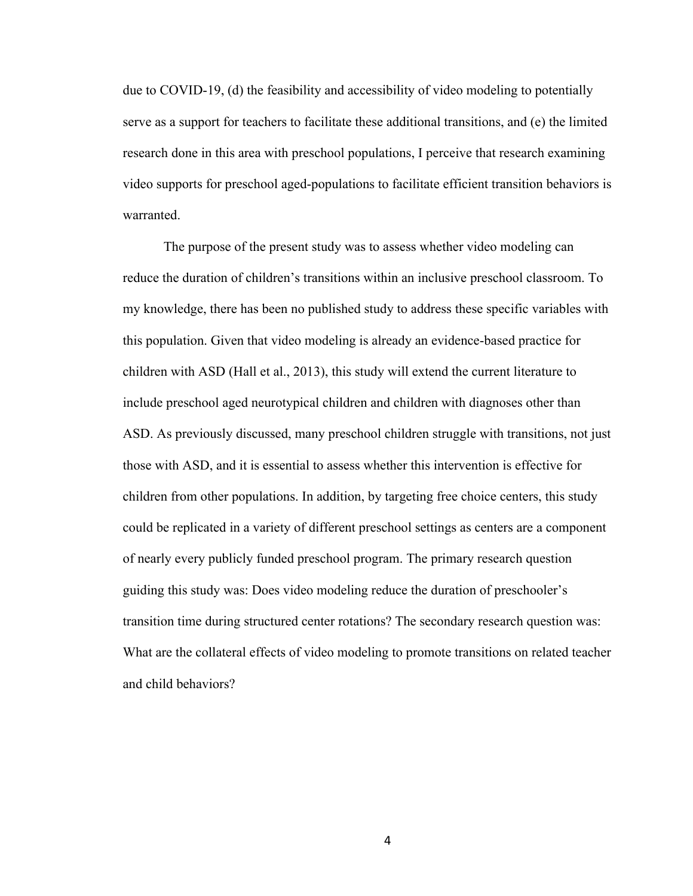due to COVID-19, (d) the feasibility and accessibility of video modeling to potentially serve as a support for teachers to facilitate these additional transitions, and (e) the limited research done in this area with preschool populations, I perceive that research examining video supports for preschool aged-populations to facilitate efficient transition behaviors is warranted.

The purpose of the present study was to assess whether video modeling can reduce the duration of children's transitions within an inclusive preschool classroom. To my knowledge, there has been no published study to address these specific variables with this population. Given that video modeling is already an evidence-based practice for children with ASD (Hall et al., 2013), this study will extend the current literature to include preschool aged neurotypical children and children with diagnoses other than ASD. As previously discussed, many preschool children struggle with transitions, not just those with ASD, and it is essential to assess whether this intervention is effective for children from other populations. In addition, by targeting free choice centers, this study could be replicated in a variety of different preschool settings as centers are a component of nearly every publicly funded preschool program. The primary research question guiding this study was: Does video modeling reduce the duration of preschooler's transition time during structured center rotations? The secondary research question was: What are the collateral effects of video modeling to promote transitions on related teacher and child behaviors?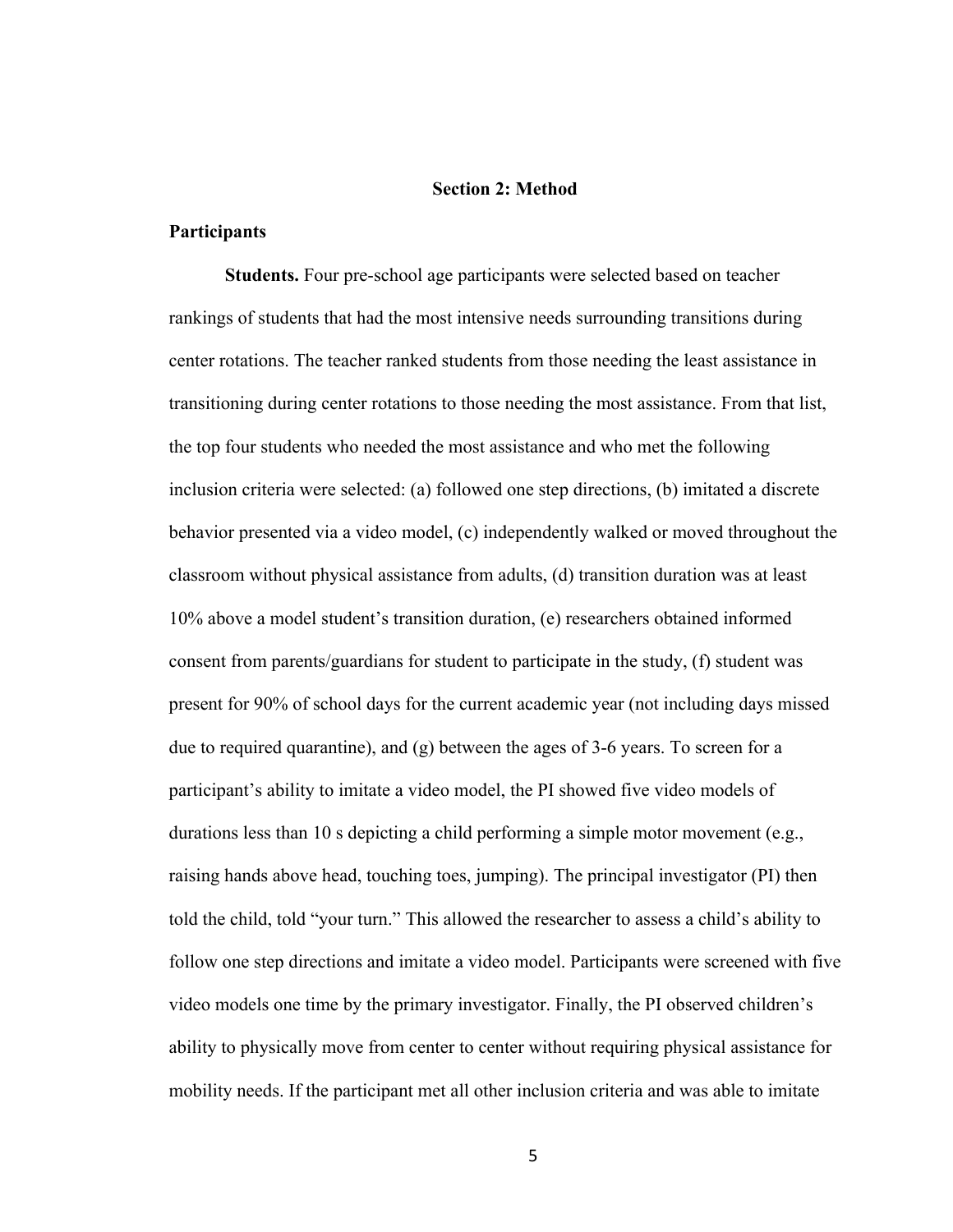## Section 2: Method

### Participants

**Students.** Four pre-school age participants were selected based on teacher rankings of students that had the most intensive needs surrounding transitions during center rotations. The teacher ranked students from those needing the least assistance in transitioning during center rotations to those needing the most assistance. From that list, the top four students who needed the most assistance and who met the following inclusion criteria were selected: (a) followed one step directions, (b) imitated a discrete behavior presented via a video model, (c) independently walked or moved throughout the classroom without physical assistance from adults, (d) transition duration was at least 10% above a model student's transition duration, (e) researchers obtained informed consent from parents/guardians for student to participate in the study, (f) student was present for 90% of school days for the current academic year (not including days missed due to required quarantine), and (g) between the ages of 3-6 years. To screen for a participant's ability to imitate a video model, the PI showed five video models of durations less than 10 s depicting a child performing a simple motor movement (e.g., raising hands above head, touching toes, jumping). The principal investigator (PI) then told the child, told "your turn." This allowed the researcher to assess a child's ability to follow one step directions and imitate a video model. Participants were screened with five video models one time by the primary investigator. Finally, the PI observed children's ability to physically move from center to center without requiring physical assistance for mobility needs. If the participant met all other inclusion criteria and was able to imitate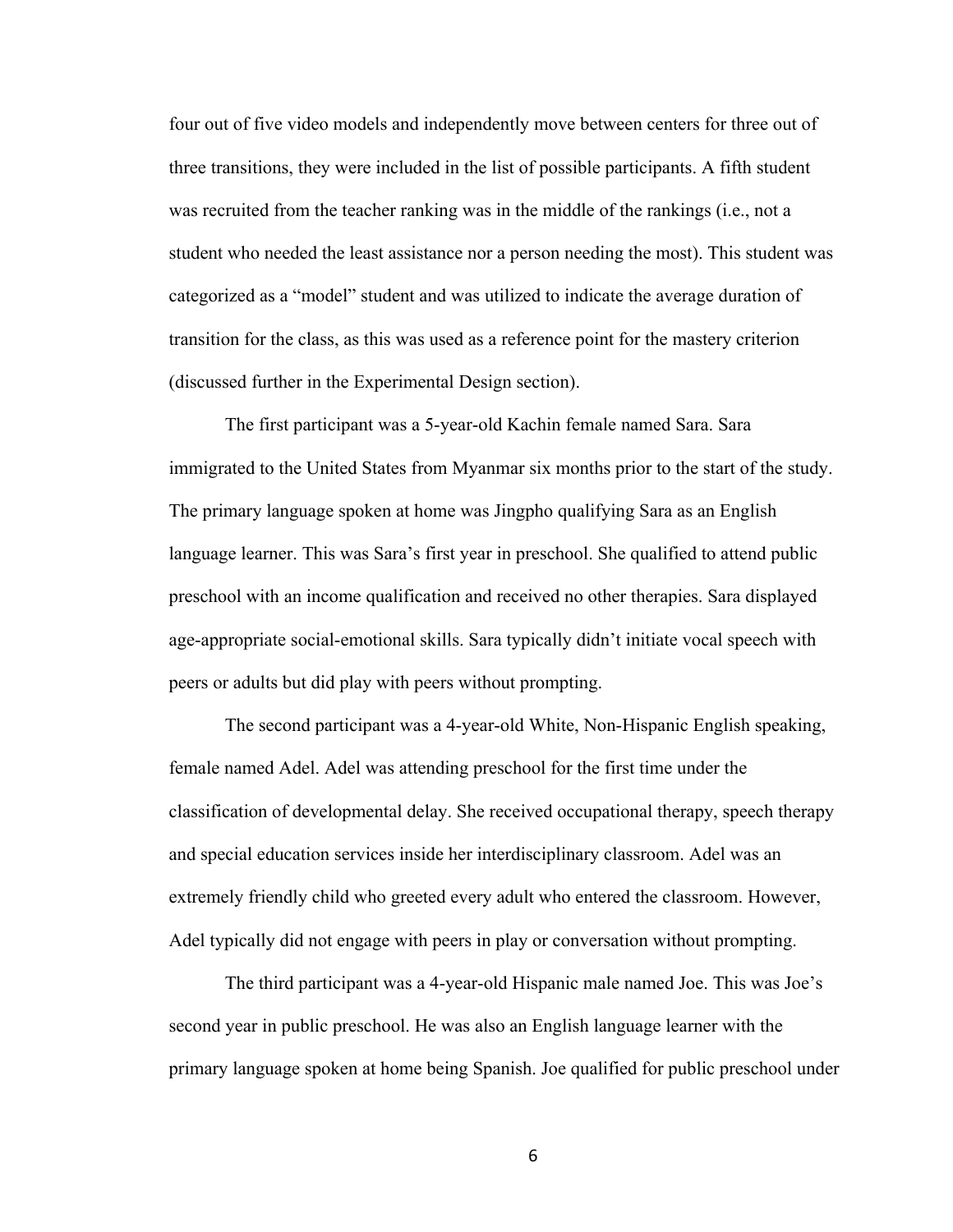four out of five video models and independently move between centers for three out of three transitions, they were included in the list of possible participants. A fifth student was recruited from the teacher ranking was in the middle of the rankings (i.e., not a student who needed the least assistance nor a person needing the most). This student was categorized as a "model" student and was utilized to indicate the average duration of transition for the class, as this was used as a reference point for the mastery criterion (discussed further in the Experimental Design section).

The first participant was a 5-year-old Kachin female named Sara. Sara immigrated to the United States from Myanmar six months prior to the start of the study. The primary language spoken at home was Jingpho qualifying Sara as an English language learner. This was Sara's first year in preschool. She qualified to attend public preschool with an income qualification and received no other therapies. Sara displayed age-appropriate social-emotional skills. Sara typically didn't initiate vocal speech with peers or adults but did play with peers without prompting.

The second participant was a 4-year-old White, Non-Hispanic English speaking, female named Adel. Adel was attending preschool for the first time under the classification of developmental delay. She received occupational therapy, speech therapy and special education services inside her interdisciplinary classroom. Adel was an extremely friendly child who greeted every adult who entered the classroom. However, Adel typically did not engage with peers in play or conversation without prompting.

The third participant was a 4-year-old Hispanic male named Joe. This was Joe's second year in public preschool. He was also an English language learner with the primary language spoken at home being Spanish. Joe qualified for public preschool under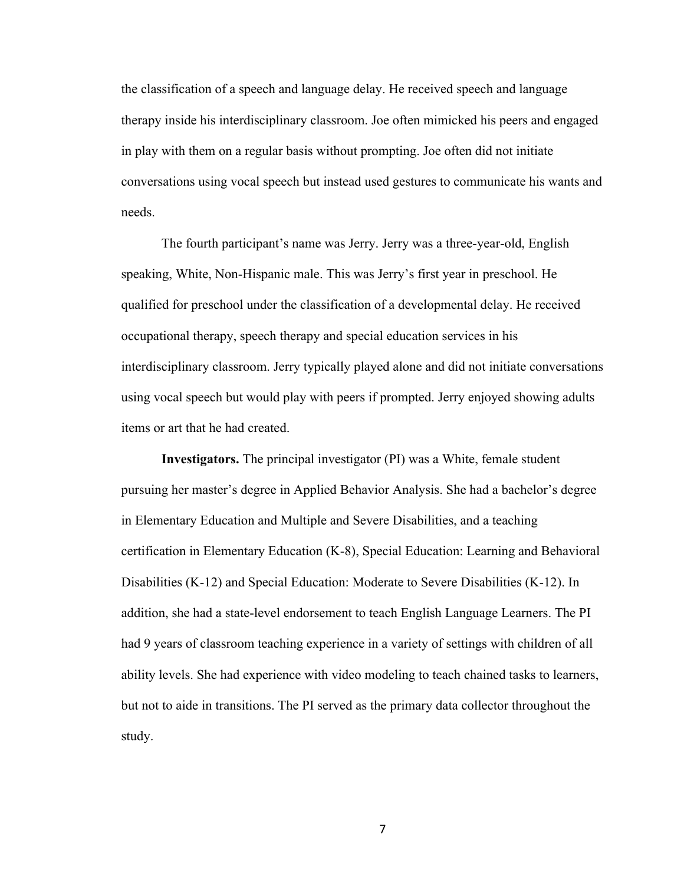the classification of a speech and language delay. He received speech and language therapy inside his interdisciplinary classroom. Joe often mimicked his peers and engaged in play with them on a regular basis without prompting. Joe often did not initiate conversations using vocal speech but instead used gestures to communicate his wants and needs.

The fourth participant's name was Jerry. Jerry was a three-year-old, English speaking, White, Non-Hispanic male. This was Jerry's first year in preschool. He qualified for preschool under the classification of a developmental delay. He received occupational therapy, speech therapy and special education services in his interdisciplinary classroom. Jerry typically played alone and did not initiate conversations using vocal speech but would play with peers if prompted. Jerry enjoyed showing adults items or art that he had created.

**Investigators.** The principal investigator (PI) was a White, female student pursuing her master's degree in Applied Behavior Analysis. She had a bachelor's degree in Elementary Education and Multiple and Severe Disabilities, and a teaching certification in Elementary Education (K-8), Special Education: Learning and Behavioral Disabilities (K-12) and Special Education: Moderate to Severe Disabilities (K-12). In addition, she had a state-level endorsement to teach English Language Learners. The PI had 9 years of classroom teaching experience in a variety of settings with children of all ability levels. She had experience with video modeling to teach chained tasks to learners, but not to aide in transitions. The PI served as the primary data collector throughout the study.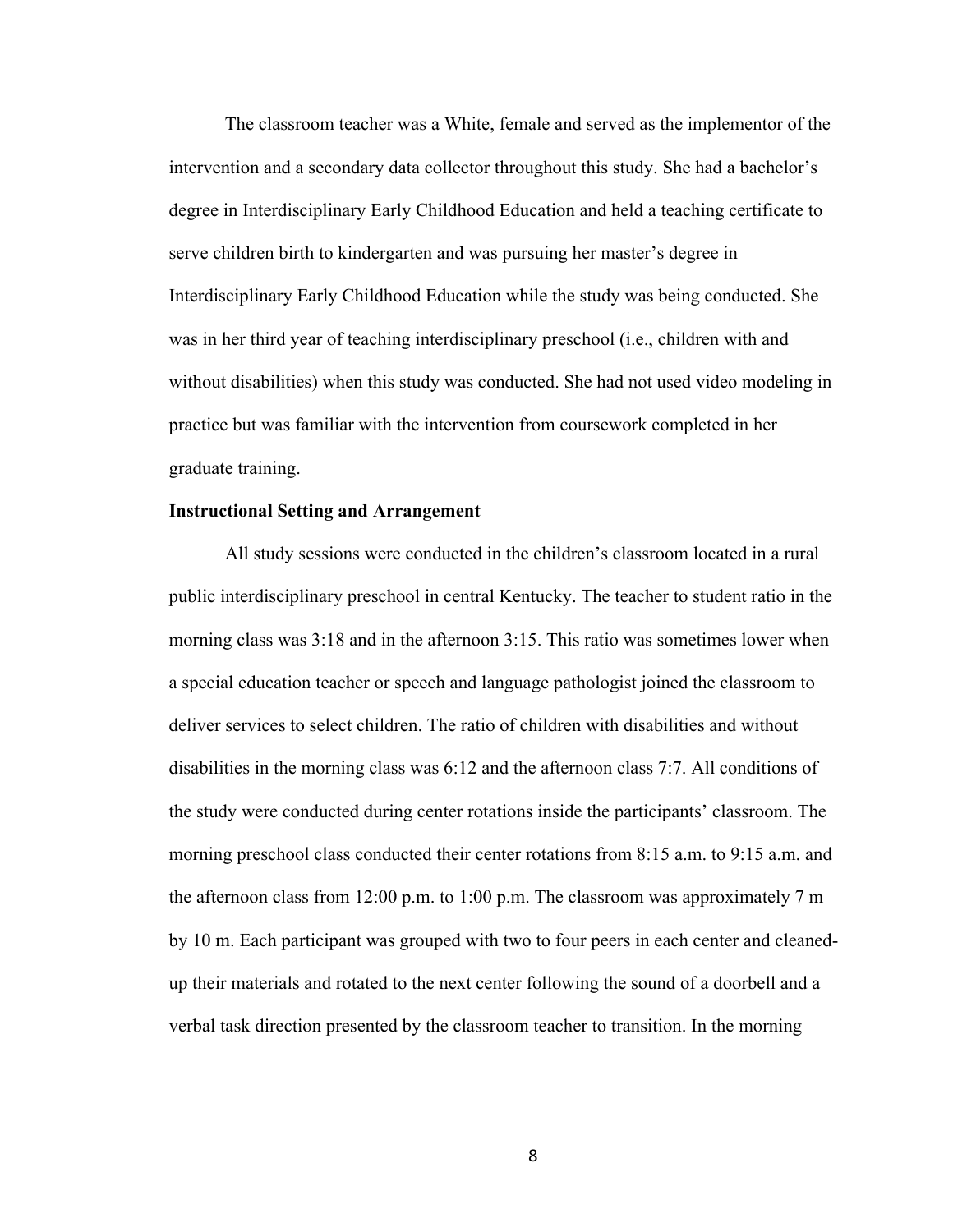The classroom teacher was a White, female and served as the implementor of the intervention and a secondary data collector throughout this study. She had a bachelor's degree in Interdisciplinary Early Childhood Education and held a teaching certificate to serve children birth to kindergarten and was pursuing her master's degree in Interdisciplinary Early Childhood Education while the study was being conducted. She was in her third year of teaching interdisciplinary preschool (i.e., children with and without disabilities) when this study was conducted. She had not used video modeling in practice but was familiar with the intervention from coursework completed in her graduate training.

**Instructional Setting and Arrangement**

All study sessions were conducted in the children's classroom located in a rural public interdisciplinary preschool in central Kentucky. The teacher to student ratio in the morning class was 3:18 and in the afternoon 3:15. This ratio was sometimes lower when a special education teacher or speech and language pathologist joined the classroom to deliver services to select children. The ratio of children with disabilities and without disabilities in the morning class was 6:12 and the afternoon class 7:7. All conditions of the study were conducted during center rotations inside the participants' classroom. The morning preschool class conducted their center rotations from 8:15 a.m. to 9:15 a.m. and the afternoon class from 12:00 p.m. to 1:00 p.m. The classroom was approximately 7 m by 10 m. Each participant was grouped with two to four peers in each center and cleaned-up their materials and rotated to the next center following the sound of a doorbell and a verbal task direction presented by the classroom teacher to transition. In the morning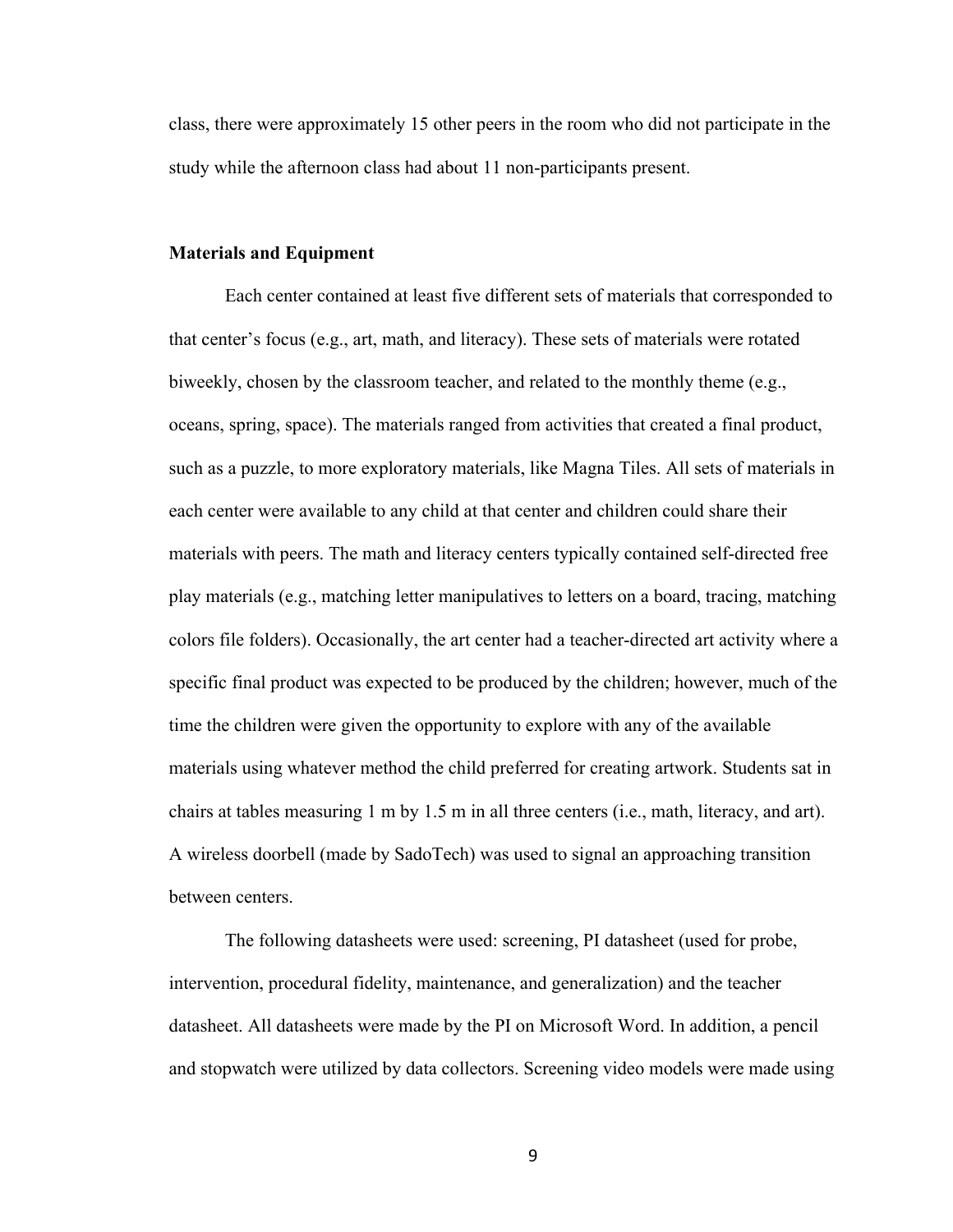class, there were approximately 15 other peers in the room who did not participate in the study while the afternoon class had about 11 non-participants present.

### Materials and Equipment

Each center contained at least five different sets of materials that corresponded to that center's focus (e.g., art, math, and literacy). These sets of materials were rotated biweekly, chosen by the classroom teacher, and related to the monthly theme (e.g., oceans, spring, space). The materials ranged from activities that created a final product, such as a puzzle, to more exploratory materials, like Magna Tiles. All sets of materials in each center were available to any child at that center and children could share their materials with peers. The math and literacy centers typically contained self-directed free play materials (e.g., matching letter manipulatives to letters on a board, tracing, matching colors file folders). Occasionally, the art center had a teacher-directed art activity where a specific final product was expected to be produced by the children; however, much of the time the children were given the opportunity to explore with any of the available materials using whatever method the child preferred for creating artwork. Students sat in chairs at tables measuring 1 m by 1.5 m in all three centers (i.e., math, literacy, and art). A wireless doorbell (made by SadoTech) was used to signal an approaching transition between centers.

The following datasheets were used: screening, PI datasheet (used for probe, intervention, procedural fidelity, maintenance, and generalization) and the teacher datasheet. All datasheets were made by the PI on Microsoft Word. In addition, a pencil and stopwatch were utilized by data collectors. Screening video models were made using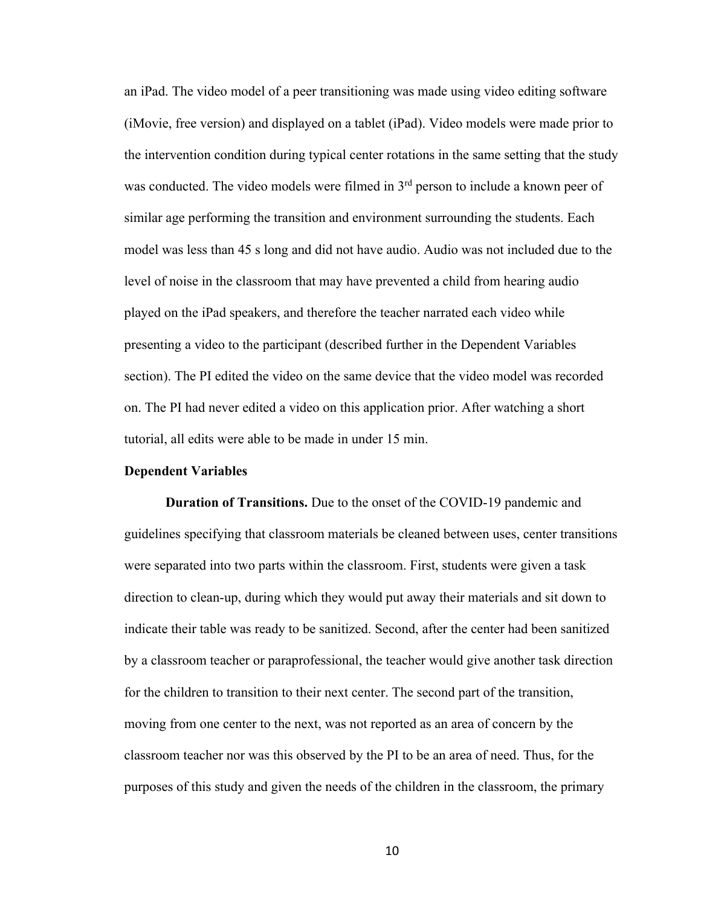an iPad. The video model of a peer transitioning was made using video editing software (iMovie, free version) and displayed on a tablet (iPad). Video models were made prior to the intervention condition during typical center rotations in the same setting that the study was conducted. The video models were filmed in 3rd person to include a known peer of similar age performing the transition and environment surrounding the students. Each model was less than 45 s long and did not have audio. Audio was not included due to the level of noise in the classroom that may have prevented a child from hearing audio played on the iPad speakers, and therefore the teacher narrated each video while presenting a video to the participant (described further in the Dependent Variables section). The PI edited the video on the same device that the video model was recorded on. The PI had never edited a video on this application prior. After watching a short tutorial, all edits were able to be made in under 15 min.

## Dependent Variables

**Duration of Transitions.** Due to the onset of the COVID-19 pandemic and guidelines specifying that classroom materials be cleaned between uses, center transitions were separated into two parts within the classroom. First, students were given a task direction to clean-up, during which they would put away their materials and sit down to indicate their table was ready to be sanitized. Second, after the center had been sanitized by a classroom teacher or paraprofessional, the teacher would give another task direction for the children to transition to their next center. The second part of the transition, moving from one center to the next, was not reported as an area of concern by the classroom teacher nor was this observed by the PI to be an area of need. Thus, for the purposes of this study and given the needs of the children in the classroom, the primary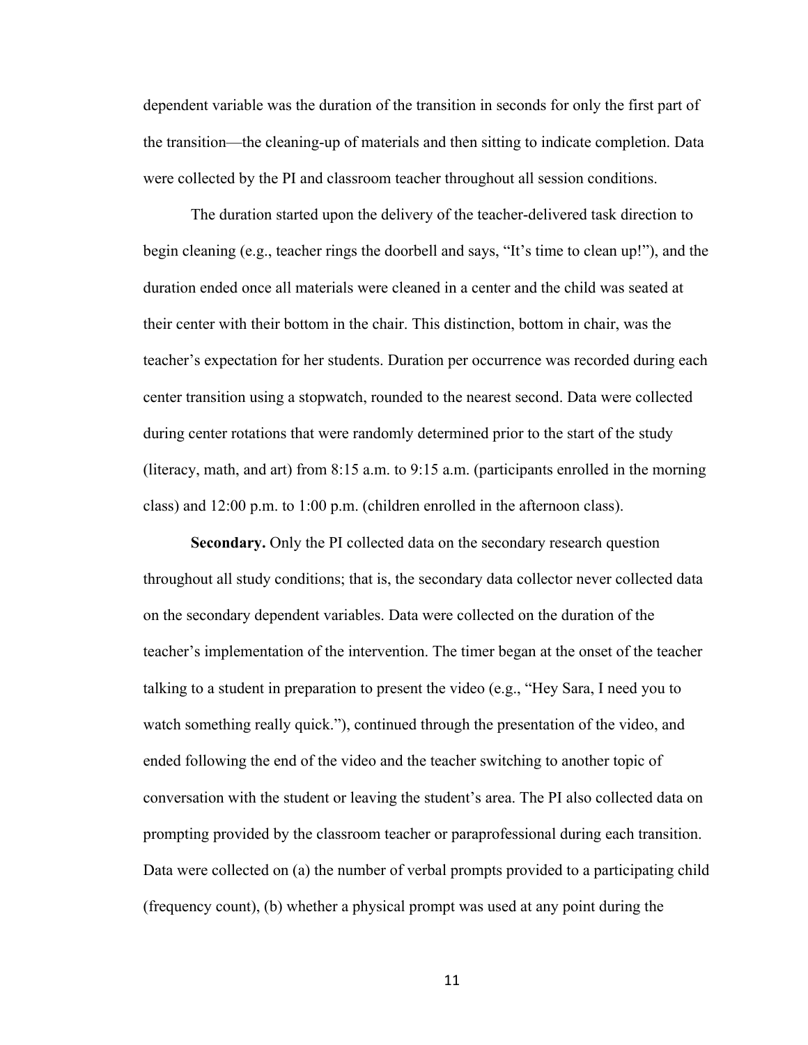dependent variable was the duration of the transition in seconds for only the first part of the transition—the cleaning-up of materials and then sitting to indicate completion. Data were collected by the PI and classroom teacher throughout all session conditions.

The duration started upon the delivery of the teacher-delivered task direction to begin cleaning (e.g., teacher rings the doorbell and says, "It's time to clean up!"), and the duration ended once all materials were cleaned in a center and the child was seated at their center with their bottom in the chair. This distinction, bottom in chair, was the teacher's expectation for her students. Duration per occurrence was recorded during each center transition using a stopwatch, rounded to the nearest second. Data were collected during center rotations that were randomly determined prior to the start of the study (literacy, math, and art) from 8:15 a.m. to 9:15 a.m. (participants enrolled in the morning class) and 12:00 p.m. to 1:00 p.m. (children enrolled in the afternoon class).

**Secondary.** Only the PI collected data on the secondary research question throughout all study conditions; that is, the secondary data collector never collected data on the secondary dependent variables. Data were collected on the duration of the teacher's implementation of the intervention. The timer began at the onset of the teacher talking to a student in preparation to present the video (e.g., "Hey Sara, I need you to watch something really quick."), continued through the presentation of the video, and ended following the end of the video and the teacher switching to another topic of conversation with the student or leaving the student's area. The PI also collected data on prompting provided by the classroom teacher or paraprofessional during each transition. Data were collected on (a) the number of verbal prompts provided to a participating child (frequency count), (b) whether a physical prompt was used at any point during the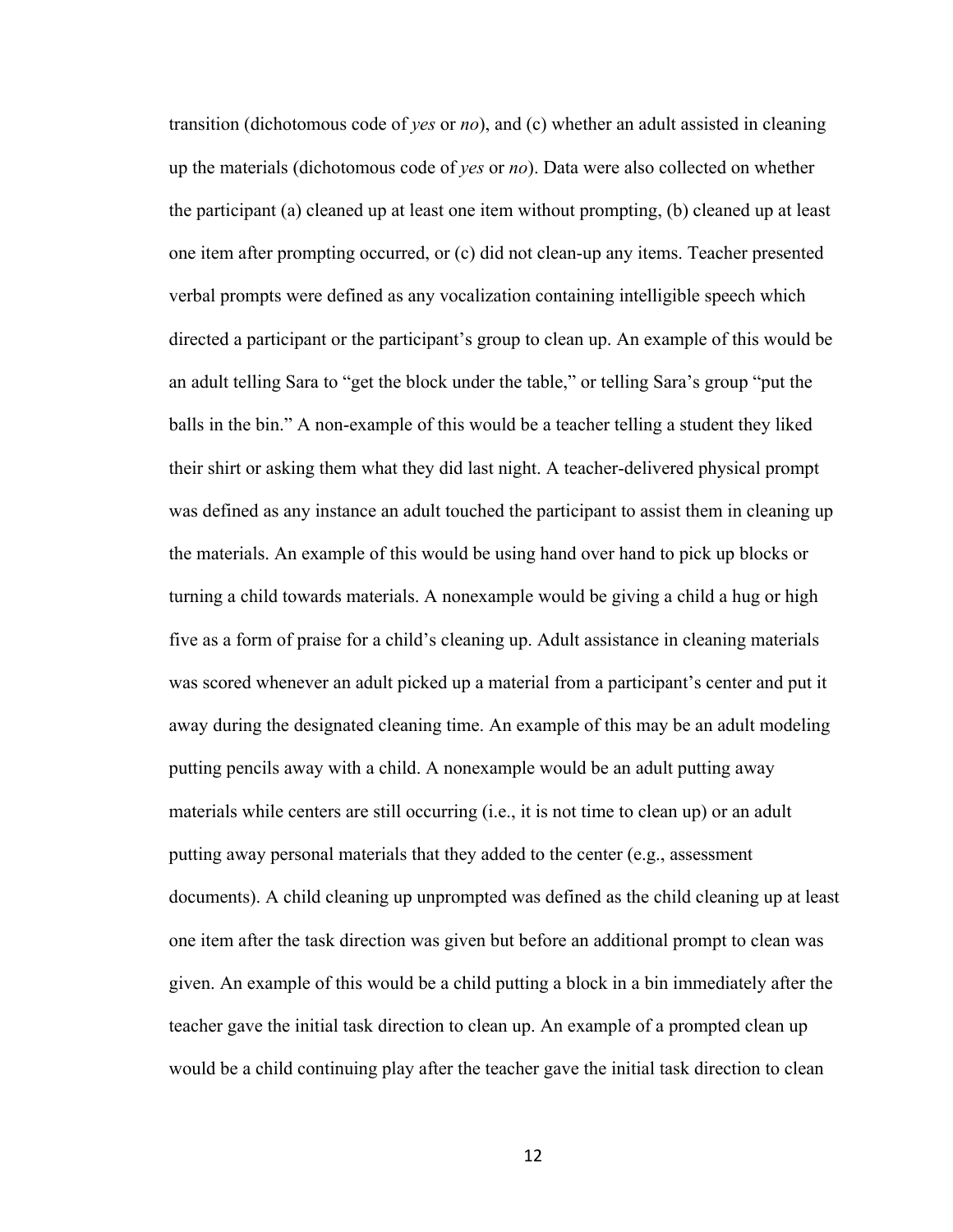transition (dichotomous code of *yes* or *no*), and (c) whether an adult assisted in cleaning up the materials (dichotomous code of *yes* or *no*). Data were also collected on whether the participant (a) cleaned up at least one item without prompting, (b) cleaned up at least one item after prompting occurred, or (c) did not clean-up any items. Teacher presented verbal prompts were defined as any vocalization containing intelligible speech which directed a participant or the participant's group to clean up. An example of this would be an adult telling Sara to "get the block under the table," or telling Sara's group "put the balls in the bin." A non-example of this would be a teacher telling a student they liked their shirt or asking them what they did last night. A teacher-delivered physical prompt was defined as any instance an adult touched the participant to assist them in cleaning up the materials. An example of this would be using hand over hand to pick up blocks or turning a child towards materials. A nonexample would be giving a child a hug or high five as a form of praise for a child's cleaning up. Adult assistance in cleaning materials was scored whenever an adult picked up a material from a participant's center and put it away during the designated cleaning time. An example of this may be an adult modeling putting pencils away with a child. A nonexample would be an adult putting away materials while centers are still occurring (i.e., it is not time to clean up) or an adult putting away personal materials that they added to the center (e.g., assessment documents). A child cleaning up unprompted was defined as the child cleaning up at least one item after the task direction was given but before an additional prompt to clean was given. An example of this would be a child putting a block in a bin immediately after the teacher gave the initial task direction to clean up. An example of a prompted clean up would be a child continuing play after the teacher gave the initial task direction to clean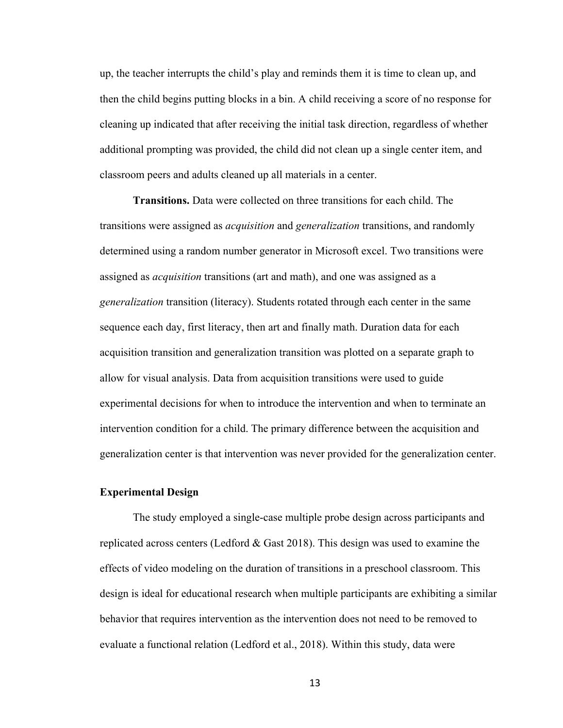up, the teacher interrupts the child's play and reminds them it is time to clean up, and then the child begins putting blocks in a bin. A child receiving a score of no response for cleaning up indicated that after receiving the initial task direction, regardless of whether additional prompting was provided, the child did not clean up a single center item, and classroom peers and adults cleaned up all materials in a center.

**Transitions.** Data were collected on three transitions for each child. The transitions were assigned as *acquisition* and *generalization* transitions, and randomly determined using a random number generator in Microsoft excel. Two transitions were assigned as *acquisition* transitions (art and math), and one was assigned as a *generalization* transition (literacy). Students rotated through each center in the same sequence each day, first literacy, then art and finally math. Duration data for each acquisition transition and generalization transition was plotted on a separate graph to allow for visual analysis. Data from acquisition transitions were used to guide experimental decisions for when to introduce the intervention and when to terminate an intervention condition for a child. The primary difference between the acquisition and generalization center is that intervention was never provided for the generalization center.

### Experimental Design

The study employed a single-case multiple probe design across participants and replicated across centers (Ledford & Gast 2018). This design was used to examine the effects of video modeling on the duration of transitions in a preschool classroom. This design is ideal for educational research when multiple participants are exhibiting a similar behavior that requires intervention as the intervention does not need to be removed to evaluate a functional relation (Ledford et al., 2018). Within this study, data were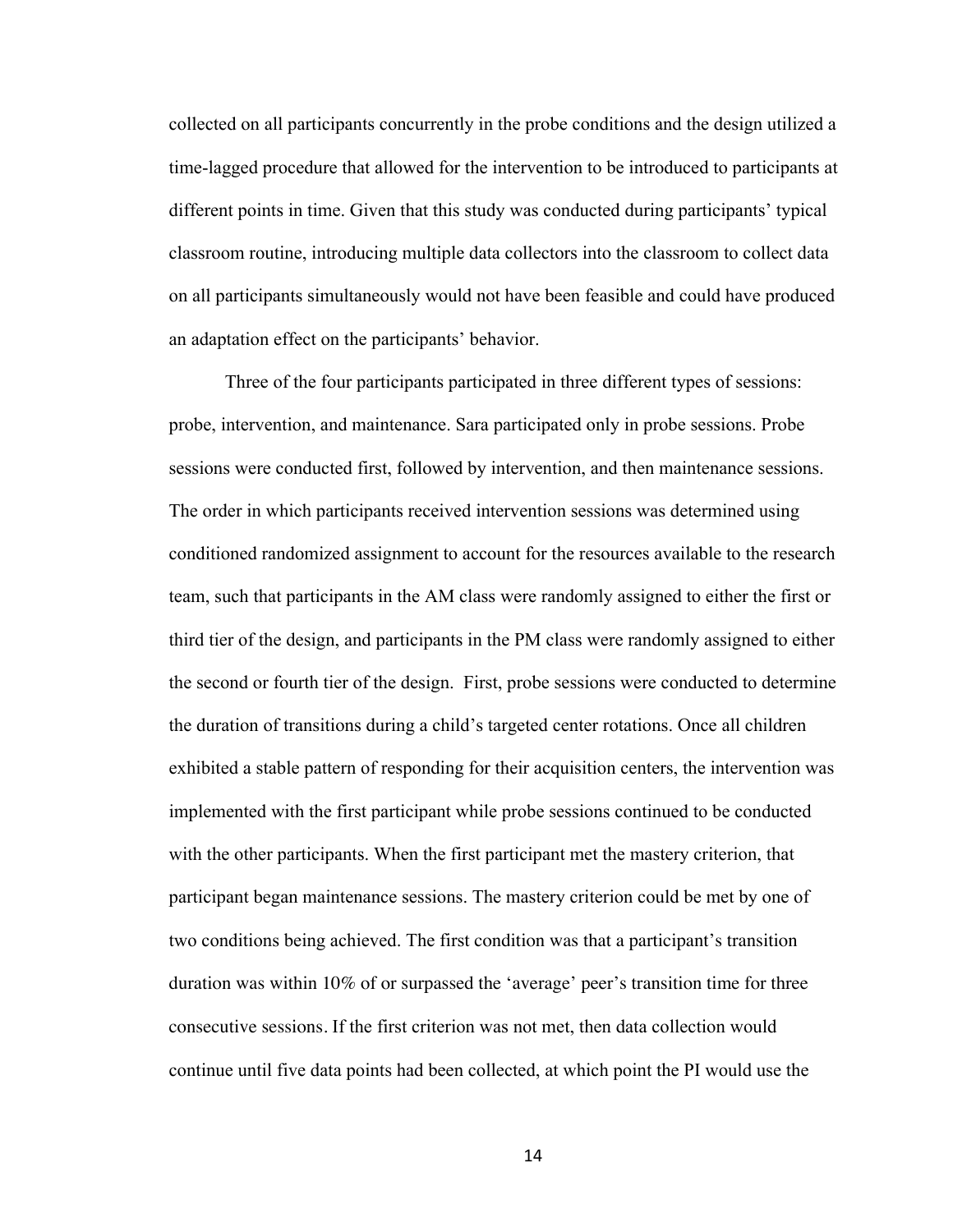collected on all participants concurrently in the probe conditions and the design utilized a time-lagged procedure that allowed for the intervention to be introduced to participants at different points in time. Given that this study was conducted during participants' typical classroom routine, introducing multiple data collectors into the classroom to collect data on all participants simultaneously would not have been feasible and could have produced an adaptation effect on the participants' behavior.

Three of the four participants participated in three different types of sessions: probe, intervention, and maintenance. Sara participated only in probe sessions. Probe sessions were conducted first, followed by intervention, and then maintenance sessions. The order in which participants received intervention sessions was determined using conditioned randomized assignment to account for the resources available to the research team, such that participants in the AM class were randomly assigned to either the first or third tier of the design, and participants in the PM class were randomly assigned to either the second or fourth tier of the design. First, probe sessions were conducted to determine the duration of transitions during a child's targeted center rotations. Once all children exhibited a stable pattern of responding for their acquisition centers, the intervention was implemented with the first participant while probe sessions continued to be conducted with the other participants. When the first participant met the mastery criterion, that participant began maintenance sessions. The mastery criterion could be met by one of two conditions being achieved. The first condition was that a participant's transition duration was within 10% of or surpassed the 'average' peer's transition time for three consecutive sessions. If the first criterion was not met, then data collection would continue until five data points had been collected, at which point the PI would use the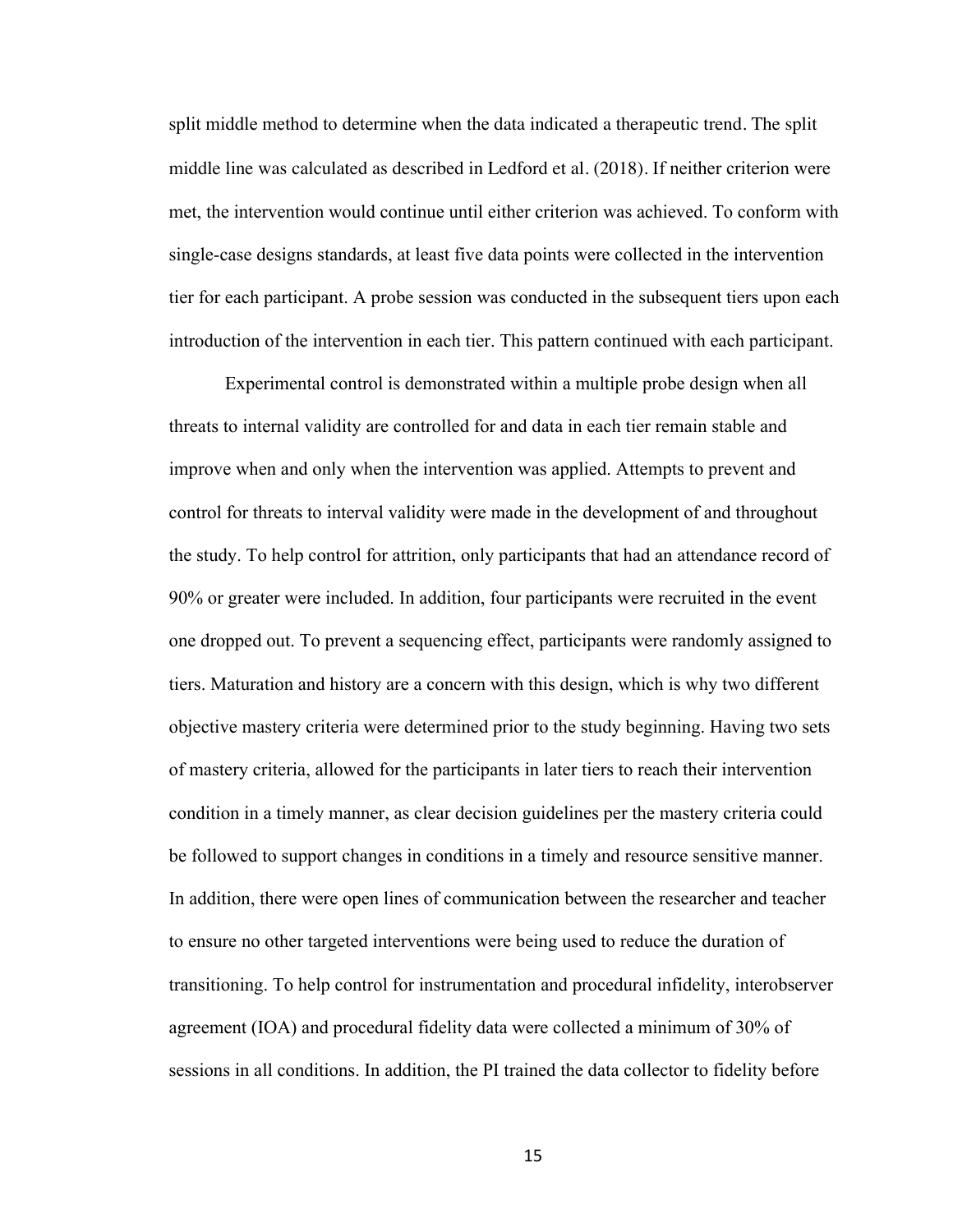split middle method to determine when the data indicated a therapeutic trend. The split middle line was calculated as described in Ledford et al. (2018). If neither criterion were met, the intervention would continue until either criterion was achieved. To conform with single-case designs standards, at least five data points were collected in the intervention tier for each participant. A probe session was conducted in the subsequent tiers upon each introduction of the intervention in each tier. This pattern continued with each participant.

Experimental control is demonstrated within a multiple probe design when all threats to internal validity are controlled for and data in each tier remain stable and improve when and only when the intervention was applied. Attempts to prevent and control for threats to interval validity were made in the development of and throughout the study. To help control for attrition, only participants that had an attendance record of 90% or greater were included. In addition, four participants were recruited in the event one dropped out. To prevent a sequencing effect, participants were randomly assigned to tiers. Maturation and history are a concern with this design, which is why two different objective mastery criteria were determined prior to the study beginning. Having two sets of mastery criteria, allowed for the participants in later tiers to reach their intervention condition in a timely manner, as clear decision guidelines per the mastery criteria could be followed to support changes in conditions in a timely and resource sensitive manner. In addition, there were open lines of communication between the researcher and teacher to ensure no other targeted interventions were being used to reduce the duration of transitioning. To help control for instrumentation and procedural infidelity, interobserver agreement (IOA) and procedural fidelity data were collected a minimum of 30% of sessions in all conditions. In addition, the PI trained the data collector to fidelity before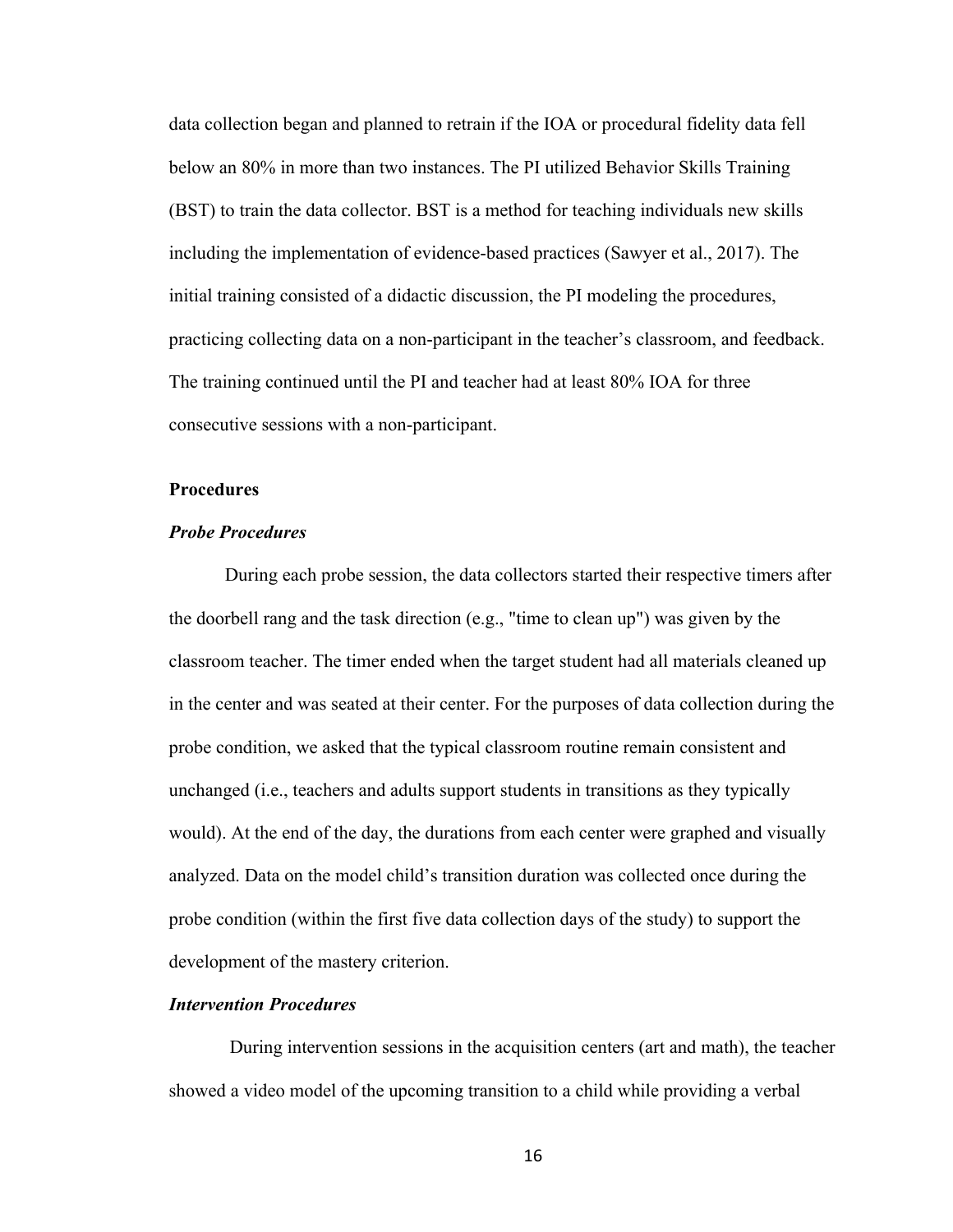data collection began and planned to retrain if the IOA or procedural fidelity data fell below an 80% in more than two instances. The PI utilized Behavior Skills Training (BST) to train the data collector. BST is a method for teaching individuals new skills including the implementation of evidence-based practices (Sawyer et al., 2017). The initial training consisted of a didactic discussion, the PI modeling the procedures, practicing collecting data on a non-participant in the teacher's classroom, and feedback. The training continued until the PI and teacher had at least 80% IOA for three consecutive sessions with a non-participant.

## Procedures

### *Probe Procedures*

During each probe session, the data collectors started their respective timers after the doorbell rang and the task direction (e.g., "time to clean up") was given by the classroom teacher. The timer ended when the target student had all materials cleaned up in the center and was seated at their center. For the purposes of data collection during the probe condition, we asked that the typical classroom routine remain consistent and unchanged (i.e., teachers and adults support students in transitions as they typically would). At the end of the day, the durations from each center were graphed and visually analyzed. Data on the model child's transition duration was collected once during the probe condition (within the first five data collection days of the study) to support the development of the mastery criterion.

### *Intervention Procedures*

During intervention sessions in the acquisition centers (art and math), the teacher showed a video model of the upcoming transition to a child while providing a verbal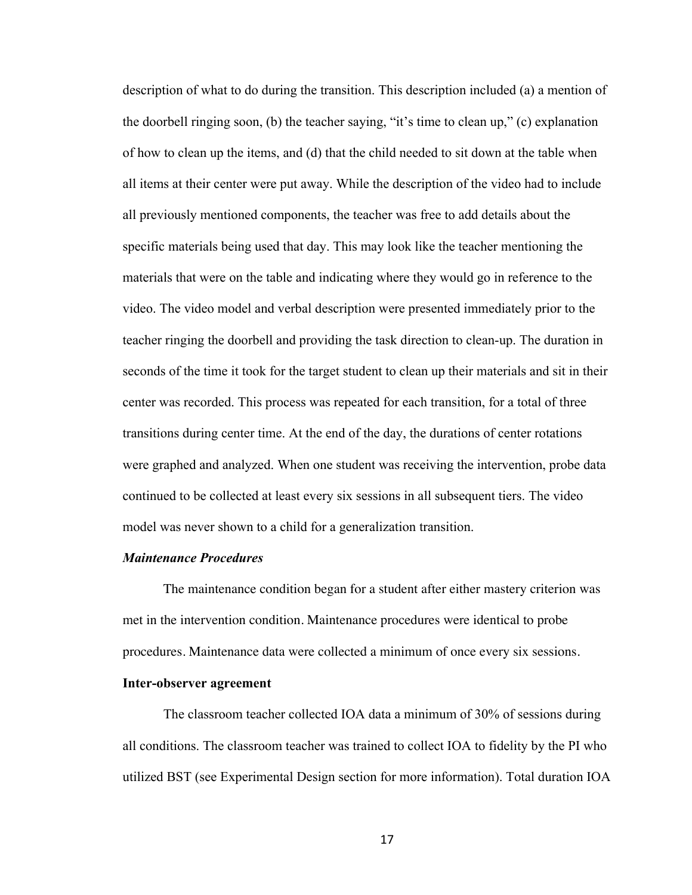description of what to do during the transition. This description included (a) a mention of the doorbell ringing soon, (b) the teacher saying, "it's time to clean up," (c) explanation of how to clean up the items, and (d) that the child needed to sit down at the table when all items at their center were put away. While the description of the video had to include all previously mentioned components, the teacher was free to add details about the specific materials being used that day. This may look like the teacher mentioning the materials that were on the table and indicating where they would go in reference to the video. The video model and verbal description were presented immediately prior to the teacher ringing the doorbell and providing the task direction to clean-up. The duration in seconds of the time it took for the target student to clean up their materials and sit in their center was recorded. This process was repeated for each transition, for a total of three transitions during center time. At the end of the day, the durations of center rotations were graphed and analyzed. When one student was receiving the intervention, probe data continued to be collected at least every six sessions in all subsequent tiers. The video model was never shown to a child for a generalization transition.

### *Maintenance Procedures*

The maintenance condition began for a student after either mastery criterion was met in the intervention condition. Maintenance procedures were identical to probe procedures. Maintenance data were collected a minimum of once every six sessions.

## Inter-observer agreement

The classroom teacher collected IOA data a minimum of 30% of sessions during all conditions. The classroom teacher was trained to collect IOA to fidelity by the PI who utilized BST (see Experimental Design section for more information). Total duration IOA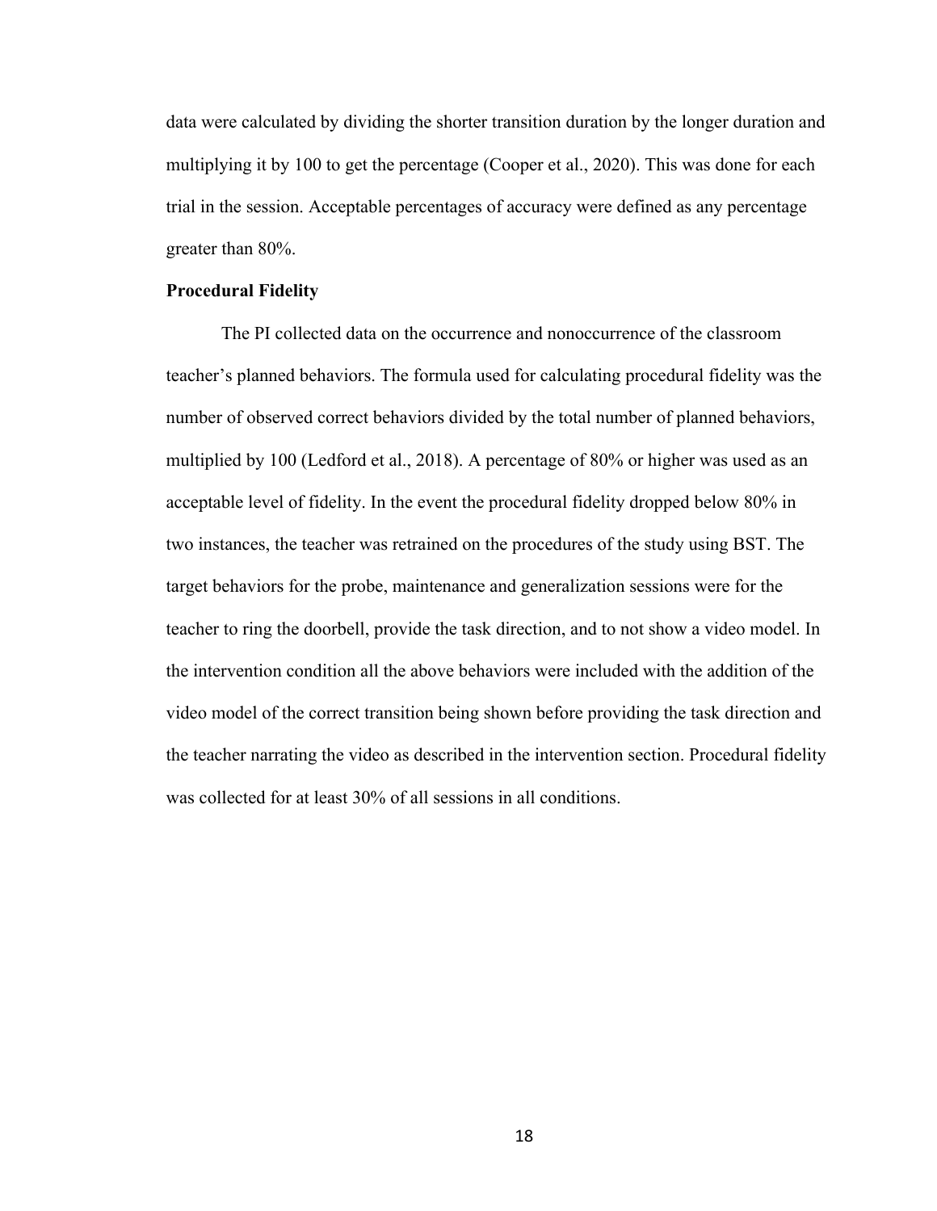data were calculated by dividing the shorter transition duration by the longer duration and multiplying it by 100 to get the percentage (Cooper et al., 2020). This was done for each trial in the session. Acceptable percentages of accuracy were defined as any percentage greater than 80%.

**Procedural Fidelity**

The PI collected data on the occurrence and nonoccurrence of the classroom teacher's planned behaviors. The formula used for calculating procedural fidelity was the number of observed correct behaviors divided by the total number of planned behaviors, multiplied by 100 (Ledford et al., 2018). A percentage of 80% or higher was used as an acceptable level of fidelity. In the event the procedural fidelity dropped below 80% in two instances, the teacher was retrained on the procedures of the study using BST. The target behaviors for the probe, maintenance and generalization sessions were for the teacher to ring the doorbell, provide the task direction, and to not show a video model. In the intervention condition all the above behaviors were included with the addition of the video model of the correct transition being shown before providing the task direction and the teacher narrating the video as described in the intervention section. Procedural fidelity was collected for at least 30% of all sessions in all conditions.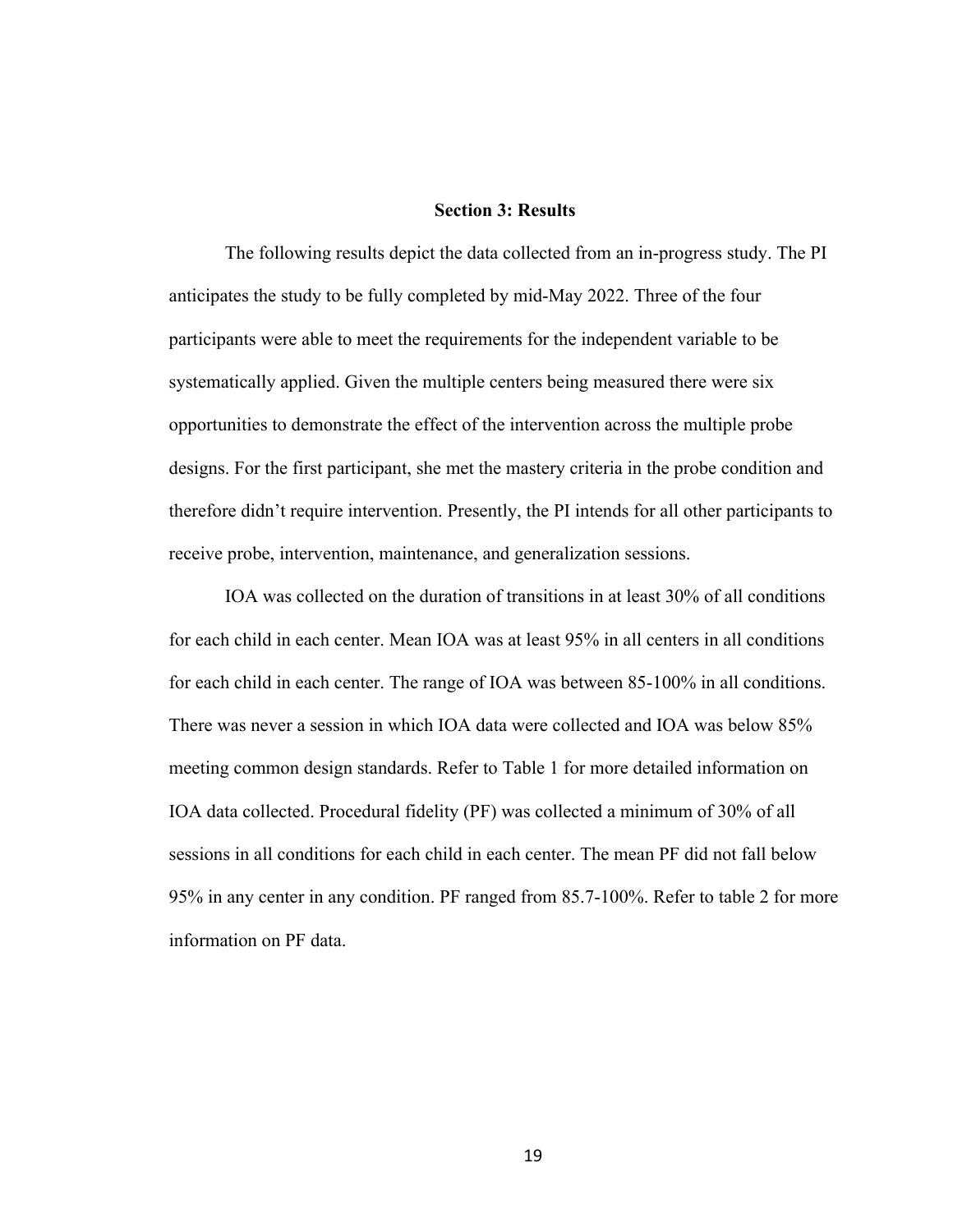## Section 3: Results

The following results depict the data collected from an in-progress study. The PI anticipates the study to be fully completed by mid-May 2022. Three of the four participants were able to meet the requirements for the independent variable to be systematically applied. Given the multiple centers being measured there were six opportunities to demonstrate the effect of the intervention across the multiple probe designs. For the first participant, she met the mastery criteria in the probe condition and therefore didn't require intervention. Presently, the PI intends for all other participants to receive probe, intervention, maintenance, and generalization sessions.

IOA was collected on the duration of transitions in at least 30% of all conditions for each child in each center. Mean IOA was at least 95% in all centers in all conditions for each child in each center. The range of IOA was between 85-100% in all conditions. There was never a session in which IOA data were collected and IOA was below 85% meeting common design standards. Refer to Table 1 for more detailed information on IOA data collected. Procedural fidelity (PF) was collected a minimum of 30% of all sessions in all conditions for each child in each center. The mean PF did not fall below 95% in any center in any condition. PF ranged from 85.7-100%. Refer to table 2 for more information on PF data.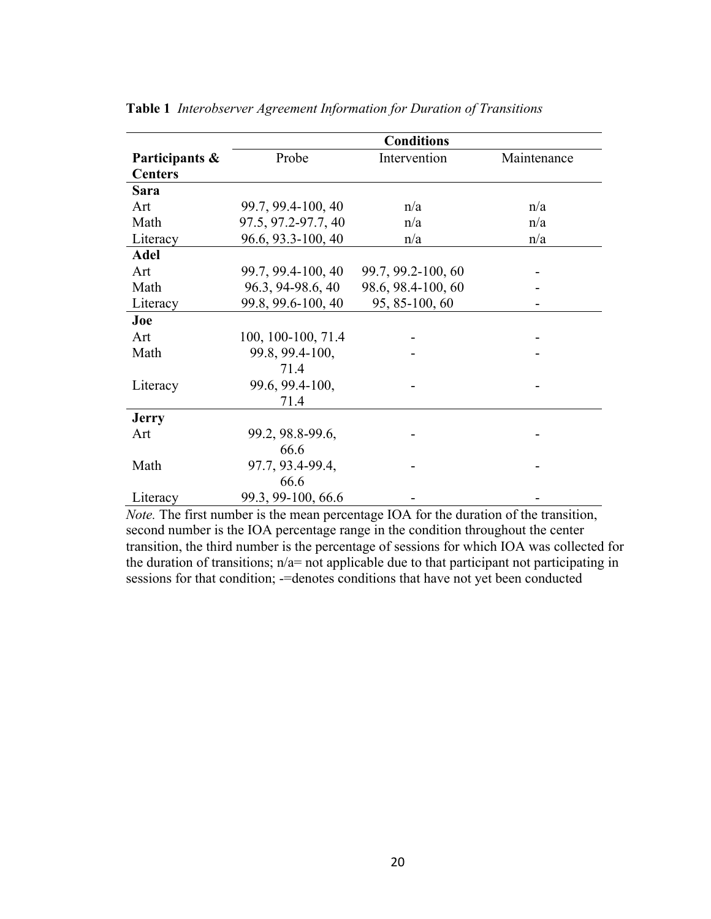**Table 1** *Interobserver Agreement Information for Duration of Transitions*

| | Conditions | | |
|---|---|---|---|
| **Participants & Centers** | Probe | Intervention | Maintenance |
| **Sara** | | | |
| Art | 99.7, 99.4-100, 40 | n/a | n/a |
| Math | 97.5, 97.2-97.7, 40 | n/a | n/a |
| Literacy | 96.6, 93.3-100, 40 | n/a | n/a |
| **Adel** | | | |
| Art | 99.7, 99.4-100, 40 | 99.7, 99.2-100, 60 | - |
| Math | 96.3, 94-98.6, 40 | 98.6, 98.4-100, 60 | - |
| Literacy | 99.8, 99.6-100, 40 | 95, 85-100, 60 | - |
| **Joe** | | | |
| Art | 100, 100-100, 71.4 | - | - |
| Math | 99.8, 99.4-100, 71.4 | - | - |
| Literacy | 99.6, 99.4-100, 71.4 | - | - |
| **Jerry** | | | |
| Art | 99.2, 98.8-99.6, 66.6 | - | - |
| Math | 97.7, 93.4-99.4, 66.6 | - | - |
| Literacy | 99.3, 99-100, 66.6 | - | - |

*Note.* The first number is the mean percentage IOA for the duration of the transition, second number is the IOA percentage range in the condition throughout the center transition, the third number is the percentage of sessions for which IOA was collected for the duration of transitions; n/a= not applicable due to that participant not participating in sessions for that condition; -=denotes conditions that have not yet been conducted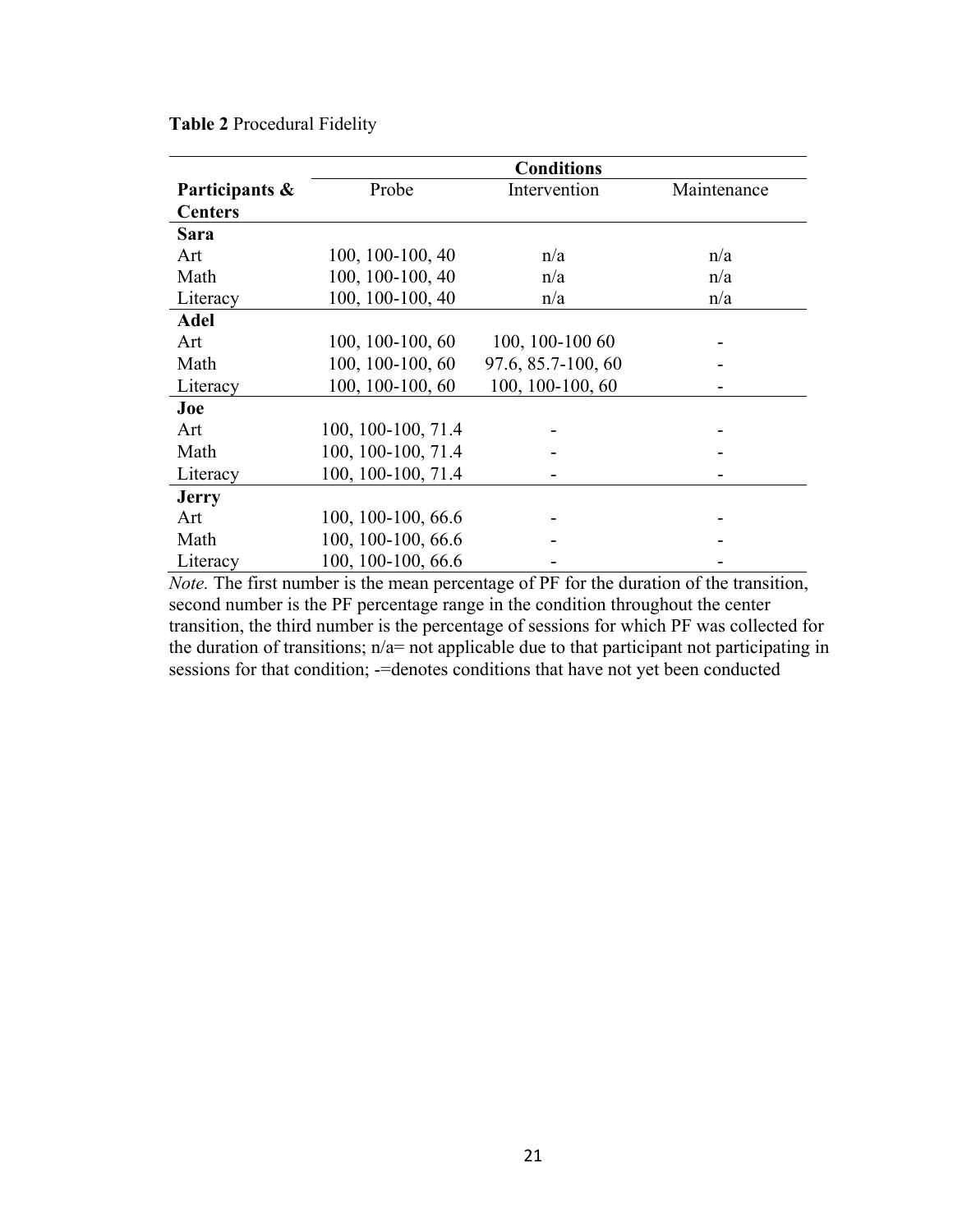**Table 2** Procedural Fidelity

| Participants & Centers | Conditions | | |
|---|---|---|---|
| | Probe | Intervention | Maintenance |
| **Sara** | | | |
| Art | 100, 100-100, 40 | n/a | n/a |
| Math | 100, 100-100, 40 | n/a | n/a |
| Literacy | 100, 100-100, 40 | n/a | n/a |
| **Adel** | | | |
| Art | 100, 100-100, 60 | 100, 100-100 60 | - |
| Math | 100, 100-100, 60 | 97.6, 85.7-100, 60 | - |
| Literacy | 100, 100-100, 60 | 100, 100-100, 60 | - |
| **Joe** | | | |
| Art | 100, 100-100, 71.4 | - | - |
| Math | 100, 100-100, 71.4 | - | - |
| Literacy | 100, 100-100, 71.4 | - | - |
| **Jerry** | | | |
| Art | 100, 100-100, 66.6 | - | - |
| Math | 100, 100-100, 66.6 | - | - |
| Literacy | 100, 100-100, 66.6 | - | - |

*Note.* The first number is the mean percentage of PF for the duration of the transition, second number is the PF percentage range in the condition throughout the center transition, the third number is the percentage of sessions for which PF was collected for the duration of transitions; n/a= not applicable due to that participant not participating in sessions for that condition; -=denotes conditions that have not yet been conducted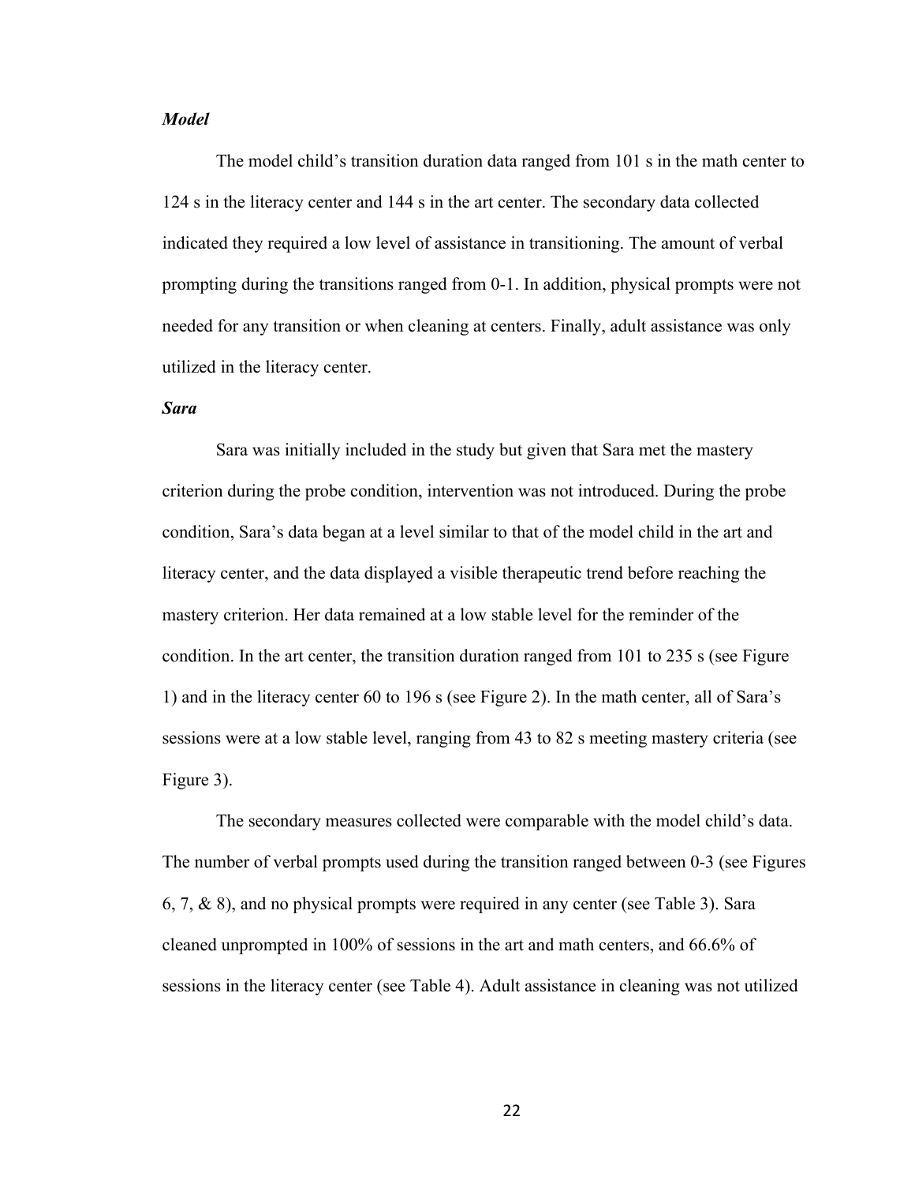### *Model*

The model child's transition duration data ranged from 101 s in the math center to 124 s in the literacy center and 144 s in the art center. The secondary data collected indicated they required a low level of assistance in transitioning. The amount of verbal prompting during the transitions ranged from 0-1. In addition, physical prompts were not needed for any transition or when cleaning at centers. Finally, adult assistance was only utilized in the literacy center.

### *Sara*

Sara was initially included in the study but given that Sara met the mastery criterion during the probe condition, intervention was not introduced. During the probe condition, Sara's data began at a level similar to that of the model child in the art and literacy center, and the data displayed a visible therapeutic trend before reaching the mastery criterion. Her data remained at a low stable level for the reminder of the condition. In the art center, the transition duration ranged from 101 to 235 s (see Figure 1) and in the literacy center 60 to 196 s (see Figure 2). In the math center, all of Sara's sessions were at a low stable level, ranging from 43 to 82 s meeting mastery criteria (see Figure 3).

The secondary measures collected were comparable with the model child's data. The number of verbal prompts used during the transition ranged between 0-3 (see Figures 6, 7, & 8), and no physical prompts were required in any center (see Table 3). Sara cleaned unprompted in 100% of sessions in the art and math centers, and 66.6% of sessions in the literacy center (see Table 4). Adult assistance in cleaning was not utilized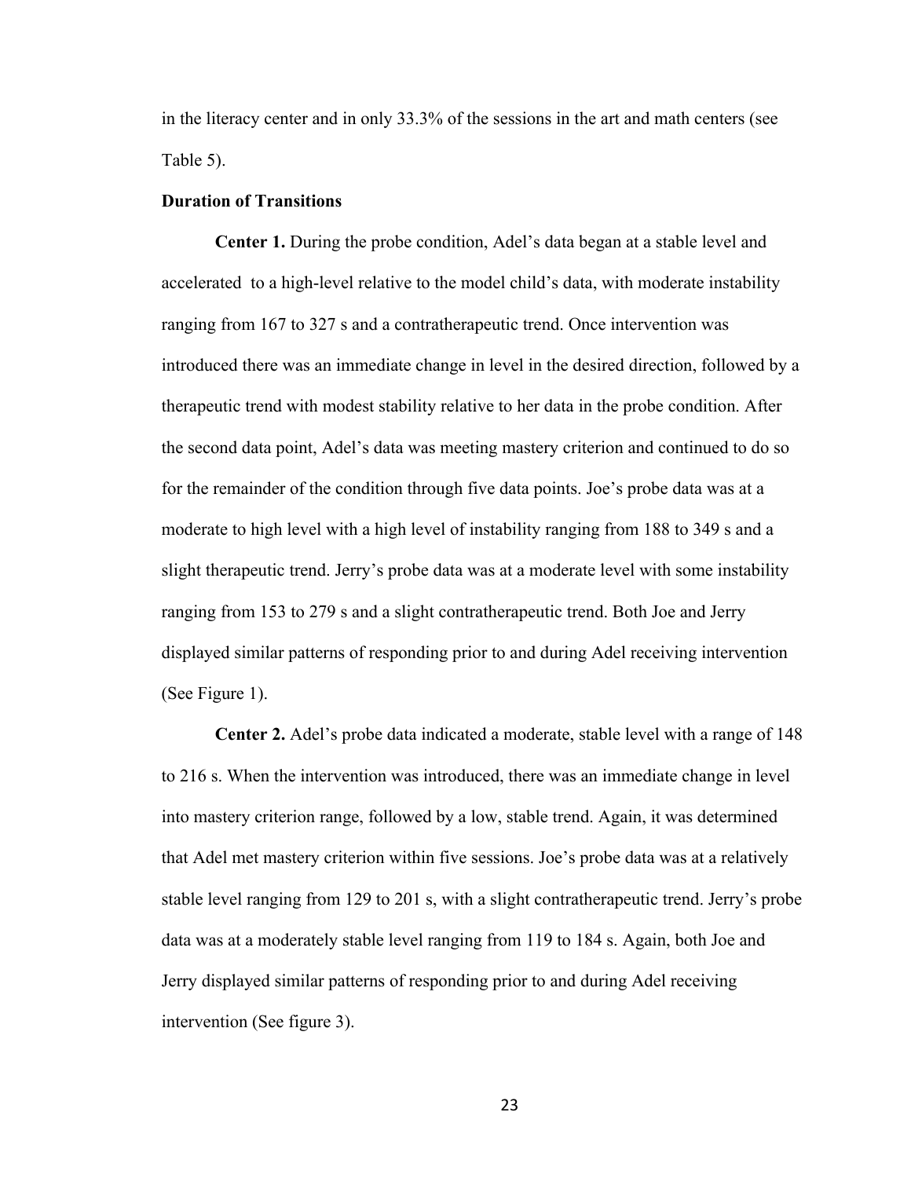in the literacy center and in only 33.3% of the sessions in the art and math centers (see Table 5).

**Duration of Transitions**

**Center 1.** During the probe condition, Adel's data began at a stable level and accelerated to a high-level relative to the model child's data, with moderate instability ranging from 167 to 327 s and a contratherapeutic trend. Once intervention was introduced there was an immediate change in level in the desired direction, followed by a therapeutic trend with modest stability relative to her data in the probe condition. After the second data point, Adel's data was meeting mastery criterion and continued to do so for the remainder of the condition through five data points. Joe's probe data was at a moderate to high level with a high level of instability ranging from 188 to 349 s and a slight therapeutic trend. Jerry's probe data was at a moderate level with some instability ranging from 153 to 279 s and a slight contratherapeutic trend. Both Joe and Jerry displayed similar patterns of responding prior to and during Adel receiving intervention (See Figure 1).

**Center 2.** Adel's probe data indicated a moderate, stable level with a range of 148 to 216 s. When the intervention was introduced, there was an immediate change in level into mastery criterion range, followed by a low, stable trend. Again, it was determined that Adel met mastery criterion within five sessions. Joe's probe data was at a relatively stable level ranging from 129 to 201 s, with a slight contratherapeutic trend. Jerry's probe data was at a moderately stable level ranging from 119 to 184 s. Again, both Joe and Jerry displayed similar patterns of responding prior to and during Adel receiving intervention (See figure 3).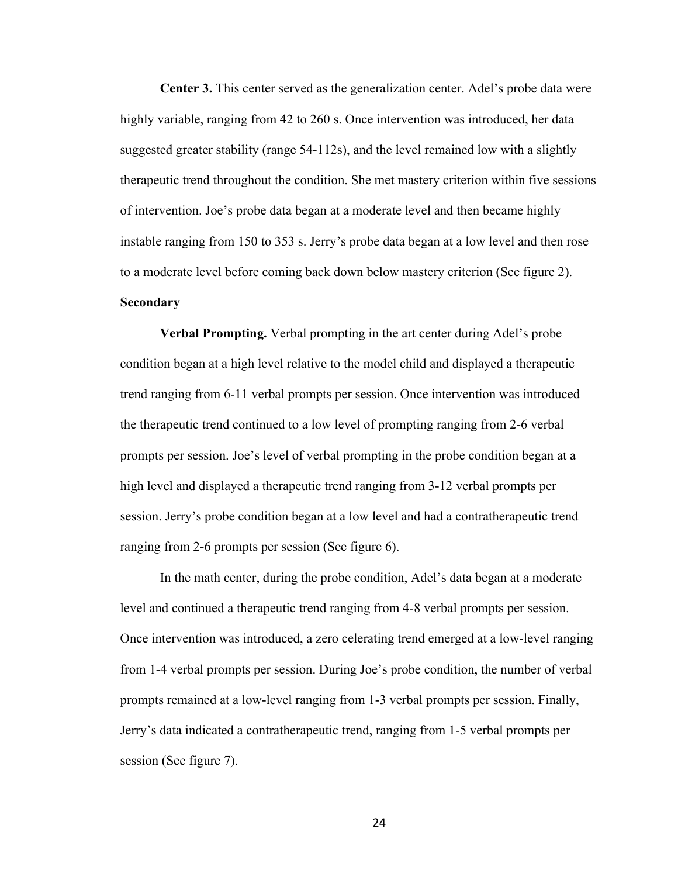**Center 3.** This center served as the generalization center. Adel's probe data were highly variable, ranging from 42 to 260 s. Once intervention was introduced, her data suggested greater stability (range 54-112s), and the level remained low with a slightly therapeutic trend throughout the condition. She met mastery criterion within five sessions of intervention. Joe's probe data began at a moderate level and then became highly instable ranging from 150 to 353 s. Jerry's probe data began at a low level and then rose to a moderate level before coming back down below mastery criterion (See figure 2).

**Secondary**

**Verbal Prompting.** Verbal prompting in the art center during Adel's probe condition began at a high level relative to the model child and displayed a therapeutic trend ranging from 6-11 verbal prompts per session. Once intervention was introduced the therapeutic trend continued to a low level of prompting ranging from 2-6 verbal prompts per session. Joe's level of verbal prompting in the probe condition began at a high level and displayed a therapeutic trend ranging from 3-12 verbal prompts per session. Jerry's probe condition began at a low level and had a contratherapeutic trend ranging from 2-6 prompts per session (See figure 6).

In the math center, during the probe condition, Adel's data began at a moderate level and continued a therapeutic trend ranging from 4-8 verbal prompts per session. Once intervention was introduced, a zero celerating trend emerged at a low-level ranging from 1-4 verbal prompts per session. During Joe's probe condition, the number of verbal prompts remained at a low-level ranging from 1-3 verbal prompts per session. Finally, Jerry's data indicated a contratherapeutic trend, ranging from 1-5 verbal prompts per session (See figure 7).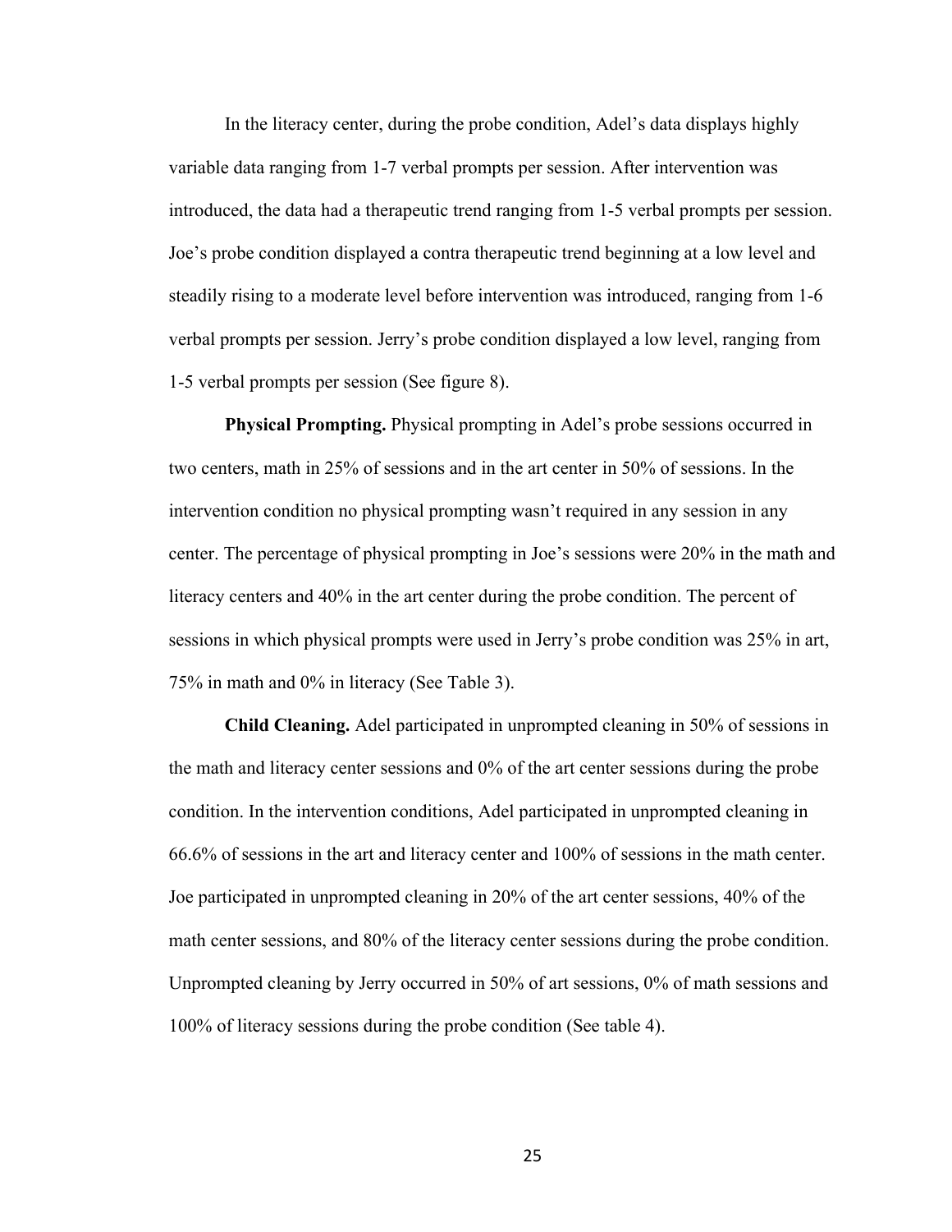In the literacy center, during the probe condition, Adel's data displays highly variable data ranging from 1-7 verbal prompts per session. After intervention was introduced, the data had a therapeutic trend ranging from 1-5 verbal prompts per session. Joe's probe condition displayed a contra therapeutic trend beginning at a low level and steadily rising to a moderate level before intervention was introduced, ranging from 1-6 verbal prompts per session. Jerry's probe condition displayed a low level, ranging from 1-5 verbal prompts per session (See figure 8).

**Physical Prompting.** Physical prompting in Adel's probe sessions occurred in two centers, math in 25% of sessions and in the art center in 50% of sessions. In the intervention condition no physical prompting wasn't required in any session in any center. The percentage of physical prompting in Joe's sessions were 20% in the math and literacy centers and 40% in the art center during the probe condition. The percent of sessions in which physical prompts were used in Jerry's probe condition was 25% in art, 75% in math and 0% in literacy (See Table 3).

**Child Cleaning.** Adel participated in unprompted cleaning in 50% of sessions in the math and literacy center sessions and 0% of the art center sessions during the probe condition. In the intervention conditions, Adel participated in unprompted cleaning in 66.6% of sessions in the art and literacy center and 100% of sessions in the math center. Joe participated in unprompted cleaning in 20% of the art center sessions, 40% of the math center sessions, and 80% of the literacy center sessions during the probe condition. Unprompted cleaning by Jerry occurred in 50% of art sessions, 0% of math sessions and 100% of literacy sessions during the probe condition (See table 4).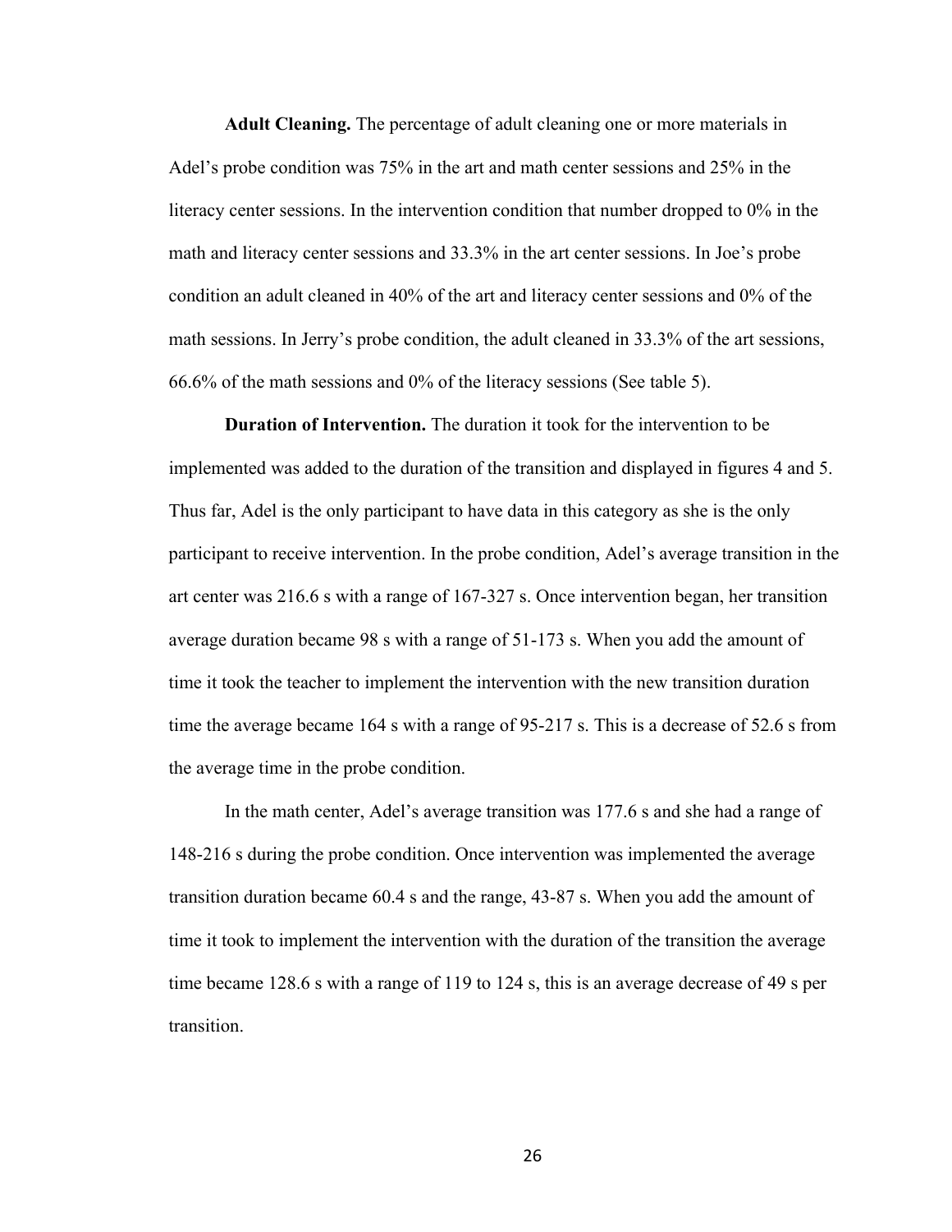**Adult Cleaning.** The percentage of adult cleaning one or more materials in Adel's probe condition was 75% in the art and math center sessions and 25% in the literacy center sessions. In the intervention condition that number dropped to 0% in the math and literacy center sessions and 33.3% in the art center sessions. In Joe's probe condition an adult cleaned in 40% of the art and literacy center sessions and 0% of the math sessions. In Jerry's probe condition, the adult cleaned in 33.3% of the art sessions, 66.6% of the math sessions and 0% of the literacy sessions (See table 5).

**Duration of Intervention.** The duration it took for the intervention to be implemented was added to the duration of the transition and displayed in figures 4 and 5. Thus far, Adel is the only participant to have data in this category as she is the only participant to receive intervention. In the probe condition, Adel's average transition in the art center was 216.6 s with a range of 167-327 s. Once intervention began, her transition average duration became 98 s with a range of 51-173 s. When you add the amount of time it took the teacher to implement the intervention with the new transition duration time the average became 164 s with a range of 95-217 s. This is a decrease of 52.6 s from the average time in the probe condition.

In the math center, Adel's average transition was 177.6 s and she had a range of 148-216 s during the probe condition. Once intervention was implemented the average transition duration became 60.4 s and the range, 43-87 s. When you add the amount of time it took to implement the intervention with the duration of the transition the average time became 128.6 s with a range of 119 to 124 s, this is an average decrease of 49 s per transition.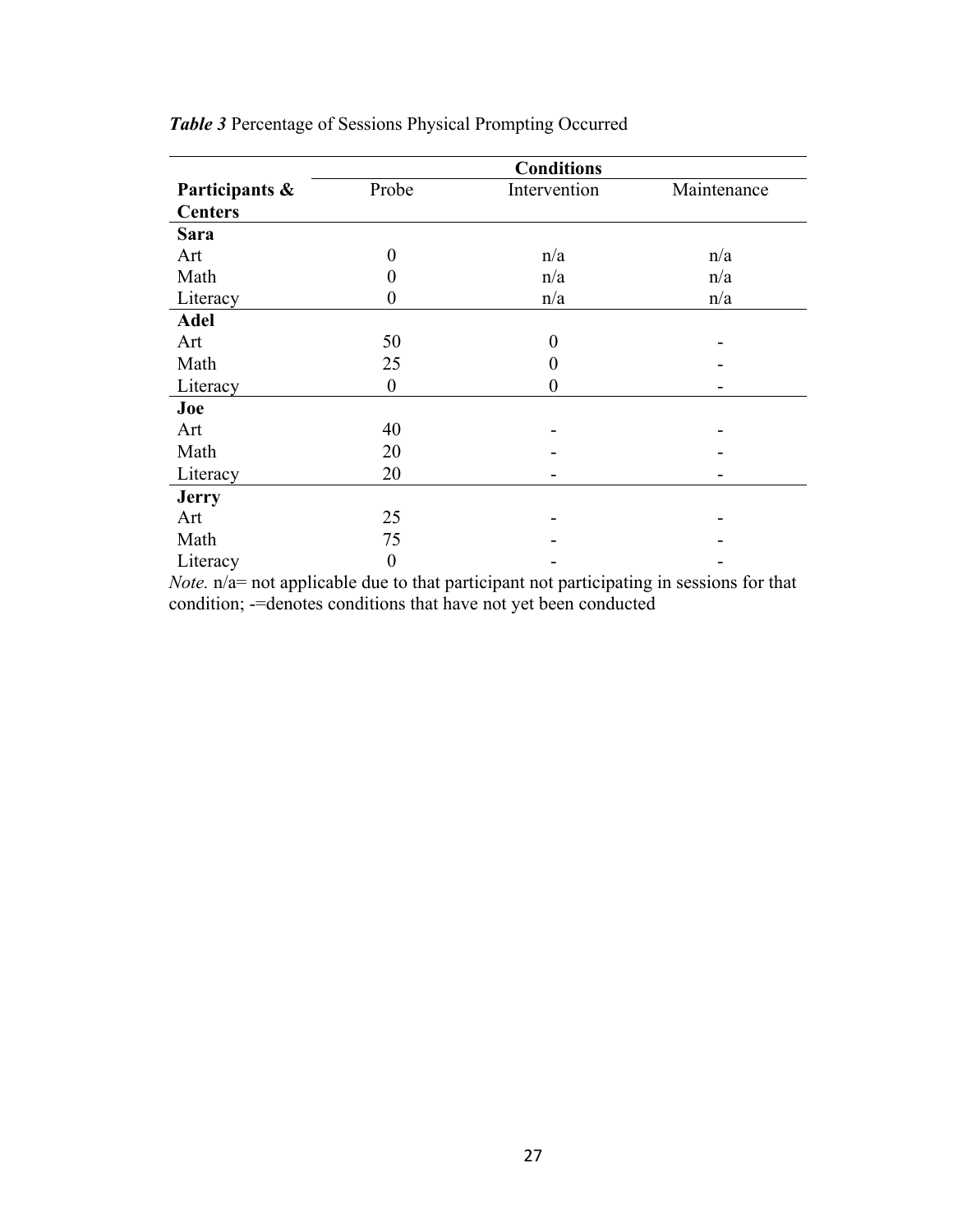***Table 3*** Percentage of Sessions Physical Prompting Occurred

| | Conditions | | |
|---|---|---|---|
| **Participants & Centers** | Probe | Intervention | Maintenance |
| **Sara** | | | |
| Art | 0 | n/a | n/a |
| Math | 0 | n/a | n/a |
| Literacy | 0 | n/a | n/a |
| **Adel** | | | |
| Art | 50 | 0 | - |
| Math | 25 | 0 | - |
| Literacy | 0 | 0 | - |
| **Joe** | | | |
| Art | 40 | - | - |
| Math | 20 | - | - |
| Literacy | 20 | - | - |
| **Jerry** | | | |
| Art | 25 | - | - |
| Math | 75 | - | - |
| Literacy | 0 | - | - |

*Note.* n/a= not applicable due to that participant not participating in sessions for that condition; -=denotes conditions that have not yet been conducted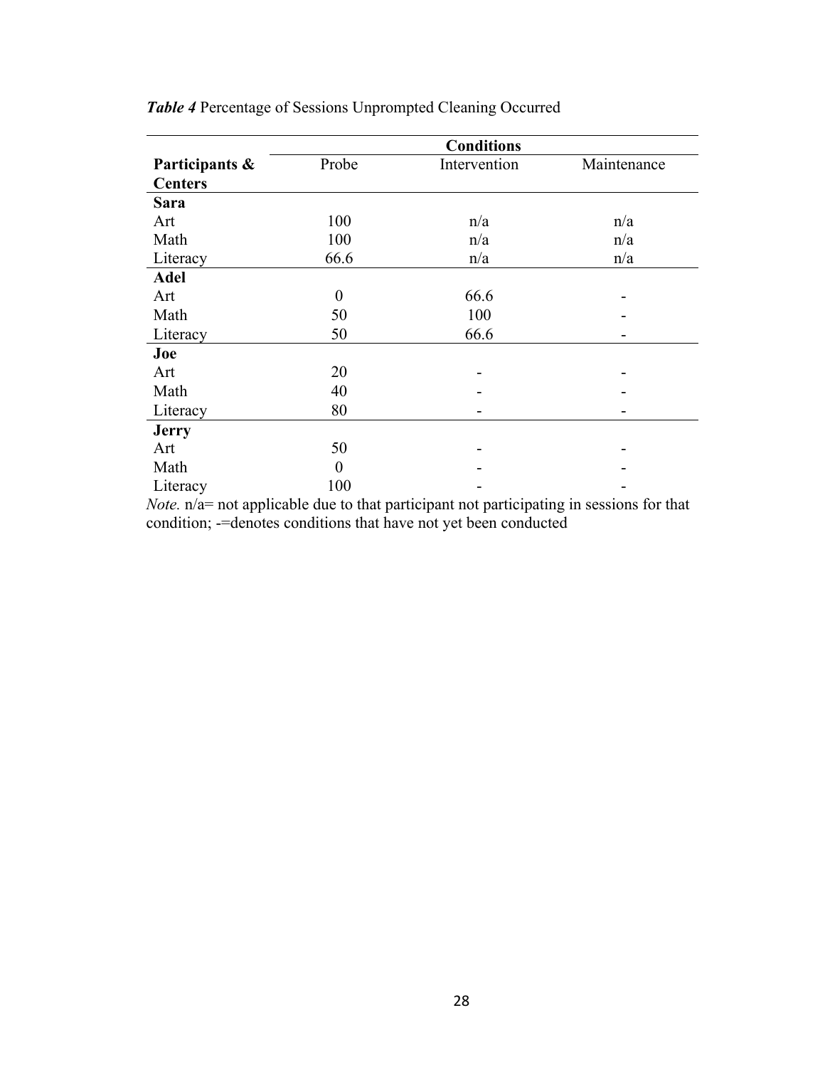***Table 4*** Percentage of Sessions Unprompted Cleaning Occurred

| | Conditions | | |
|---|---|---|---|
| **Participants & Centers** | Probe | Intervention | Maintenance |
| **Sara** | | | |
| Art | 100 | n/a | n/a |
| Math | 100 | n/a | n/a |
| Literacy | 66.6 | n/a | n/a |
| **Adel** | | | |
| Art | 0 | 66.6 | - |
| Math | 50 | 100 | - |
| Literacy | 50 | 66.6 | - |
| **Joe** | | | |
| Art | 20 | - | - |
| Math | 40 | - | - |
| Literacy | 80 | - | - |
| **Jerry** | | | |
| Art | 50 | - | - |
| Math | 0 | - | - |
| Literacy | 100 | - | - |

*Note.* n/a= not applicable due to that participant not participating in sessions for that condition; -=denotes conditions that have not yet been conducted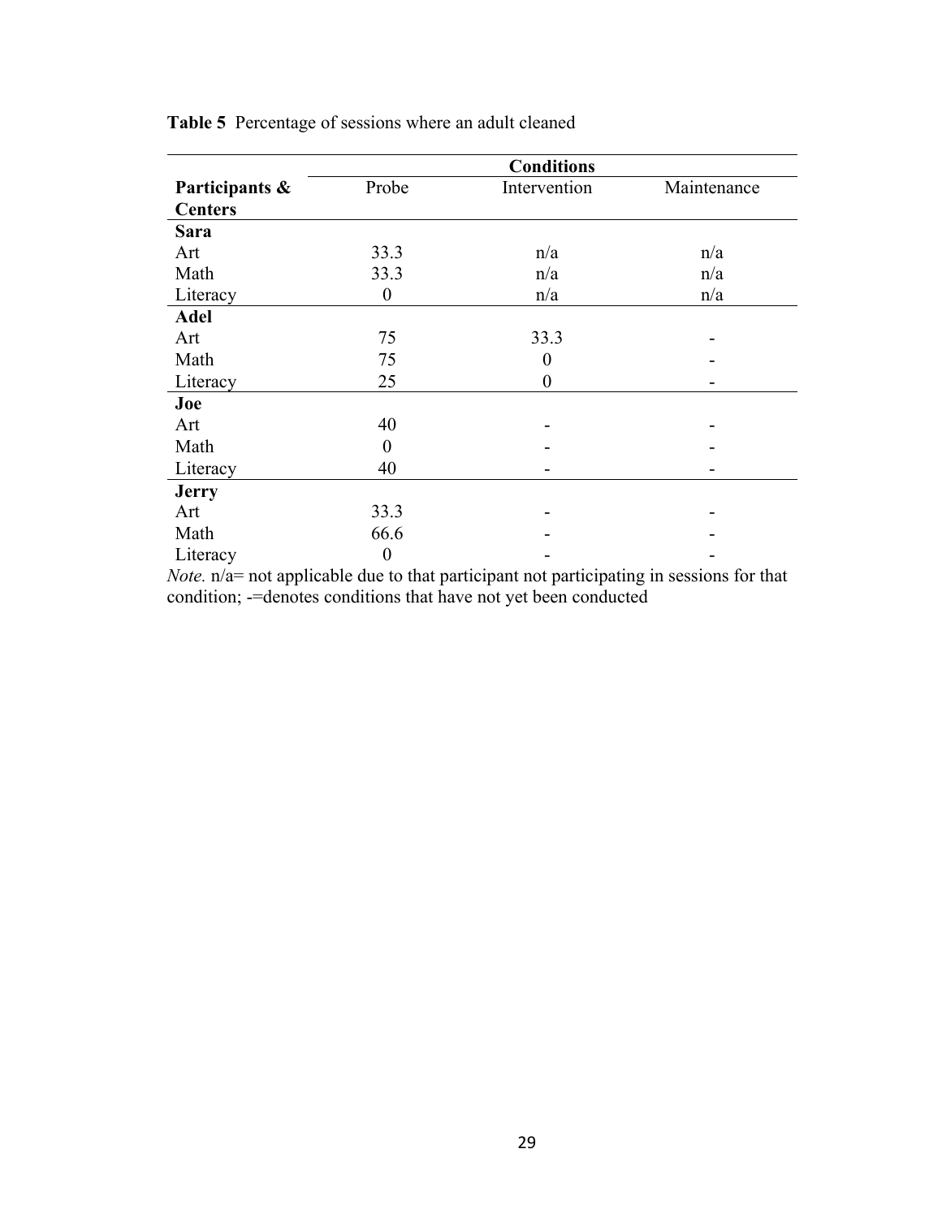**Table 5** Percentage of sessions where an adult cleaned

| Participants & Centers | Conditions | | |
|---|---|---|---|
| | Probe | Intervention | Maintenance |
| **Sara** | | | |
| Art | 33.3 | n/a | n/a |
| Math | 33.3 | n/a | n/a |
| Literacy | 0 | n/a | n/a |
| **Adel** | | | |
| Art | 75 | 33.3 | - |
| Math | 75 | 0 | - |
| Literacy | 25 | 0 | - |
| **Joe** | | | |
| Art | 40 | - | - |
| Math | 0 | - | - |
| Literacy | 40 | - | - |
| **Jerry** | | | |
| Art | 33.3 | - | - |
| Math | 66.6 | - | - |
| Literacy | 0 | - | - |

*Note.* n/a= not applicable due to that participant not participating in sessions for that condition; -=denotes conditions that have not yet been conducted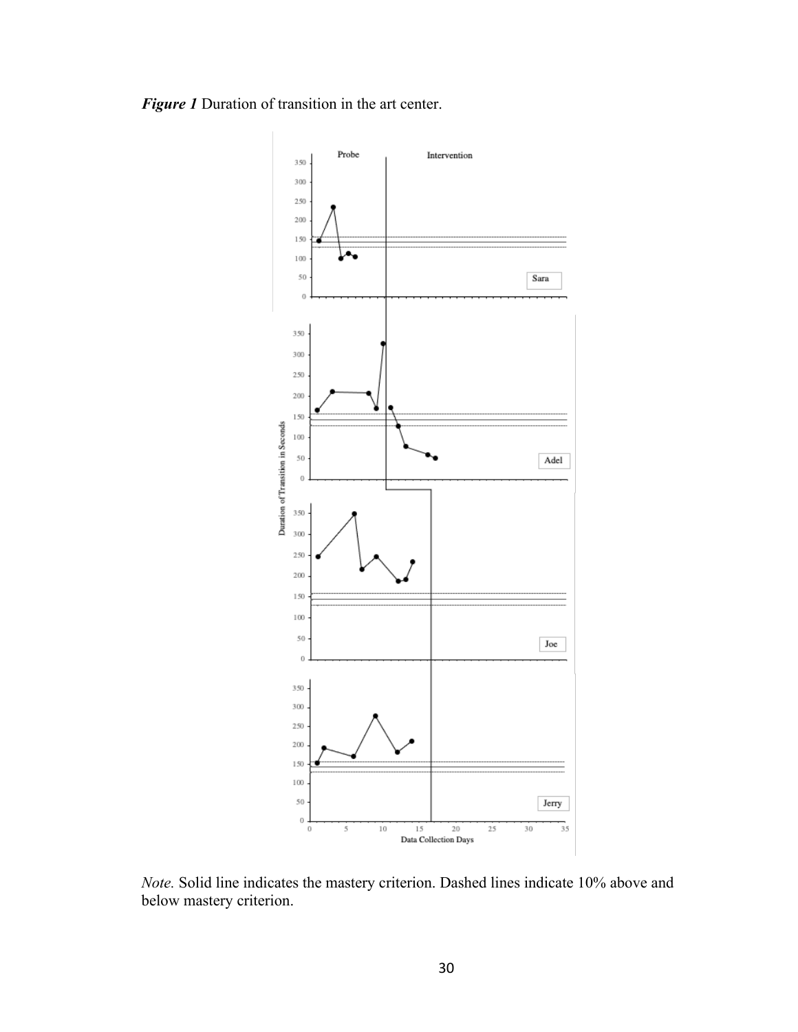***Figure 1*** Duration of transition in the art center.

*Note.* Solid line indicates the mastery criterion. Dashed lines indicate 10% above and below mastery criterion.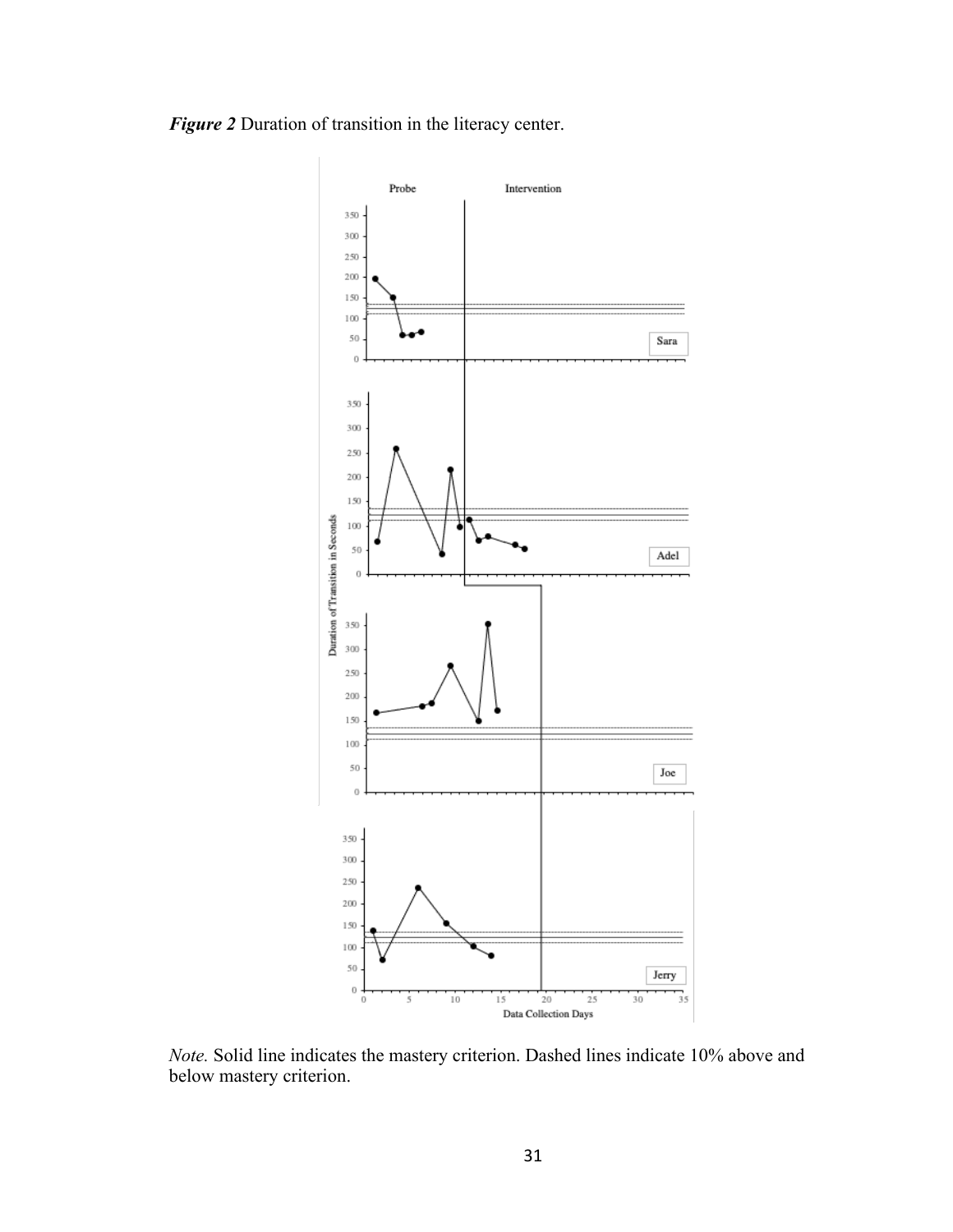*Figure 2* Duration of transition in the literacy center.

*Note.* Solid line indicates the mastery criterion. Dashed lines indicate 10% above and below mastery criterion.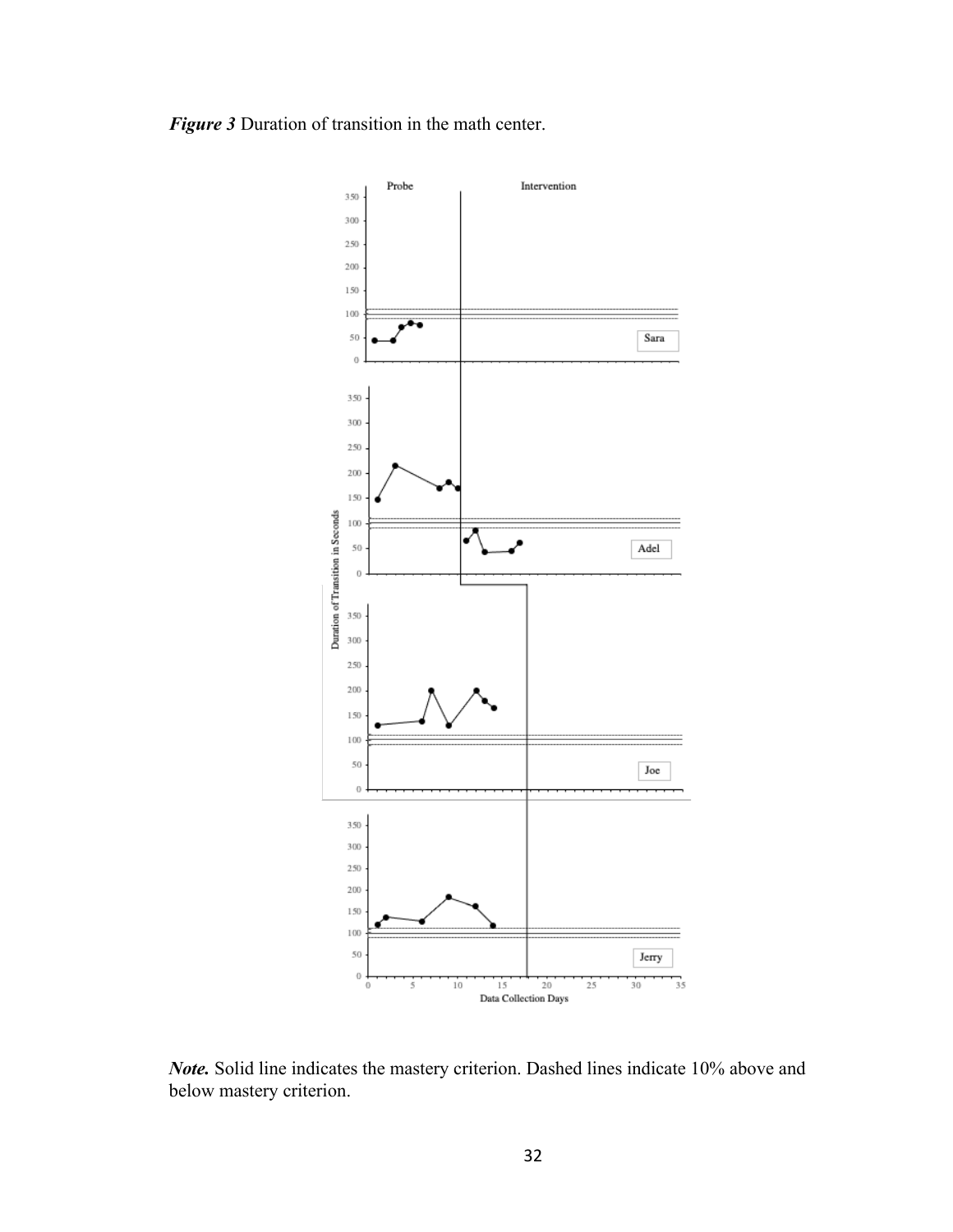*Figure 3* Duration of transition in the math center.

*Note.* Solid line indicates the mastery criterion. Dashed lines indicate 10% above and below mastery criterion.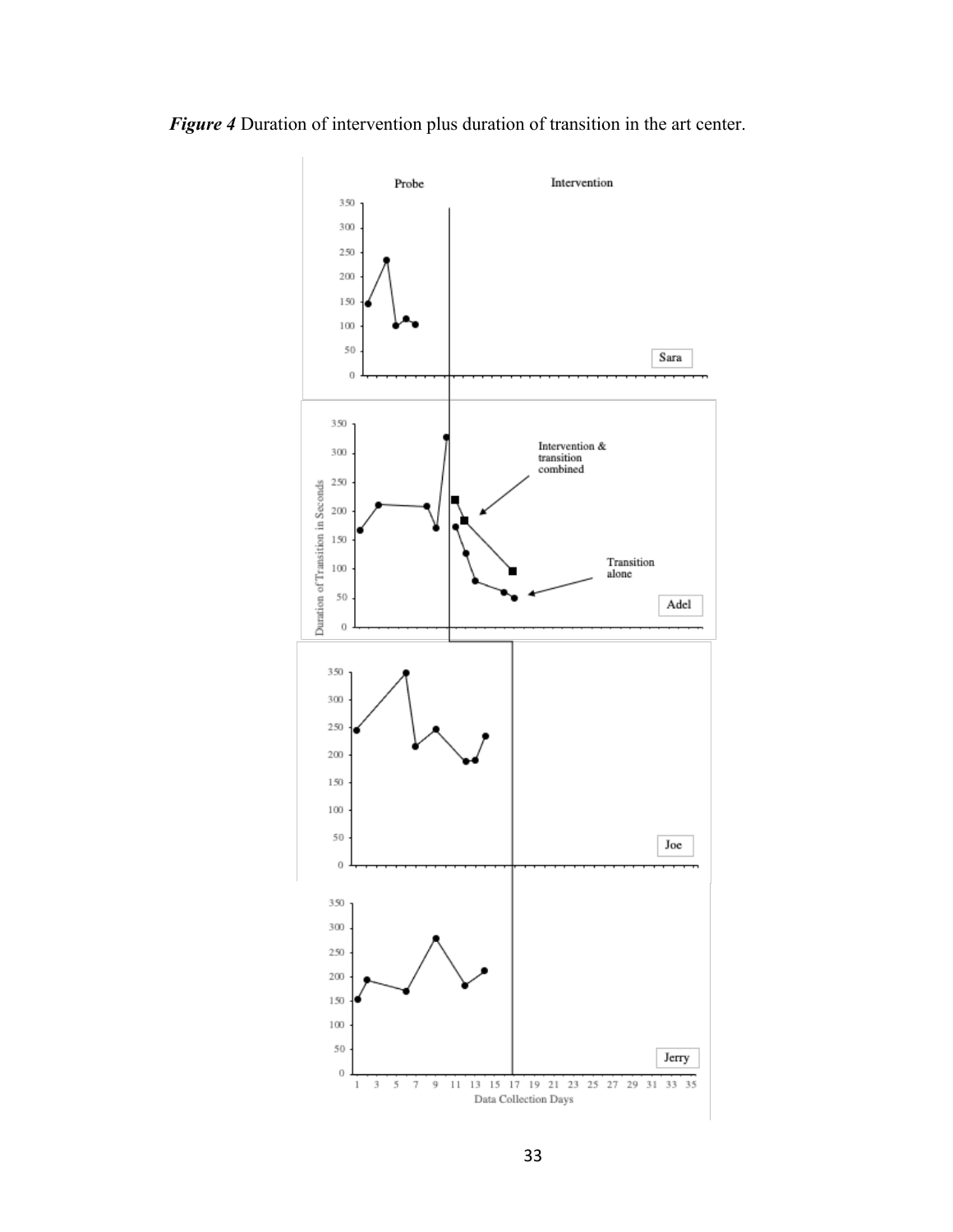***Figure 4*** Duration of intervention plus duration of transition in the art center.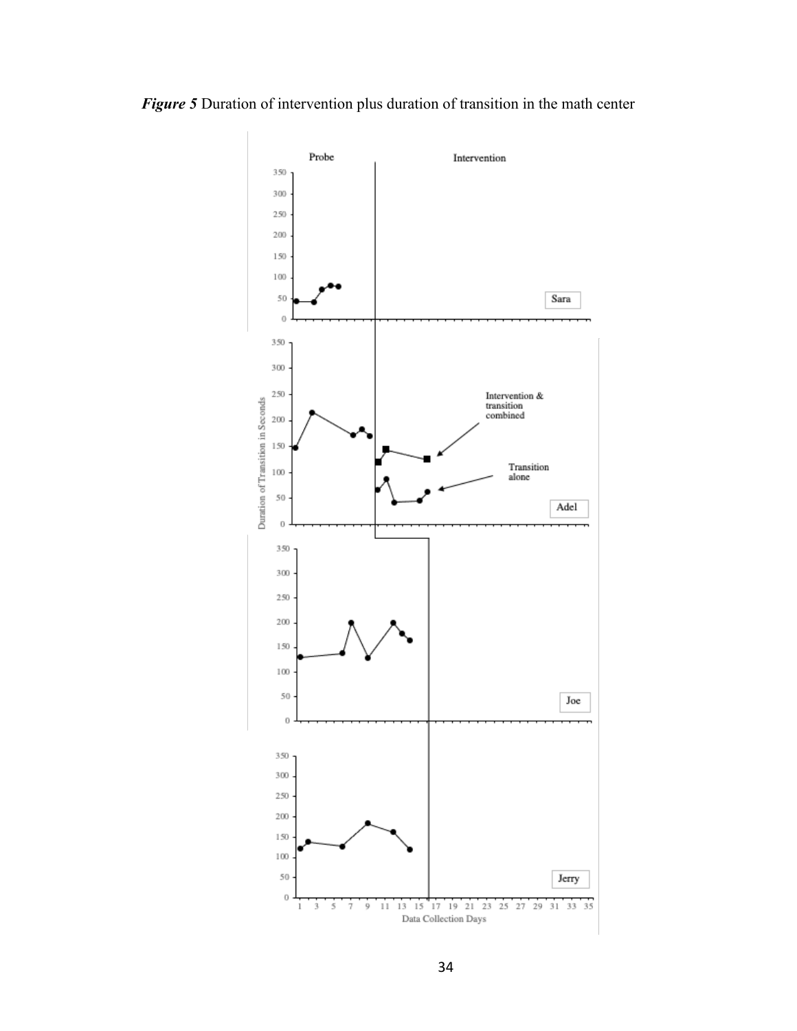***Figure 5*** Duration of intervention plus duration of transition in the math center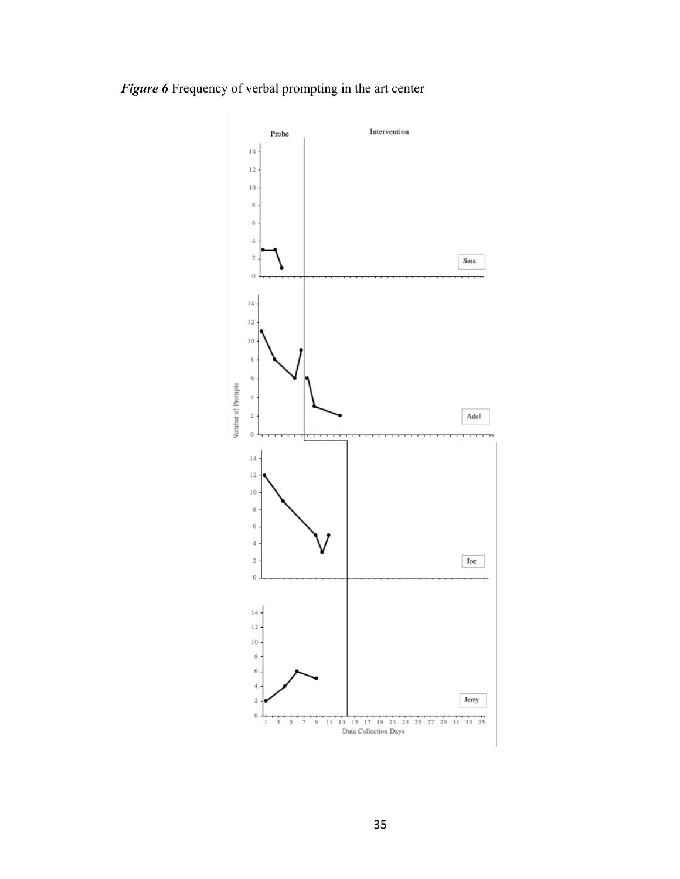***Figure 6*** Frequency of verbal prompting in the art center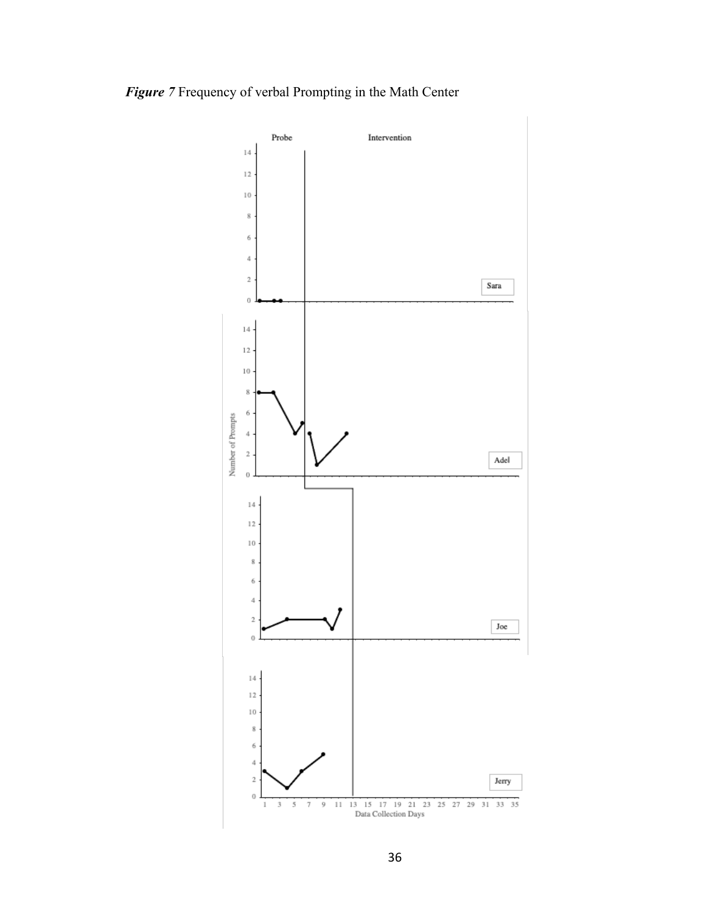***Figure 7*** Frequency of verbal Prompting in the Math Center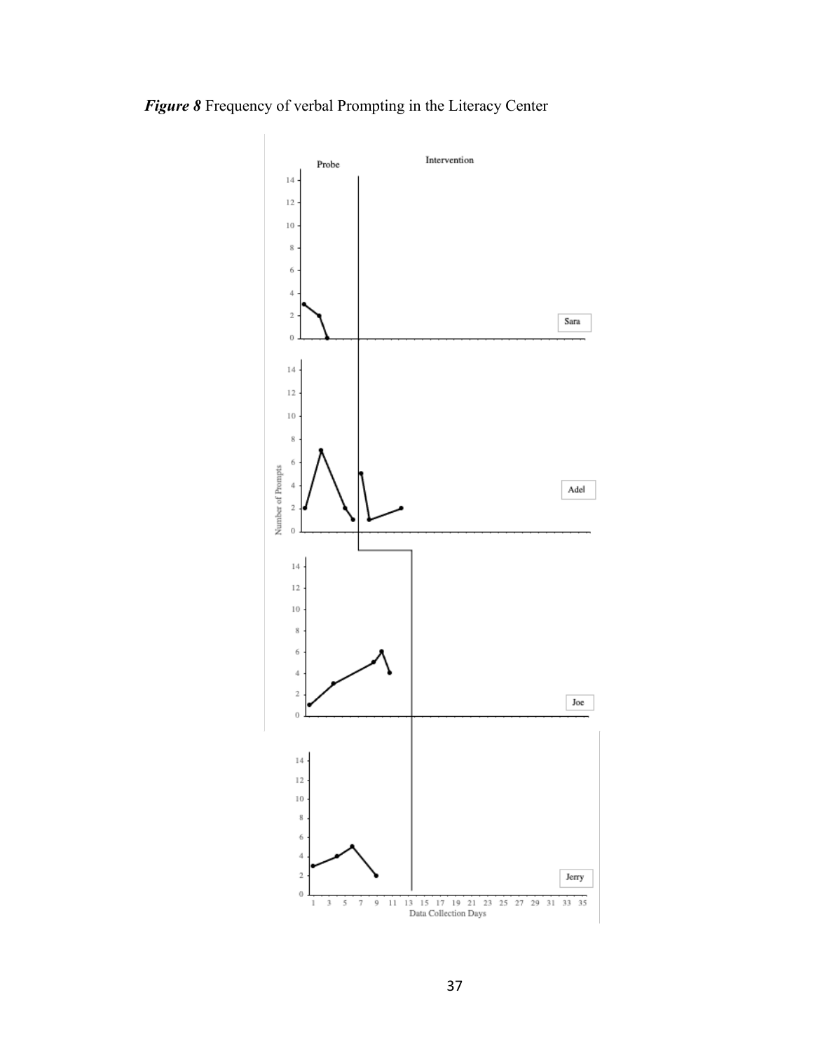*Figure 8* Frequency of verbal Prompting in the Literacy Center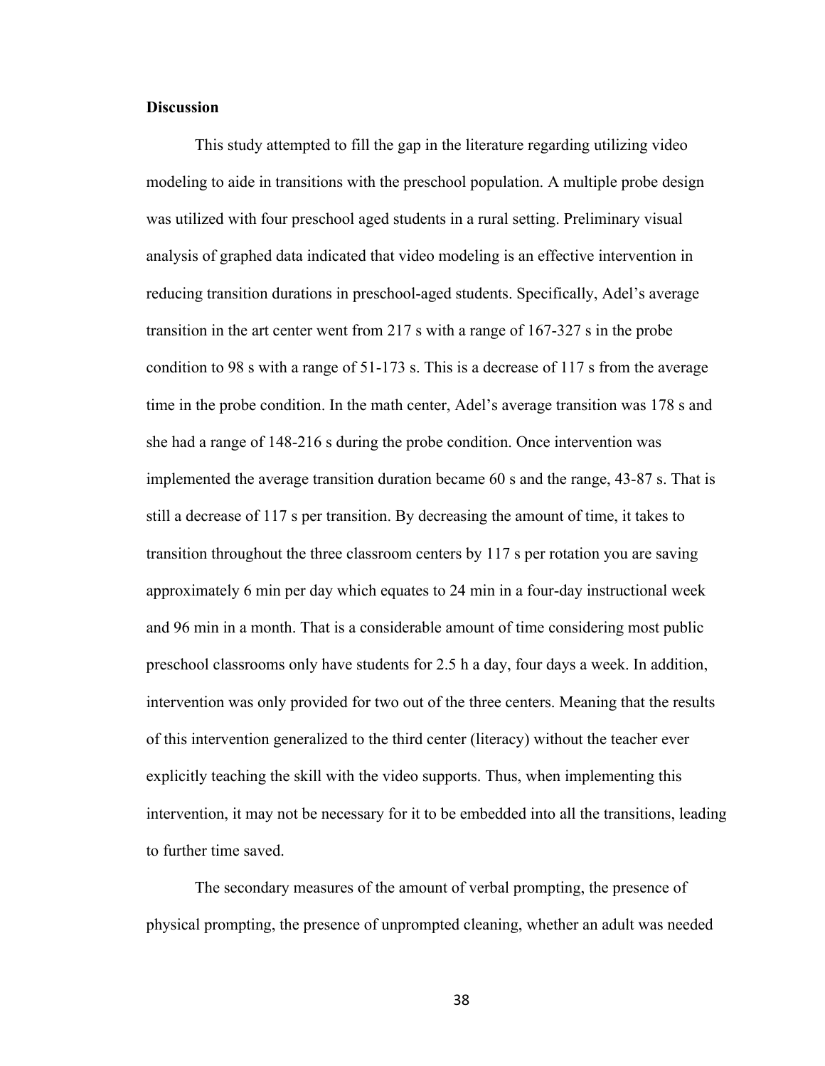**Discussion**

This study attempted to fill the gap in the literature regarding utilizing video modeling to aide in transitions with the preschool population. A multiple probe design was utilized with four preschool aged students in a rural setting. Preliminary visual analysis of graphed data indicated that video modeling is an effective intervention in reducing transition durations in preschool-aged students. Specifically, Adel's average transition in the art center went from 217 s with a range of 167-327 s in the probe condition to 98 s with a range of 51-173 s. This is a decrease of 117 s from the average time in the probe condition. In the math center, Adel's average transition was 178 s and she had a range of 148-216 s during the probe condition. Once intervention was implemented the average transition duration became 60 s and the range, 43-87 s. That is still a decrease of 117 s per transition. By decreasing the amount of time, it takes to transition throughout the three classroom centers by 117 s per rotation you are saving approximately 6 min per day which equates to 24 min in a four-day instructional week and 96 min in a month. That is a considerable amount of time considering most public preschool classrooms only have students for 2.5 h a day, four days a week. In addition, intervention was only provided for two out of the three centers. Meaning that the results of this intervention generalized to the third center (literacy) without the teacher ever explicitly teaching the skill with the video supports. Thus, when implementing this intervention, it may not be necessary for it to be embedded into all the transitions, leading to further time saved.

The secondary measures of the amount of verbal prompting, the presence of physical prompting, the presence of unprompted cleaning, whether an adult was needed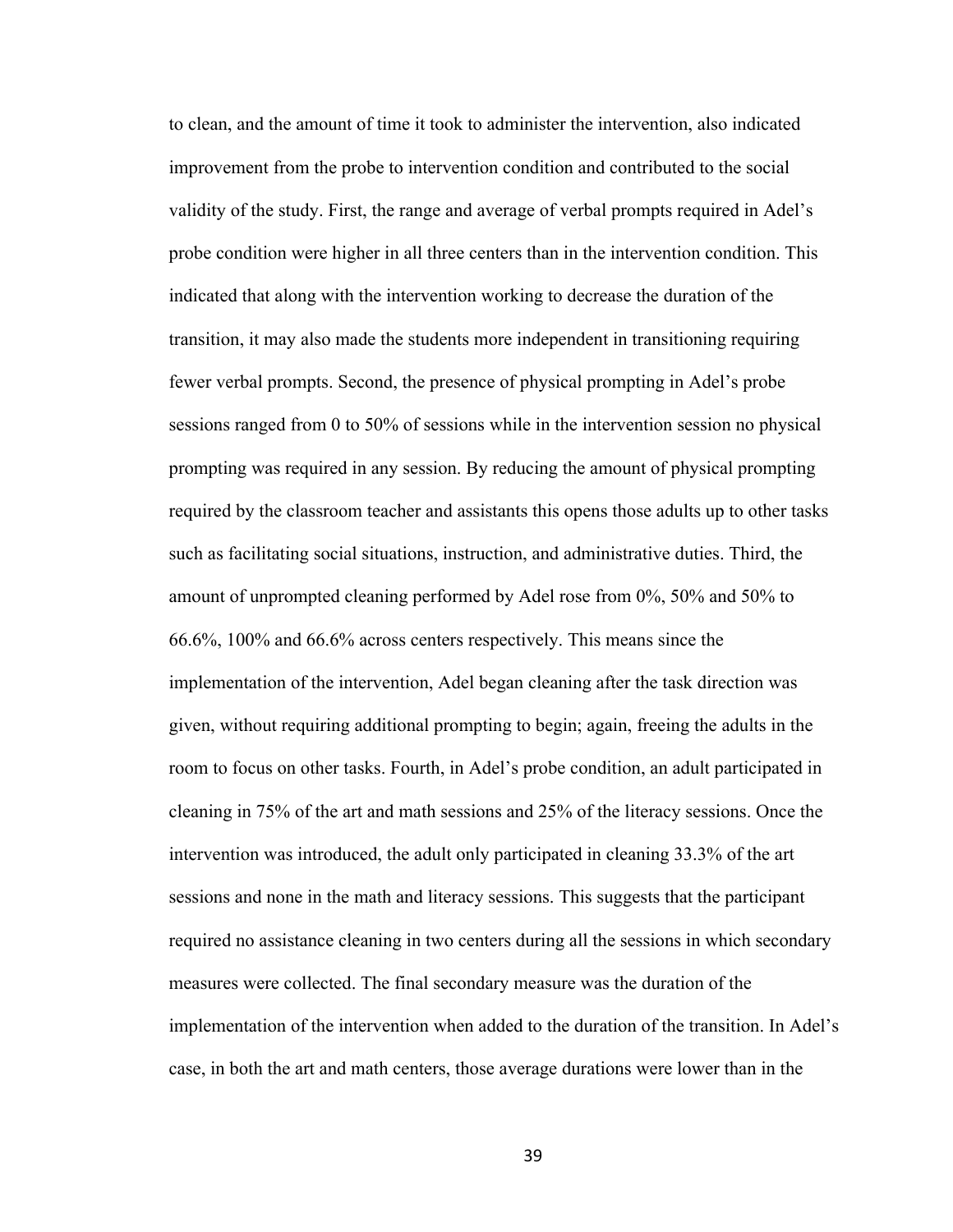to clean, and the amount of time it took to administer the intervention, also indicated improvement from the probe to intervention condition and contributed to the social validity of the study. First, the range and average of verbal prompts required in Adel's probe condition were higher in all three centers than in the intervention condition. This indicated that along with the intervention working to decrease the duration of the transition, it may also made the students more independent in transitioning requiring fewer verbal prompts. Second, the presence of physical prompting in Adel's probe sessions ranged from 0 to 50% of sessions while in the intervention session no physical prompting was required in any session. By reducing the amount of physical prompting required by the classroom teacher and assistants this opens those adults up to other tasks such as facilitating social situations, instruction, and administrative duties. Third, the amount of unprompted cleaning performed by Adel rose from 0%, 50% and 50% to 66.6%, 100% and 66.6% across centers respectively. This means since the implementation of the intervention, Adel began cleaning after the task direction was given, without requiring additional prompting to begin; again, freeing the adults in the room to focus on other tasks. Fourth, in Adel's probe condition, an adult participated in cleaning in 75% of the art and math sessions and 25% of the literacy sessions. Once the intervention was introduced, the adult only participated in cleaning 33.3% of the art sessions and none in the math and literacy sessions. This suggests that the participant required no assistance cleaning in two centers during all the sessions in which secondary measures were collected. The final secondary measure was the duration of the implementation of the intervention when added to the duration of the transition. In Adel's case, in both the art and math centers, those average durations were lower than in the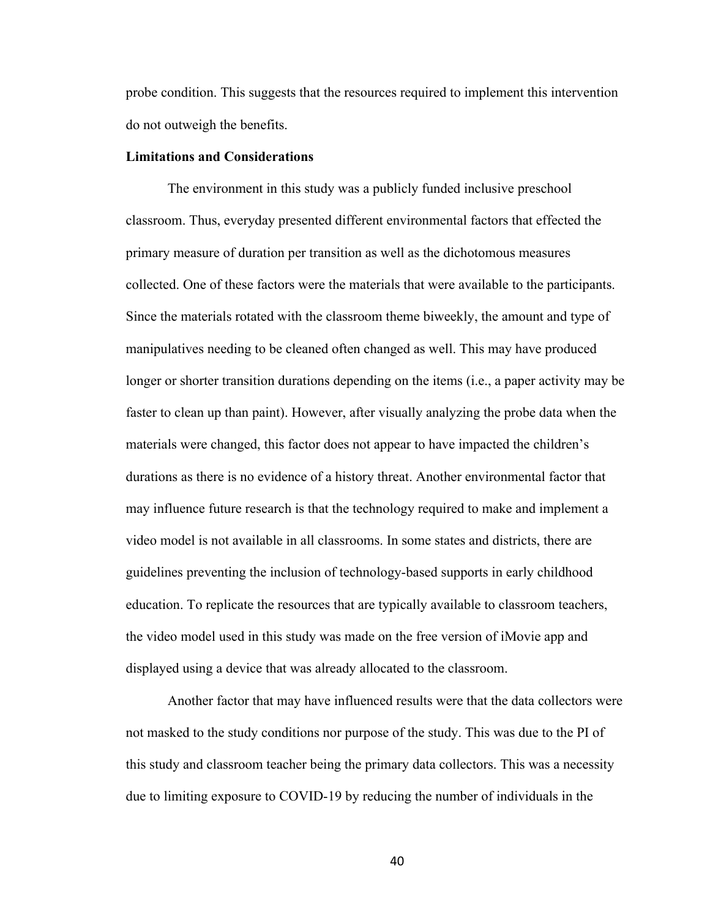probe condition. This suggests that the resources required to implement this intervention do not outweigh the benefits.

**Limitations and Considerations**

The environment in this study was a publicly funded inclusive preschool classroom. Thus, everyday presented different environmental factors that effected the primary measure of duration per transition as well as the dichotomous measures collected. One of these factors were the materials that were available to the participants. Since the materials rotated with the classroom theme biweekly, the amount and type of manipulatives needing to be cleaned often changed as well. This may have produced longer or shorter transition durations depending on the items (i.e., a paper activity may be faster to clean up than paint). However, after visually analyzing the probe data when the materials were changed, this factor does not appear to have impacted the children's durations as there is no evidence of a history threat. Another environmental factor that may influence future research is that the technology required to make and implement a video model is not available in all classrooms. In some states and districts, there are guidelines preventing the inclusion of technology-based supports in early childhood education. To replicate the resources that are typically available to classroom teachers, the video model used in this study was made on the free version of iMovie app and displayed using a device that was already allocated to the classroom.

Another factor that may have influenced results were that the data collectors were not masked to the study conditions nor purpose of the study. This was due to the PI of this study and classroom teacher being the primary data collectors. This was a necessity due to limiting exposure to COVID-19 by reducing the number of individuals in the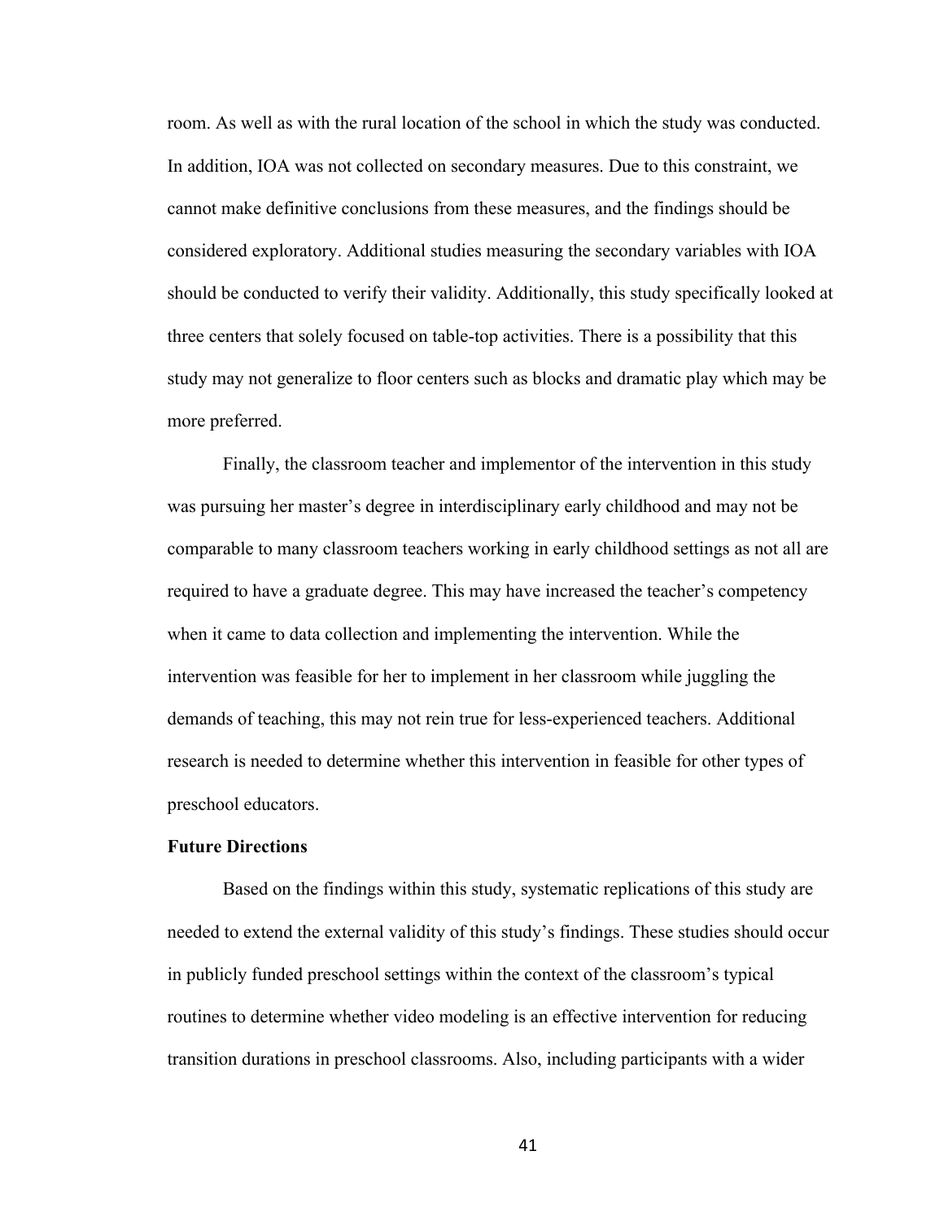room. As well as with the rural location of the school in which the study was conducted. In addition, IOA was not collected on secondary measures. Due to this constraint, we cannot make definitive conclusions from these measures, and the findings should be considered exploratory. Additional studies measuring the secondary variables with IOA should be conducted to verify their validity. Additionally, this study specifically looked at three centers that solely focused on table-top activities. There is a possibility that this study may not generalize to floor centers such as blocks and dramatic play which may be more preferred.

Finally, the classroom teacher and implementor of the intervention in this study was pursuing her master's degree in interdisciplinary early childhood and may not be comparable to many classroom teachers working in early childhood settings as not all are required to have a graduate degree. This may have increased the teacher's competency when it came to data collection and implementing the intervention. While the intervention was feasible for her to implement in her classroom while juggling the demands of teaching, this may not rein true for less-experienced teachers. Additional research is needed to determine whether this intervention in feasible for other types of preschool educators.

**Future Directions**

Based on the findings within this study, systematic replications of this study are needed to extend the external validity of this study's findings. These studies should occur in publicly funded preschool settings within the context of the classroom's typical routines to determine whether video modeling is an effective intervention for reducing transition durations in preschool classrooms. Also, including participants with a wider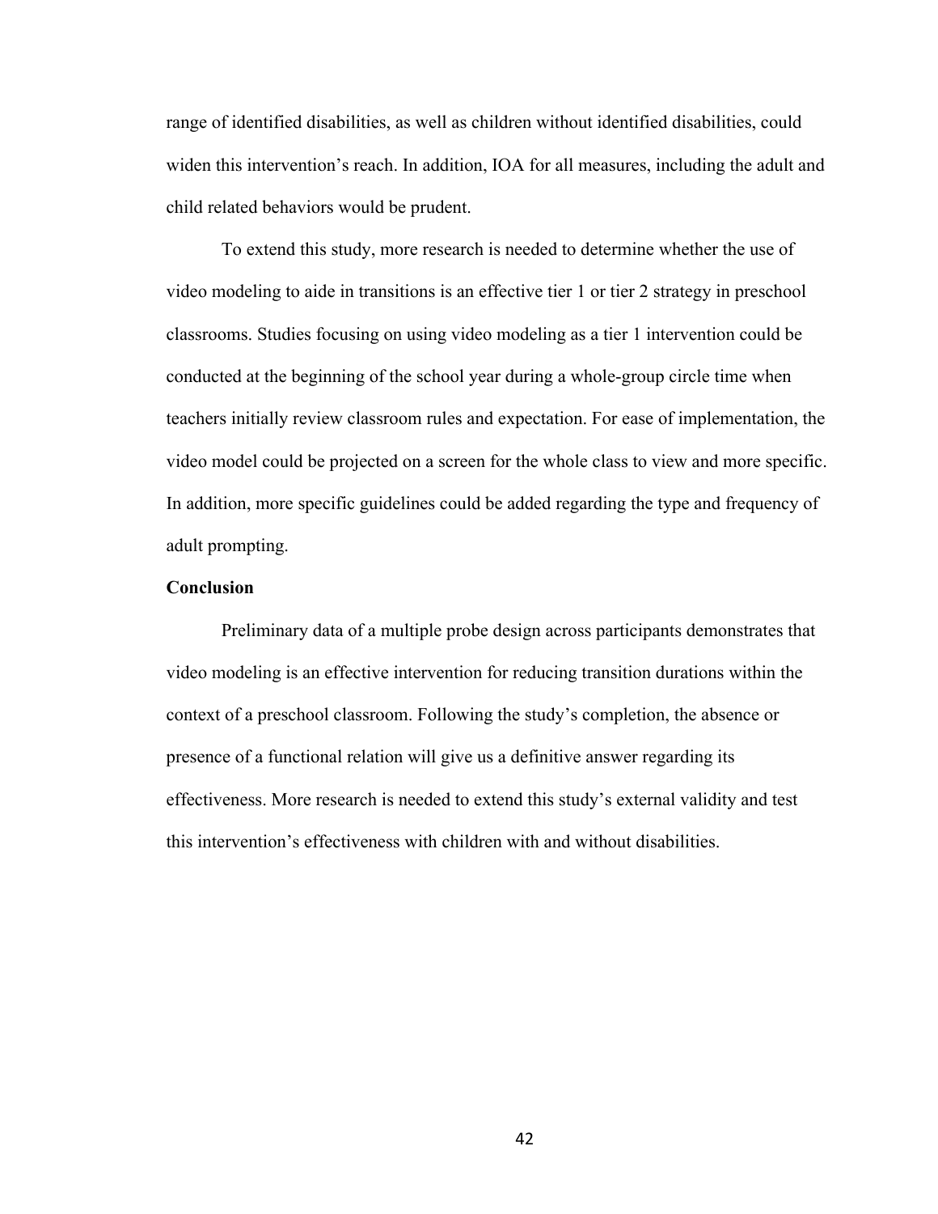range of identified disabilities, as well as children without identified disabilities, could widen this intervention's reach. In addition, IOA for all measures, including the adult and child related behaviors would be prudent.

To extend this study, more research is needed to determine whether the use of video modeling to aide in transitions is an effective tier 1 or tier 2 strategy in preschool classrooms. Studies focusing on using video modeling as a tier 1 intervention could be conducted at the beginning of the school year during a whole-group circle time when teachers initially review classroom rules and expectation. For ease of implementation, the video model could be projected on a screen for the whole class to view and more specific. In addition, more specific guidelines could be added regarding the type and frequency of adult prompting.

**Conclusion**

Preliminary data of a multiple probe design across participants demonstrates that video modeling is an effective intervention for reducing transition durations within the context of a preschool classroom. Following the study's completion, the absence or presence of a functional relation will give us a definitive answer regarding its effectiveness. More research is needed to extend this study's external validity and test this intervention's effectiveness with children with and without disabilities.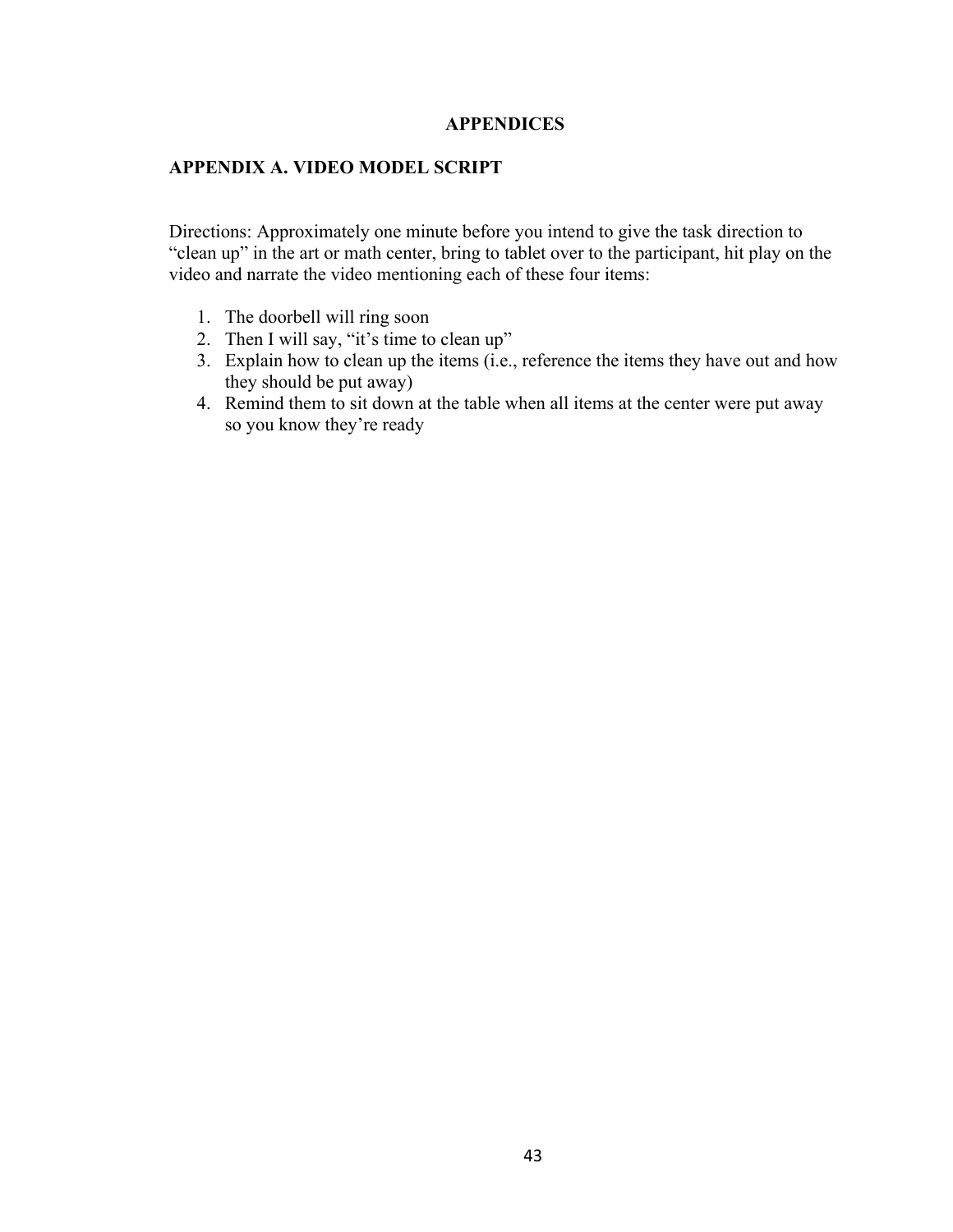# APPENDICES

## APPENDIX A. VIDEO MODEL SCRIPT

Directions: Approximately one minute before you intend to give the task direction to "clean up" in the art or math center, bring to tablet over to the participant, hit play on the video and narrate the video mentioning each of these four items:

1. The doorbell will ring soon
2. Then I will say, "it's time to clean up"
3. Explain how to clean up the items (i.e., reference the items they have out and how they should be put away)
4. Remind them to sit down at the table when all items at the center were put away so you know they're ready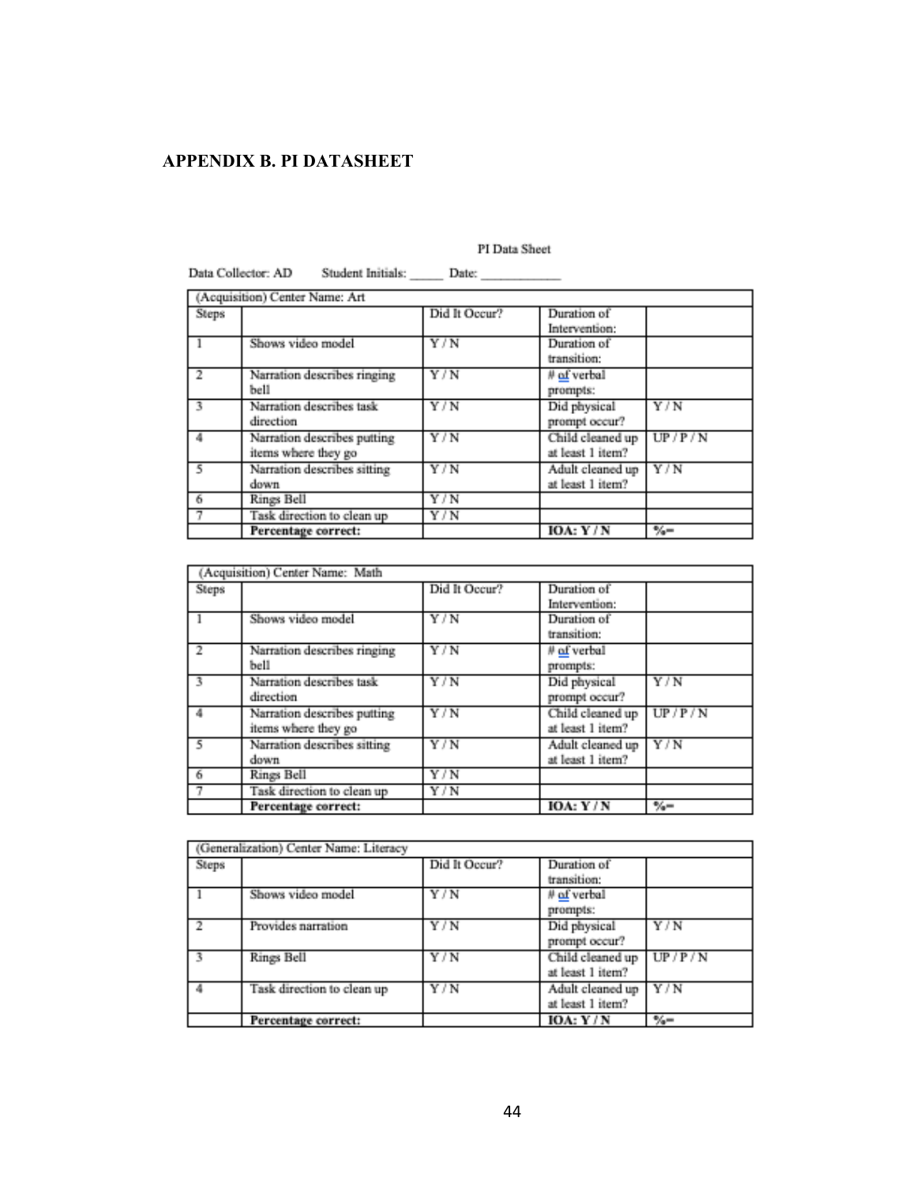## APPENDIX B. PI DATASHEET

PI Data Sheet

Data Collector: AD Student Initials: _____ Date: ___________

| (Acquisition) Center Name: Art | | | | |
|---|---|---|---|---|
| Steps | | Did It Occur? | Duration of Intervention: | |
| 1 | Shows video model | Y / N | Duration of transition: | |
| 2 | Narration describes ringing bell | Y / N | # of verbal prompts: | |
| 3 | Narration describes task direction | Y / N | Did physical prompt occur? | Y / N |
| 4 | Narration describes putting items where they go | Y / N | Child cleaned up at least 1 item? | UP / P / N |
| 5 | Narration describes sitting down | Y / N | Adult cleaned up at least 1 item? | Y / N |
| 6 | Rings Bell | Y / N | | |
| 7 | Task direction to clean up | Y / N | | |
| | **Percentage correct:** | | **IOA: Y / N** | %= |

| (Acquisition) Center Name: Math | | | | |
|---|---|---|---|---|
| Steps | | Did It Occur? | Duration of Intervention: | |
| 1 | Shows video model | Y / N | Duration of transition: | |
| 2 | Narration describes ringing bell | Y / N | # of verbal prompts: | |
| 3 | Narration describes task direction | Y / N | Did physical prompt occur? | Y / N |
| 4 | Narration describes putting items where they go | Y / N | Child cleaned up at least 1 item? | UP / P / N |
| 5 | Narration describes sitting down | Y / N | Adult cleaned up at least 1 item? | Y / N |
| 6 | Rings Bell | Y / N | | |
| 7 | Task direction to clean up | Y / N | | |
| | **Percentage correct:** | | **IOA: Y / N** | %= |

| (Generalization) Center Name: Literacy | | | | |
|---|---|---|---|---|
| Steps | | Did It Occur? | Duration of transition: | |
| 1 | Shows video model | Y / N | # of verbal prompts: | |
| 2 | Provides narration | Y / N | Did physical prompt occur? | Y / N |
| 3 | Rings Bell | Y / N | Child cleaned up at least 1 item? | UP / P / N |
| 4 | Task direction to clean up | Y / N | Adult cleaned up at least 1 item? | Y / N |
| | **Percentage correct:** | | **IOA: Y / N** | %= |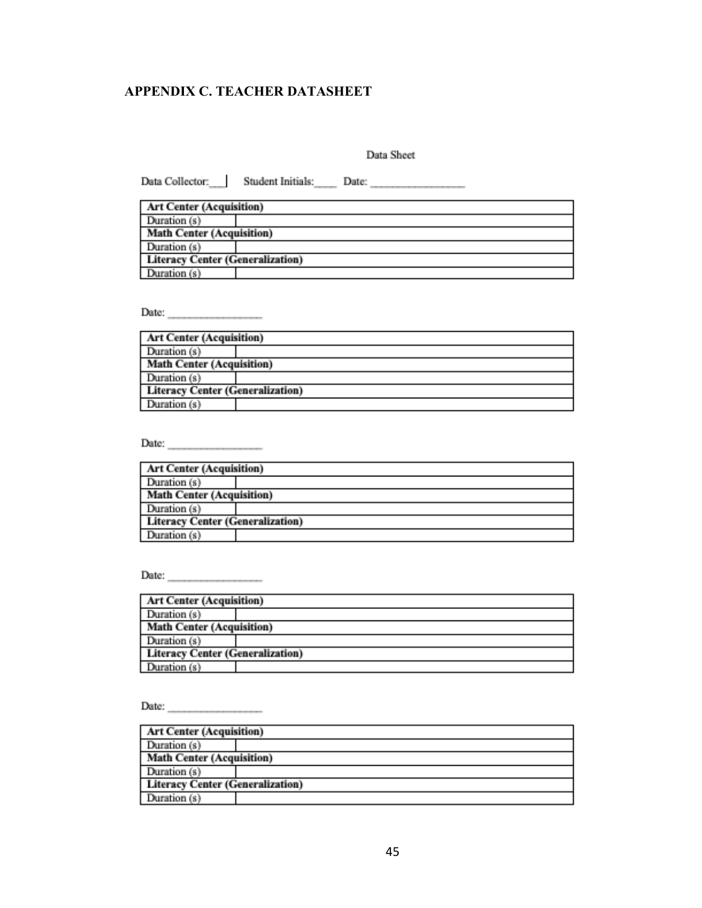## APPENDIX C. TEACHER DATASHEET

Data Sheet

Data Collector:___ Student Initials:____ Date: ________________

| Art Center (Acquisition) | |
|---|---|
| Duration (s) | |
| **Math Center (Acquisition)** | |
| Duration (s) | |
| **Literacy Center (Generalization)** | |
| Duration (s) | |

Date: ________________

| Art Center (Acquisition) | |
|---|---|
| Duration (s) | |
| **Math Center (Acquisition)** | |
| Duration (s) | |
| **Literacy Center (Generalization)** | |
| Duration (s) | |

Date: ________________

| Art Center (Acquisition) | |
|---|---|
| Duration (s) | |
| **Math Center (Acquisition)** | |
| Duration (s) | |
| **Literacy Center (Generalization)** | |
| Duration (s) | |

Date: ________________

| Art Center (Acquisition) | |
|---|---|
| Duration (s) | |
| **Math Center (Acquisition)** | |
| Duration (s) | |
| **Literacy Center (Generalization)** | |
| Duration (s) | |

Date: ________________

| Art Center (Acquisition) | |
|---|---|
| Duration (s) | |
| **Math Center (Acquisition)** | |
| Duration (s) | |
| **Literacy Center (Generalization)** | |
| Duration (s) | |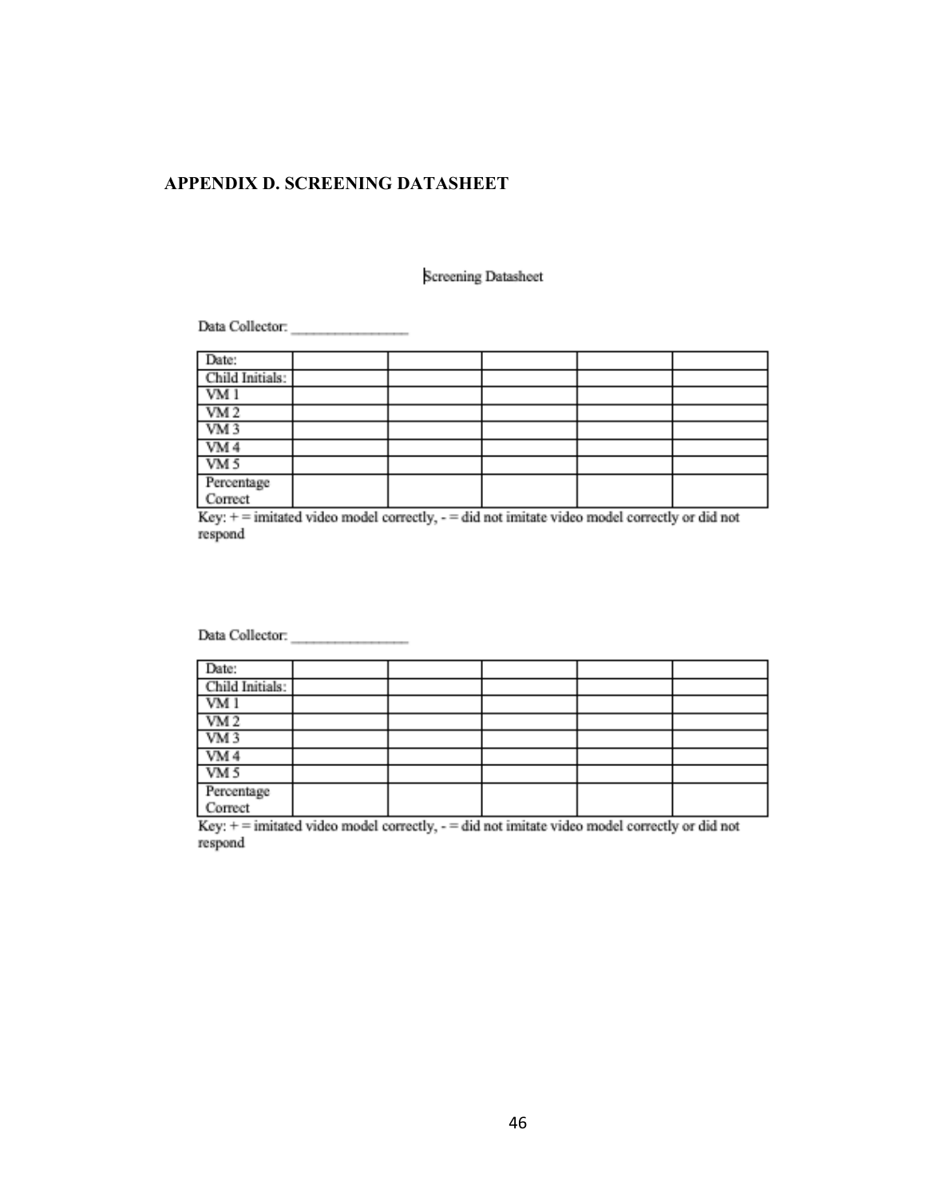## APPENDIX D. SCREENING DATASHEET

Screening Datasheet

Data Collector: ________________

| Date: | | | | | |
|---|---|---|---|---|---|
| Child Initials: | | | | | |
| VM 1 | | | | | |
| VM 2 | | | | | |
| VM 3 | | | | | |
| VM 4 | | | | | |
| VM 5 | | | | | |
| Percentage Correct | | | | | |

Key: + = imitated video model correctly, - = did not imitate video model correctly or did not respond

Data Collector: ________________

| Date: | | | | | |
|---|---|---|---|---|---|
| Child Initials: | | | | | |
| VM 1 | | | | | |
| VM 2 | | | | | |
| VM 3 | | | | | |
| VM 4 | | | | | |
| VM 5 | | | | | |
| Percentage Correct | | | | | |

Key: + = imitated video model correctly, - = did not imitate video model correctly or did not respond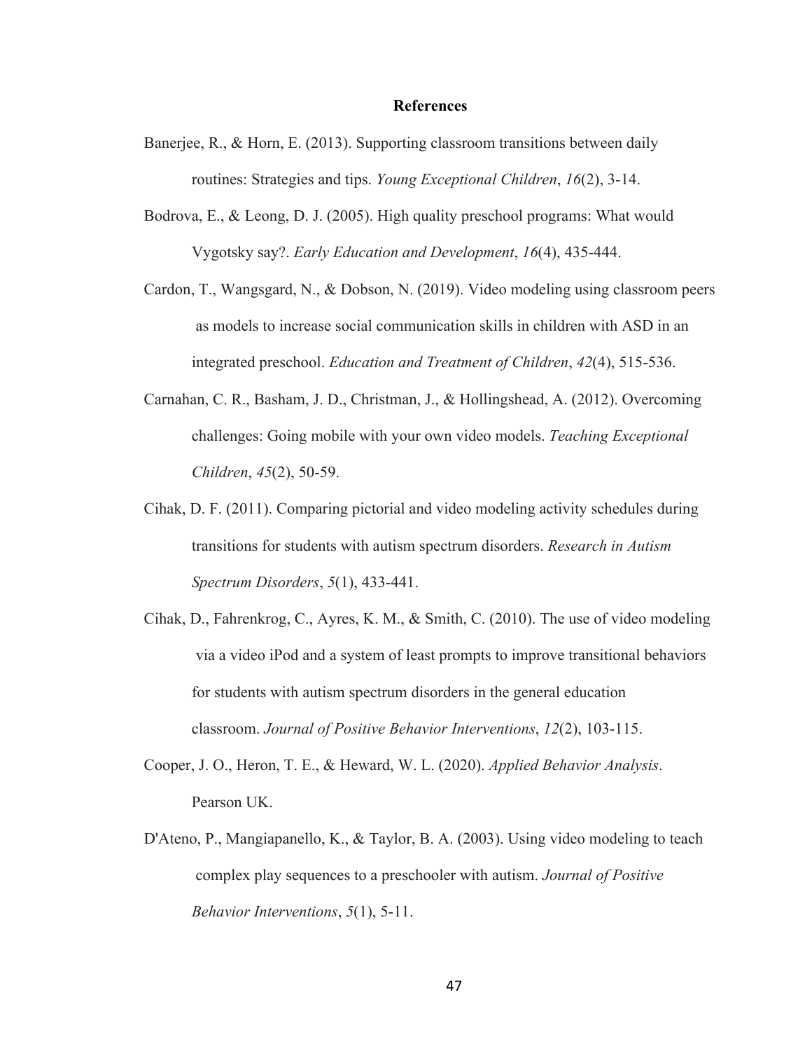# References

Banerjee, R., & Horn, E. (2013). Supporting classroom transitions between daily routines: Strategies and tips. *Young Exceptional Children*, *16*(2), 3-14.

Bodrova, E., & Leong, D. J. (2005). High quality preschool programs: What would Vygotsky say?. *Early Education and Development*, *16*(4), 435-444.

Cardon, T., Wangsgard, N., & Dobson, N. (2019). Video modeling using classroom peers as models to increase social communication skills in children with ASD in an integrated preschool. *Education and Treatment of Children*, *42*(4), 515-536.

Carnahan, C. R., Basham, J. D., Christman, J., & Hollingshead, A. (2012). Overcoming challenges: Going mobile with your own video models. *Teaching Exceptional Children*, *45*(2), 50-59.

Cihak, D. F. (2011). Comparing pictorial and video modeling activity schedules during transitions for students with autism spectrum disorders. *Research in Autism Spectrum Disorders*, *5*(1), 433-441.

Cihak, D., Fahrenkrog, C., Ayres, K. M., & Smith, C. (2010). The use of video modeling via a video iPod and a system of least prompts to improve transitional behaviors for students with autism spectrum disorders in the general education classroom. *Journal of Positive Behavior Interventions*, *12*(2), 103-115.

Cooper, J. O., Heron, T. E., & Heward, W. L. (2020). *Applied Behavior Analysis*. Pearson UK.

D'Ateno, P., Mangiapanello, K., & Taylor, B. A. (2003). Using video modeling to teach complex play sequences to a preschooler with autism. *Journal of Positive Behavior Interventions*, *5*(1), 5-11.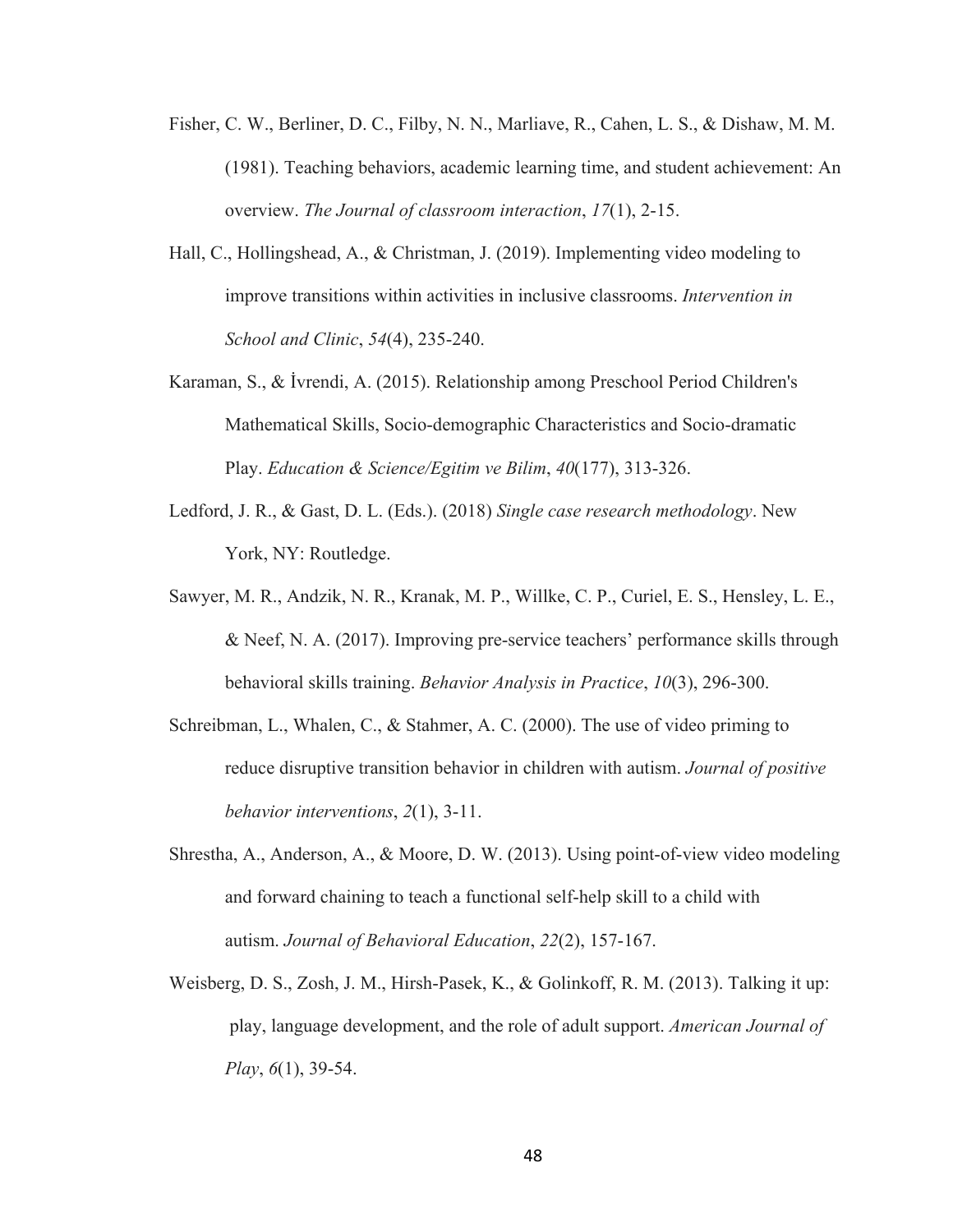Fisher, C. W., Berliner, D. C., Filby, N. N., Marliave, R., Cahen, L. S., & Dishaw, M. M. (1981). Teaching behaviors, academic learning time, and student achievement: An overview. *The Journal of classroom interaction*, *17*(1), 2-15.

Hall, C., Hollingshead, A., & Christman, J. (2019). Implementing video modeling to improve transitions within activities in inclusive classrooms. *Intervention in School and Clinic*, *54*(4), 235-240.

Karaman, S., & İvrendi, A. (2015). Relationship among Preschool Period Children's Mathematical Skills, Socio-demographic Characteristics and Socio-dramatic Play. *Education & Science/Egitim ve Bilim*, *40*(177), 313-326.

Ledford, J. R., & Gast, D. L. (Eds.). (2018) *Single case research methodology*. New York, NY: Routledge.

Sawyer, M. R., Andzik, N. R., Kranak, M. P., Willke, C. P., Curiel, E. S., Hensley, L. E., & Neef, N. A. (2017). Improving pre-service teachers' performance skills through behavioral skills training. *Behavior Analysis in Practice*, *10*(3), 296-300.

Schreibman, L., Whalen, C., & Stahmer, A. C. (2000). The use of video priming to reduce disruptive transition behavior in children with autism. *Journal of positive behavior interventions*, *2*(1), 3-11.

Shrestha, A., Anderson, A., & Moore, D. W. (2013). Using point-of-view video modeling and forward chaining to teach a functional self-help skill to a child with autism. *Journal of Behavioral Education*, *22*(2), 157-167.

Weisberg, D. S., Zosh, J. M., Hirsh-Pasek, K., & Golinkoff, R. M. (2013). Talking it up: play, language development, and the role of adult support. *American Journal of Play*, *6*(1), 39-54.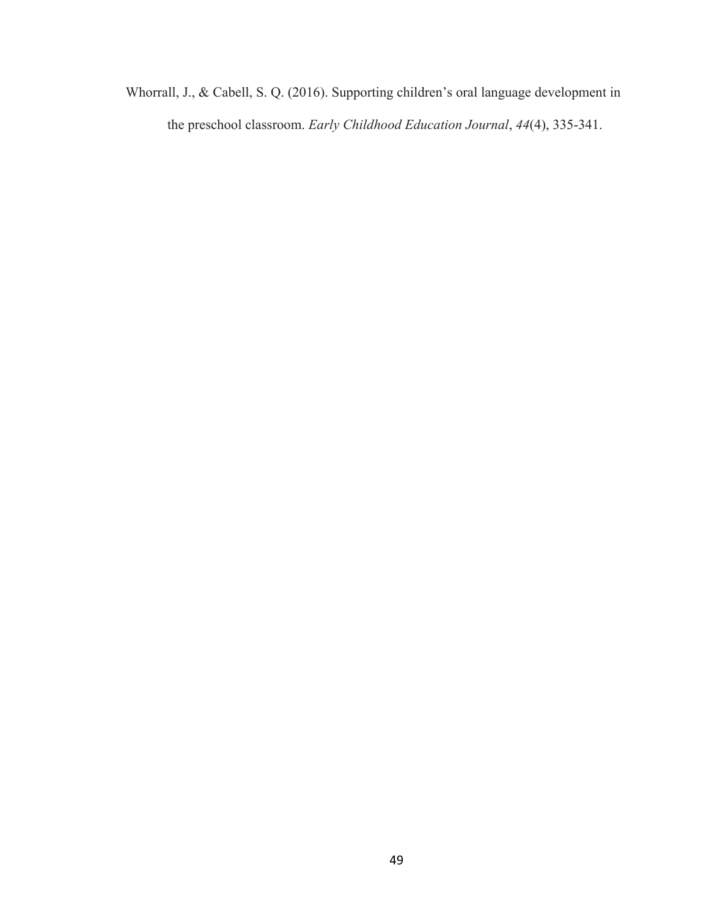Whorrall, J., & Cabell, S. Q. (2016). Supporting children's oral language development in the preschool classroom. *Early Childhood Education Journal*, *44*(4), 335-341.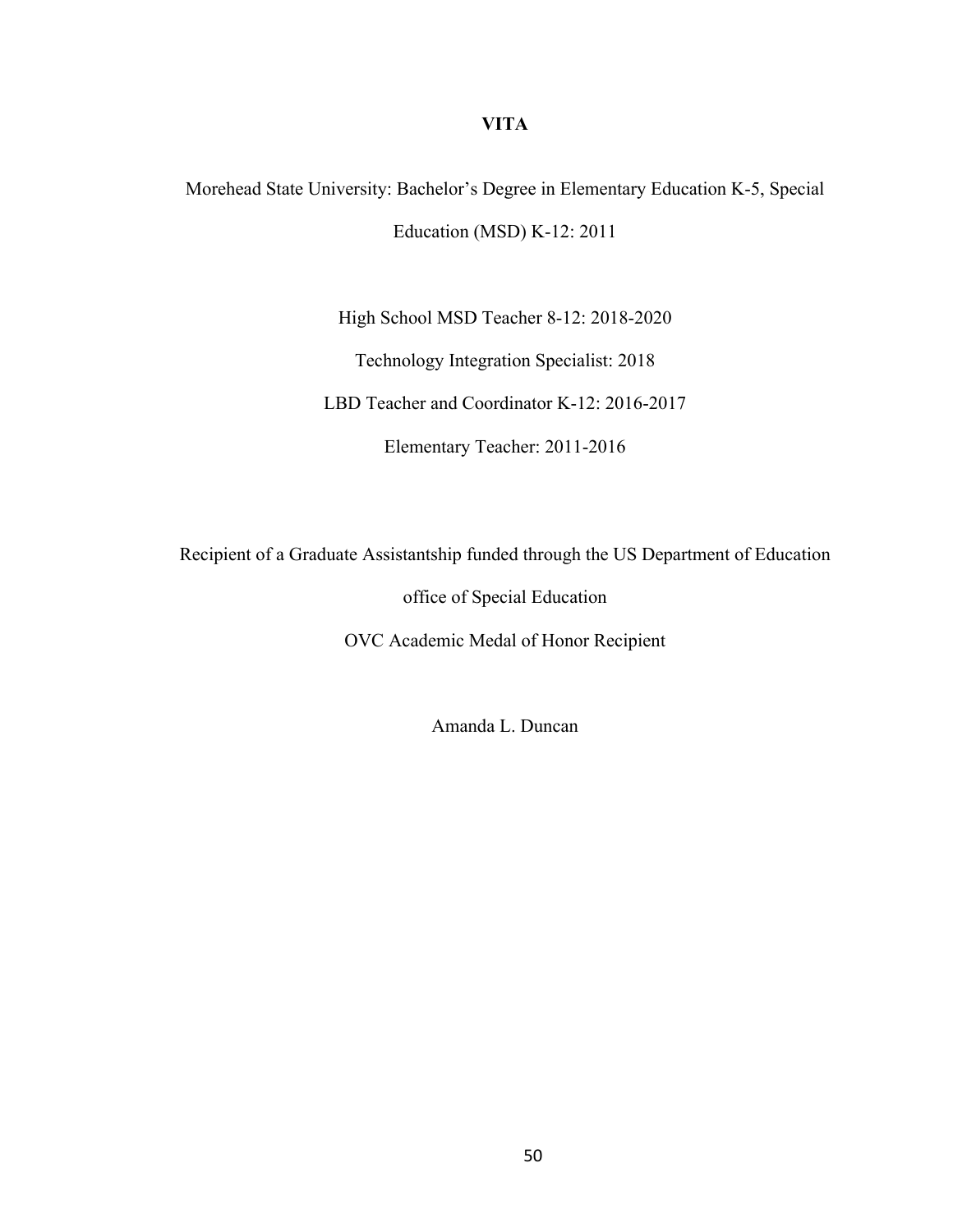# VITA

Morehead State University: Bachelor's Degree in Elementary Education K-5, Special Education (MSD) K-12: 2011

High School MSD Teacher 8-12: 2018-2020

Technology Integration Specialist: 2018

LBD Teacher and Coordinator K-12: 2016-2017

Elementary Teacher: 2011-2016

Recipient of a Graduate Assistantship funded through the US Department of Education office of Special Education

OVC Academic Medal of Honor Recipient

Amanda L. Duncan